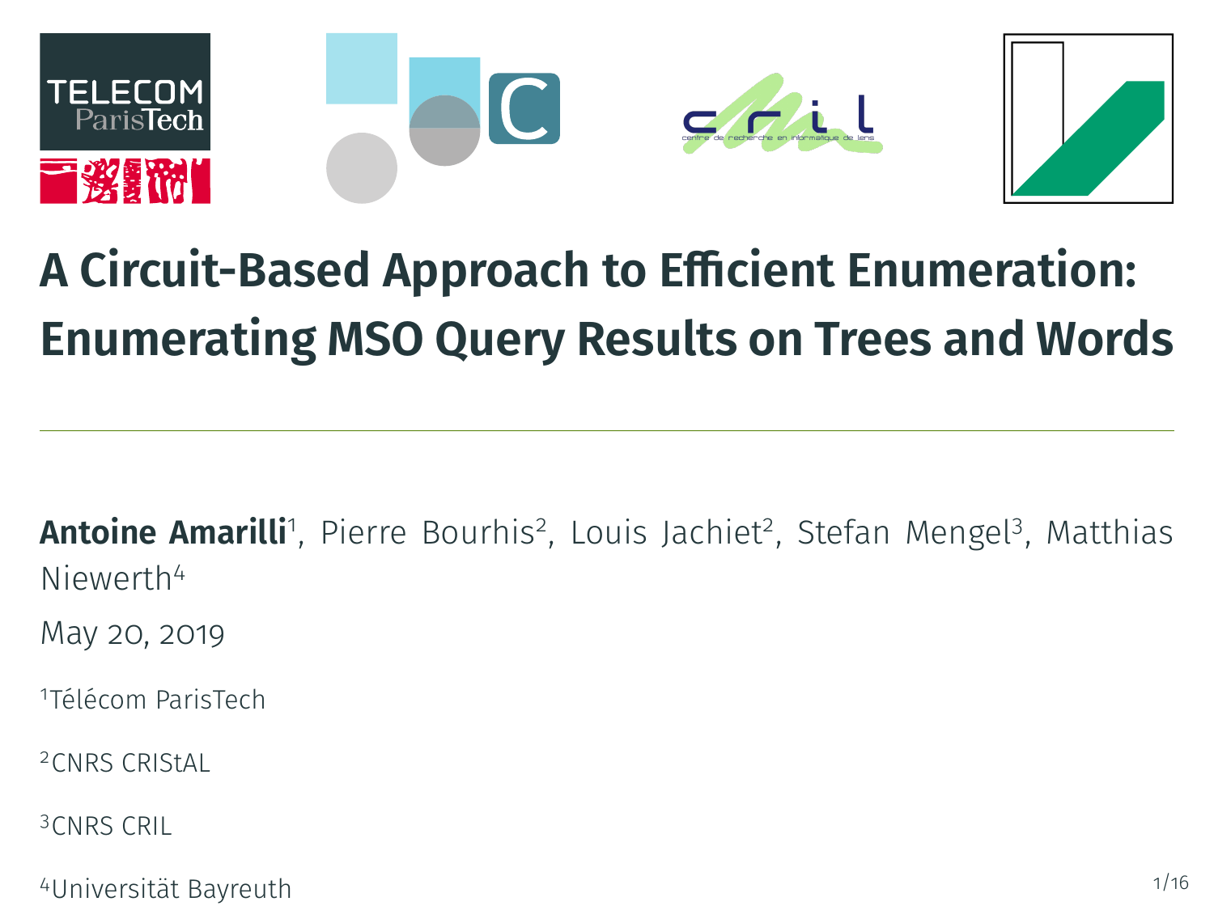# A Circuit-Based Approach to Efficient Enumeration: Enumerating MSO Query Results on Trees and Words

**Antoine Amarilli**[1], Pierre Bourhis[2], Louis Jachiet[2], Stefan Mengel[3], Matthias Niewerth[4]

May 20, 2019

[1]Télécom ParisTech

[2]CNRS CRIStAL

[3]CNRS CRIL

[4]Universität Bayreuth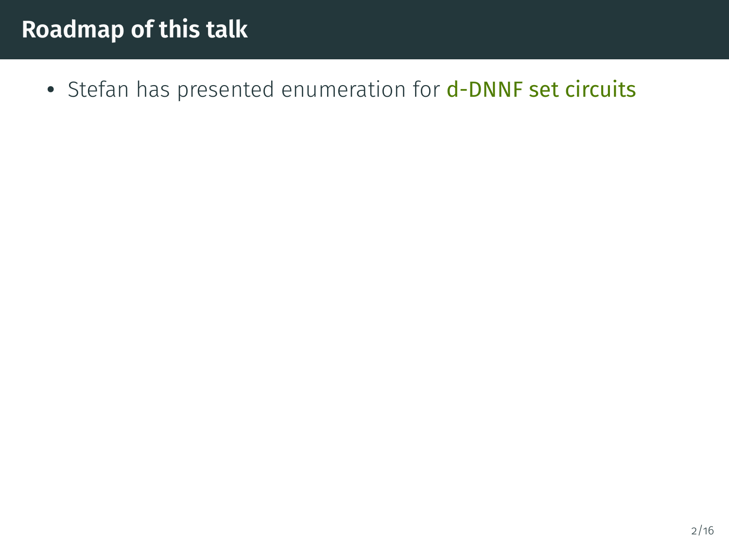# Roadmap of this talk

- Stefan has presented enumeration for d-DNNF set circuits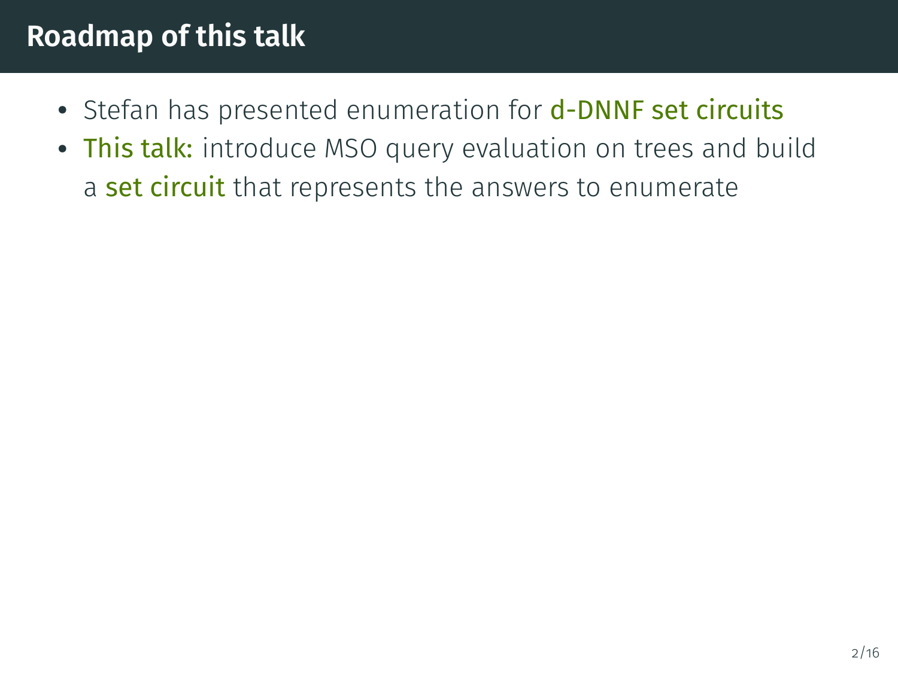# Roadmap of this talk

- Stefan has presented enumeration for **d-DNNF set circuits**
- **This talk:** introduce MSO query evaluation on trees and build a **set circuit** that represents the answers to enumerate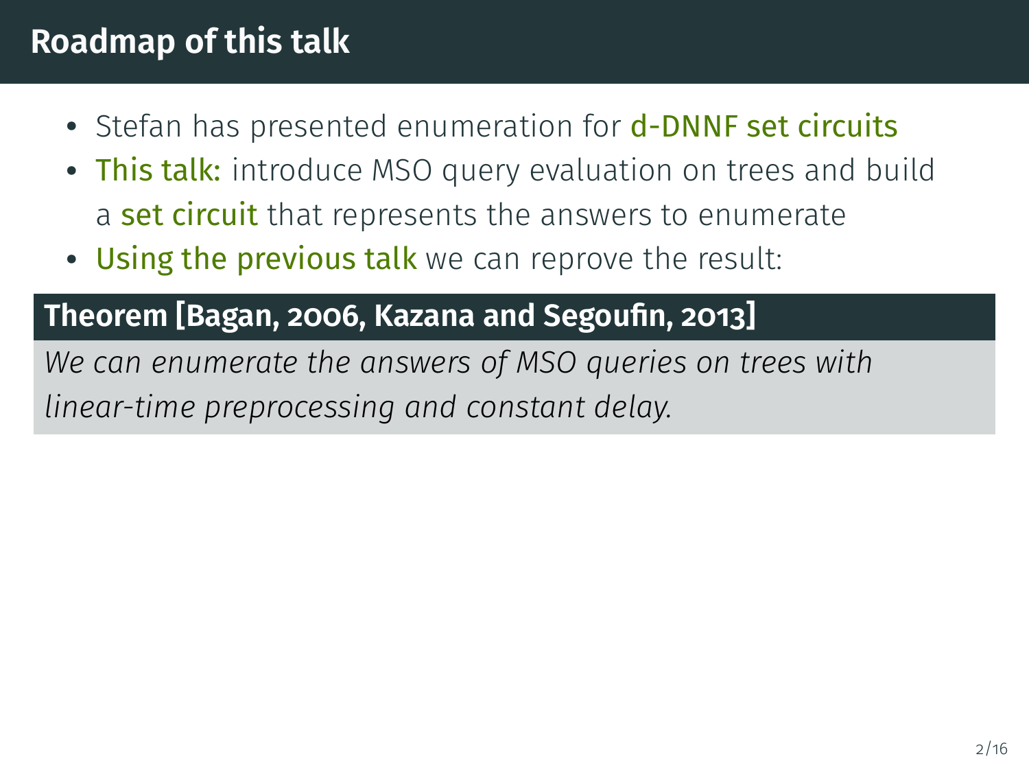# Roadmap of this talk

- Stefan has presented enumeration for d-DNNF set circuits
- This talk: introduce MSO query evaluation on trees and build a set circuit that represents the answers to enumerate
- Using the previous talk we can reprove the result:

**Theorem [Bagan, 2006, Kazana and Segoufin, 2013]**

*We can enumerate the answers of MSO queries on trees with linear-time preprocessing and constant delay.*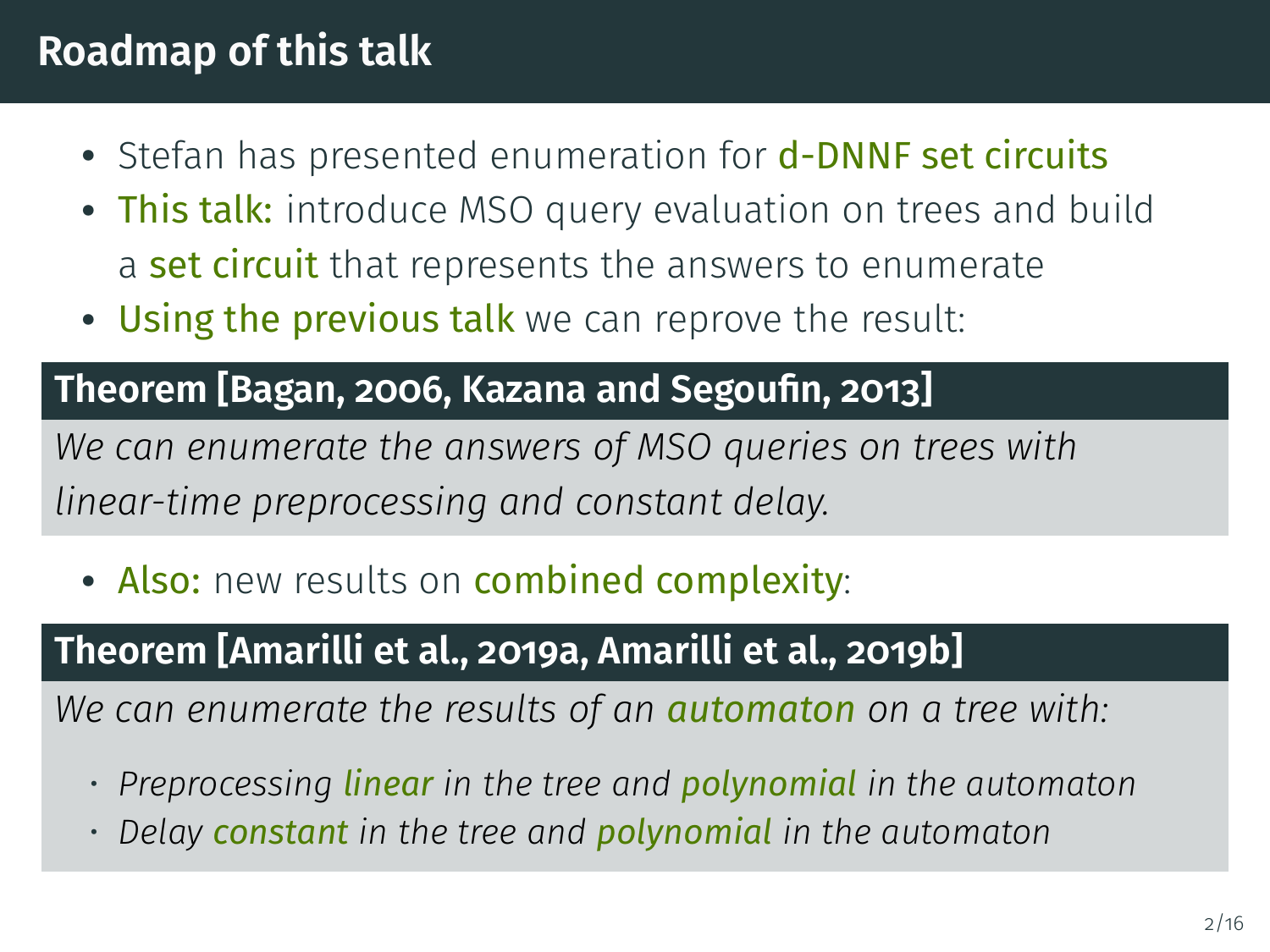# Roadmap of this talk

- Stefan has presented enumeration for d-DNNF set circuits
- This talk: introduce MSO query evaluation on trees and build a set circuit that represents the answers to enumerate
- Using the previous talk we can reprove the result:

**Theorem [Bagan, 2006, Kazana and Segoufin, 2013]**

*We can enumerate the answers of MSO queries on trees with linear-time preprocessing and constant delay.*

- Also: new results on combined complexity:

**Theorem [Amarilli et al., 2019a, Amarilli et al., 2019b]**

*We can enumerate the results of an automaton on a tree with:*

- *Preprocessing linear in the tree and polynomial in the automaton*
- *Delay constant in the tree and polynomial in the automaton*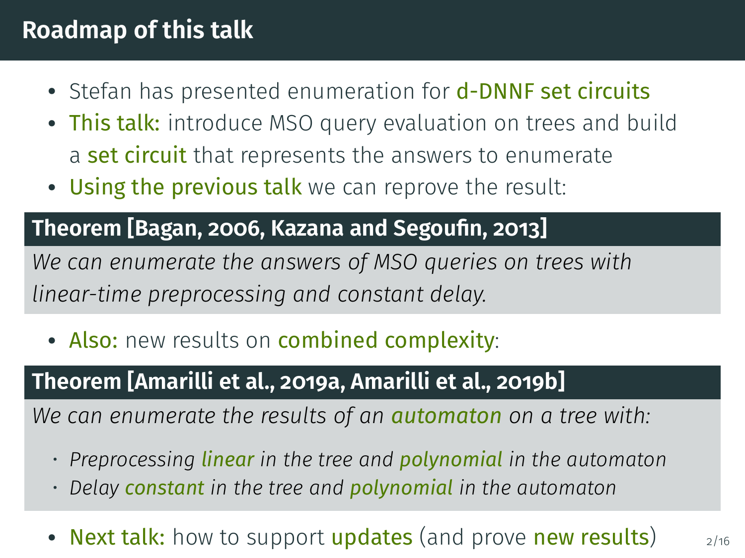## Roadmap of this talk

- Stefan has presented enumeration for d-DNNF set circuits
- This talk: introduce MSO query evaluation on trees and build a set circuit that represents the answers to enumerate
- Using the previous talk we can reprove the result:

**Theorem [Bagan, 2006, Kazana and Segoufin, 2013]**

*We can enumerate the answers of MSO queries on trees with linear-time preprocessing and constant delay.*

- Also: new results on combined complexity:

**Theorem [Amarilli et al., 2019a, Amarilli et al., 2019b]**

*We can enumerate the results of an automaton on a tree with:*

- *Preprocessing linear in the tree and polynomial in the automaton*
- *Delay constant in the tree and polynomial in the automaton*

- Next talk: how to support updates (and prove new results)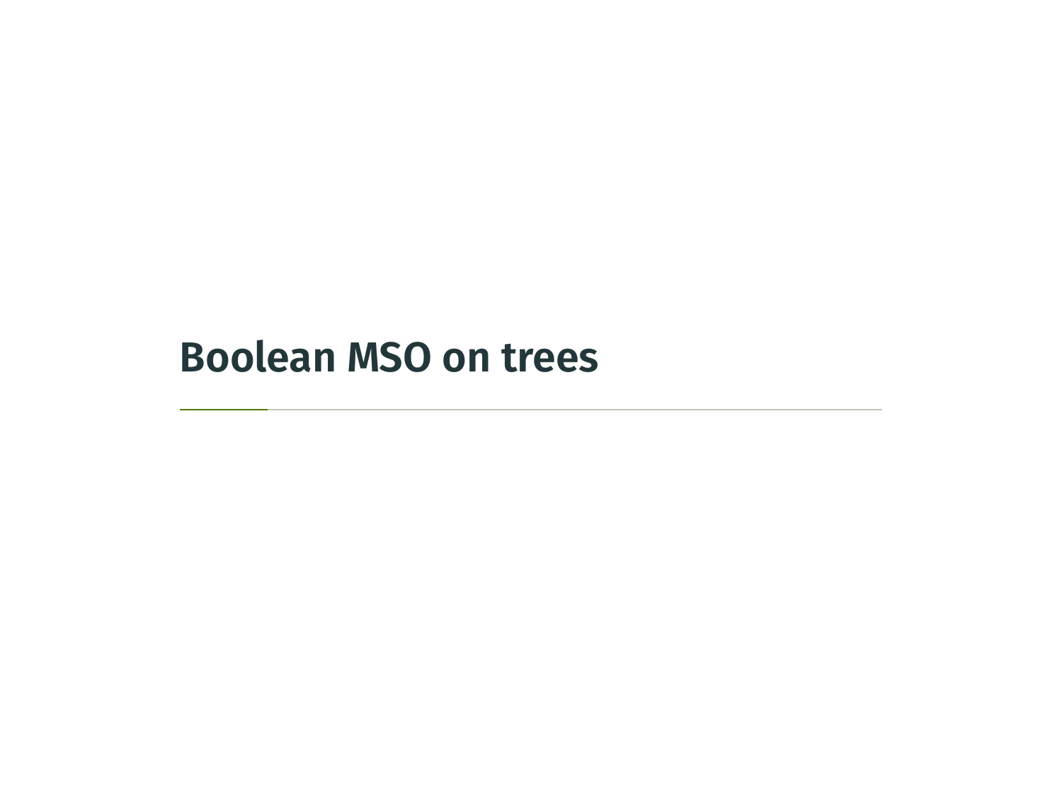# Boolean MSO on trees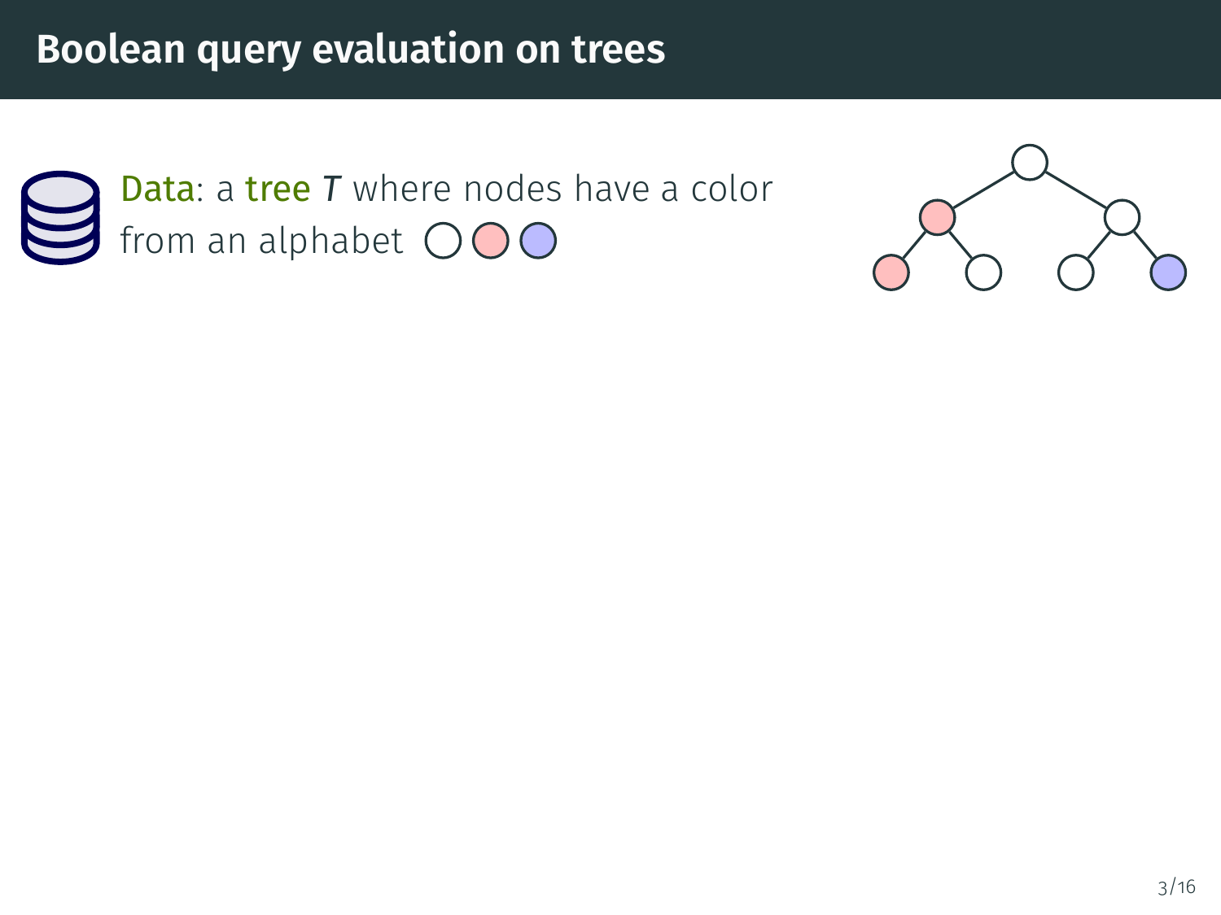# Boolean query evaluation on trees

**Data**: a **tree** $T$ where nodes have a color from an alphabet ○ ○ ○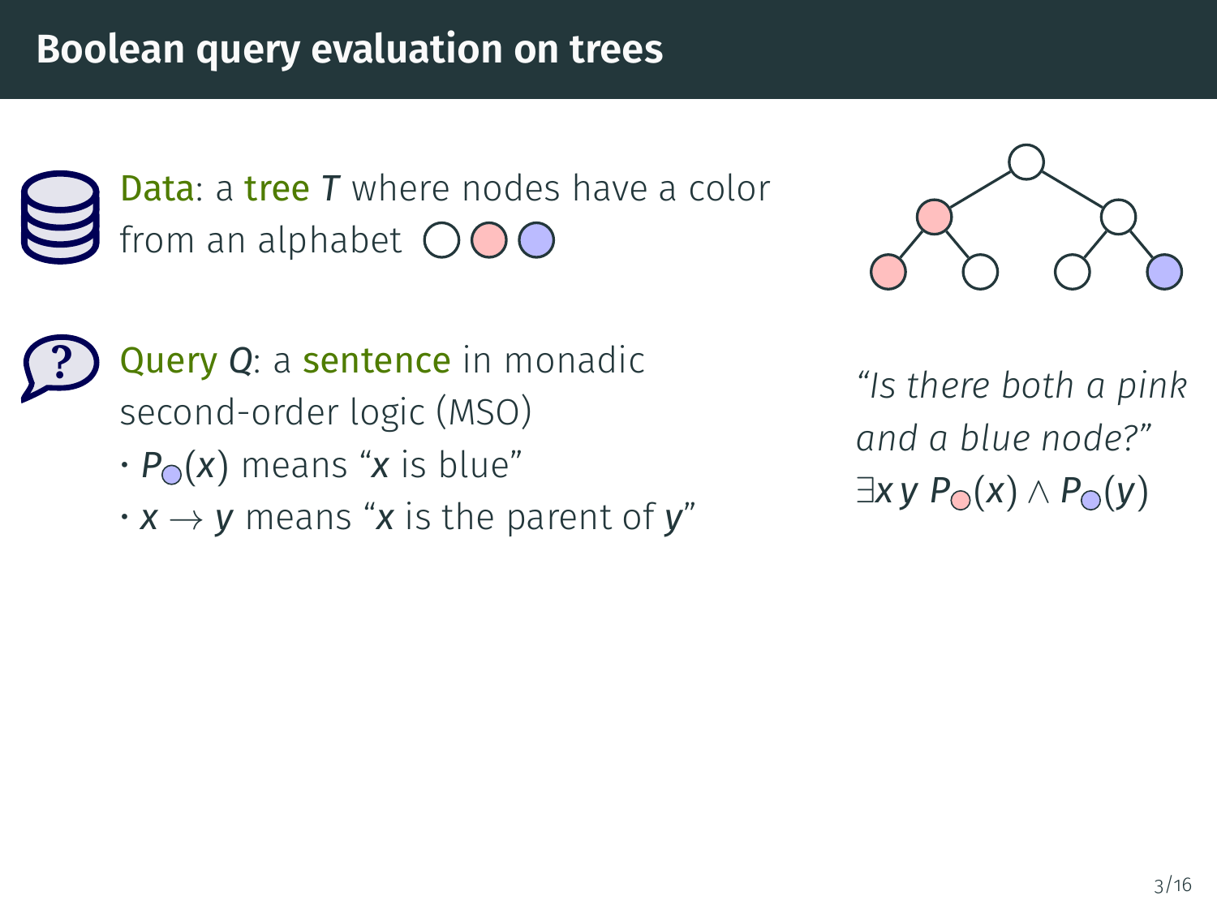# Boolean query evaluation on trees

**Data**: a **tree** $T$ where nodes have a color from an alphabet ○ ● ●

**Query** $Q$: a **sentence** in monadic second-order logic (MSO)

- $P_{\bigcirc}(x)$ means "$x$ is blue"
- $x \to y$ means "$x$ is the parent of $y$"

*"Is there both a pink and a blue node?"*

$\exists x\, y\; P_{\bigcirc}(x) \land P_{\bigcirc}(y)$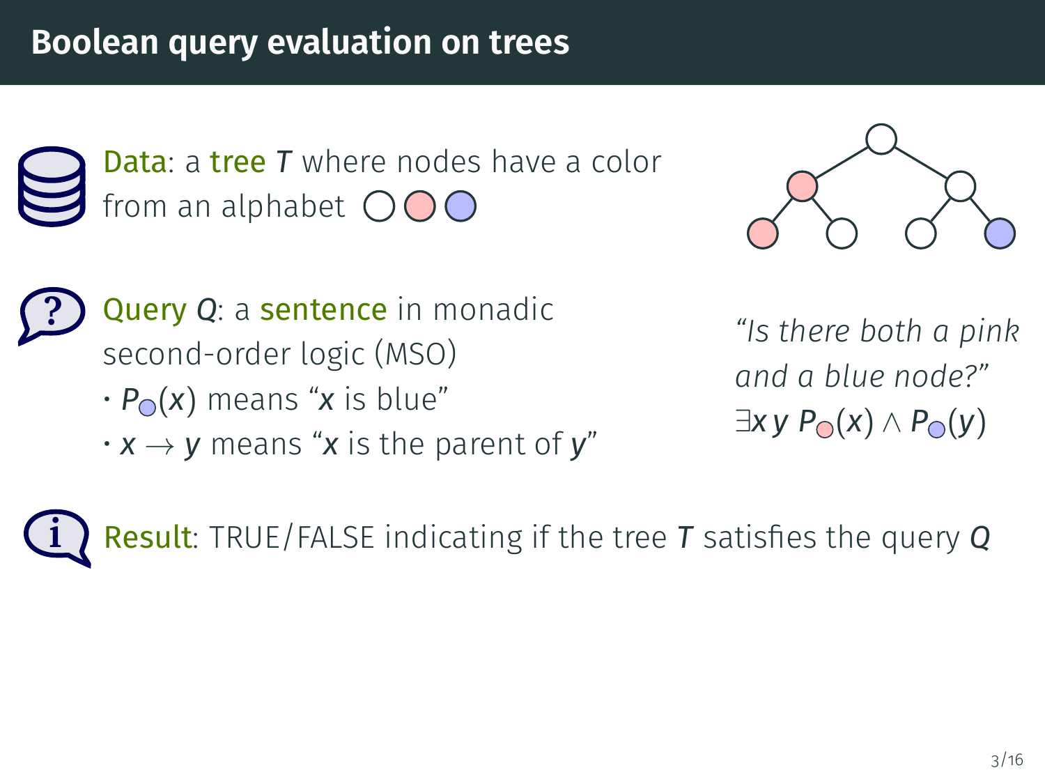# Boolean query evaluation on trees

**Data**: a **tree** $T$ where nodes have a color from an alphabet ○ ● ●

**Query** $Q$: a **sentence** in monadic second-order logic (MSO)

- $P_{\bigcirc}(x)$ means "$x$ is blue"
- $x \rightarrow y$ means "$x$ is the parent of $y$"

*"Is there both a pink and a blue node?"*

$\exists x\, y\ P_{\bigcirc}(x) \wedge P_{\bigcirc}(y)$

**Result**: TRUE/FALSE indicating if the tree $T$ satisfies the query $Q$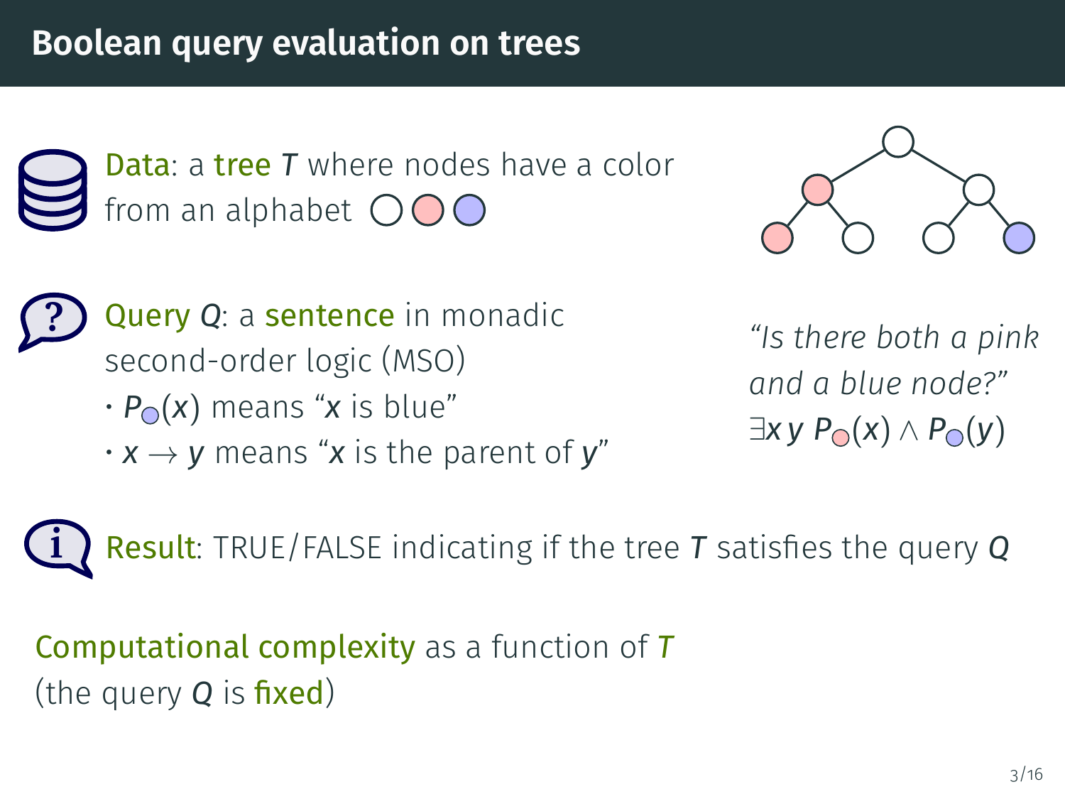# Boolean query evaluation on trees

**Data**: a **tree** $T$ where nodes have a color from an alphabet ○ ○ ○

**Query** $Q$: a **sentence** in monadic second-order logic (MSO)

- $P_{○}(x)$ means "$x$ is blue"
- $x \to y$ means "$x$ is the parent of $y$"

*"Is there both a pink and a blue node?"*
$\exists x\, y\; P_{○}(x) \wedge P_{○}(y)$

**Result**: TRUE/FALSE indicating if the tree $T$ satisfies the query $Q$

**Computational complexity** as a function of $T$
(the query $Q$ is **fixed**)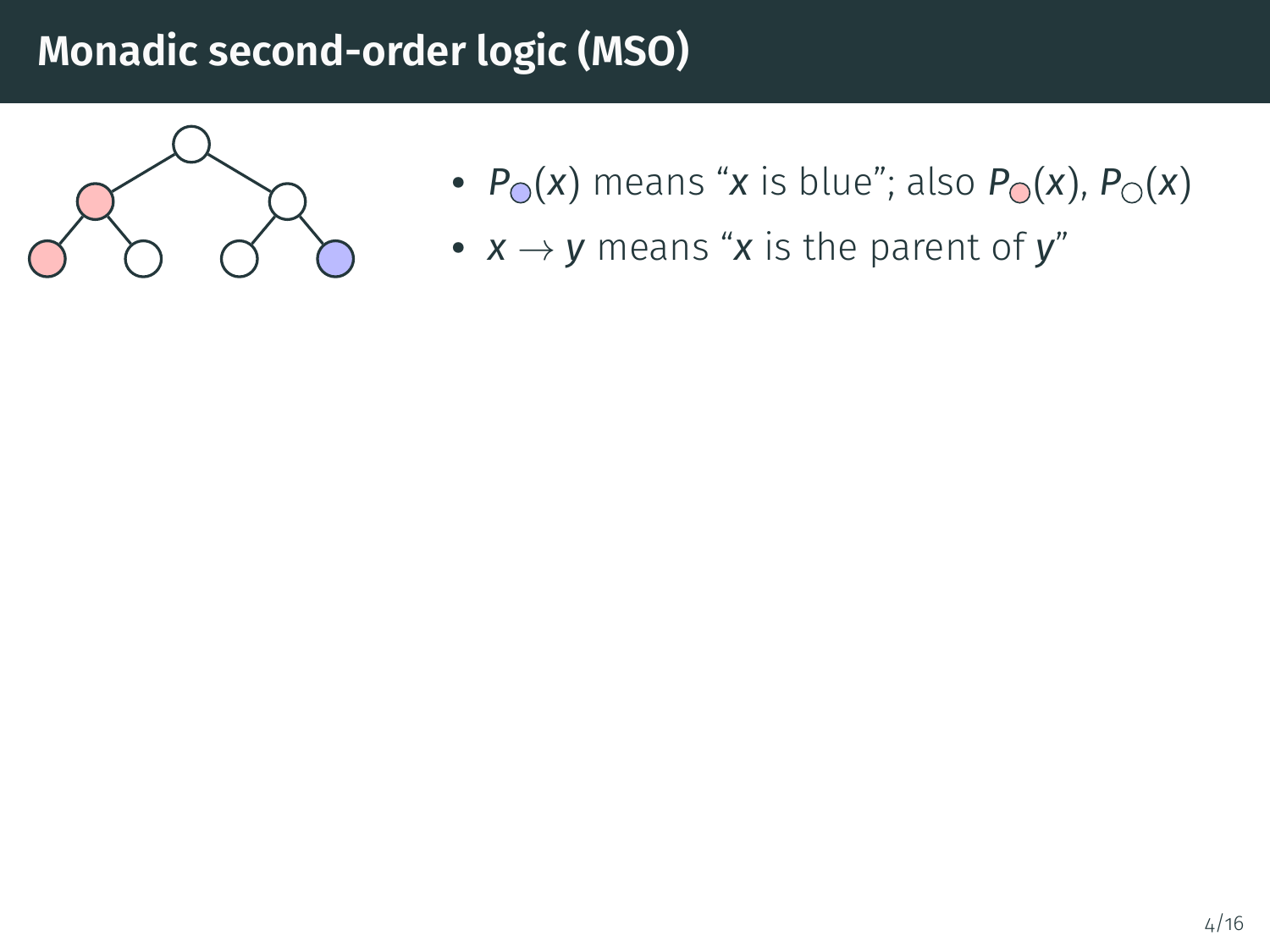# Monadic second-order logic (MSO)

- $P_{\color{blue}\bigcirc}(x)$ means "$x$ is blue"; also $P_{\color{red}\bigcirc}(x)$, $P_{\bigcirc}(x)$
- $x \to y$ means "$x$ is the parent of $y$"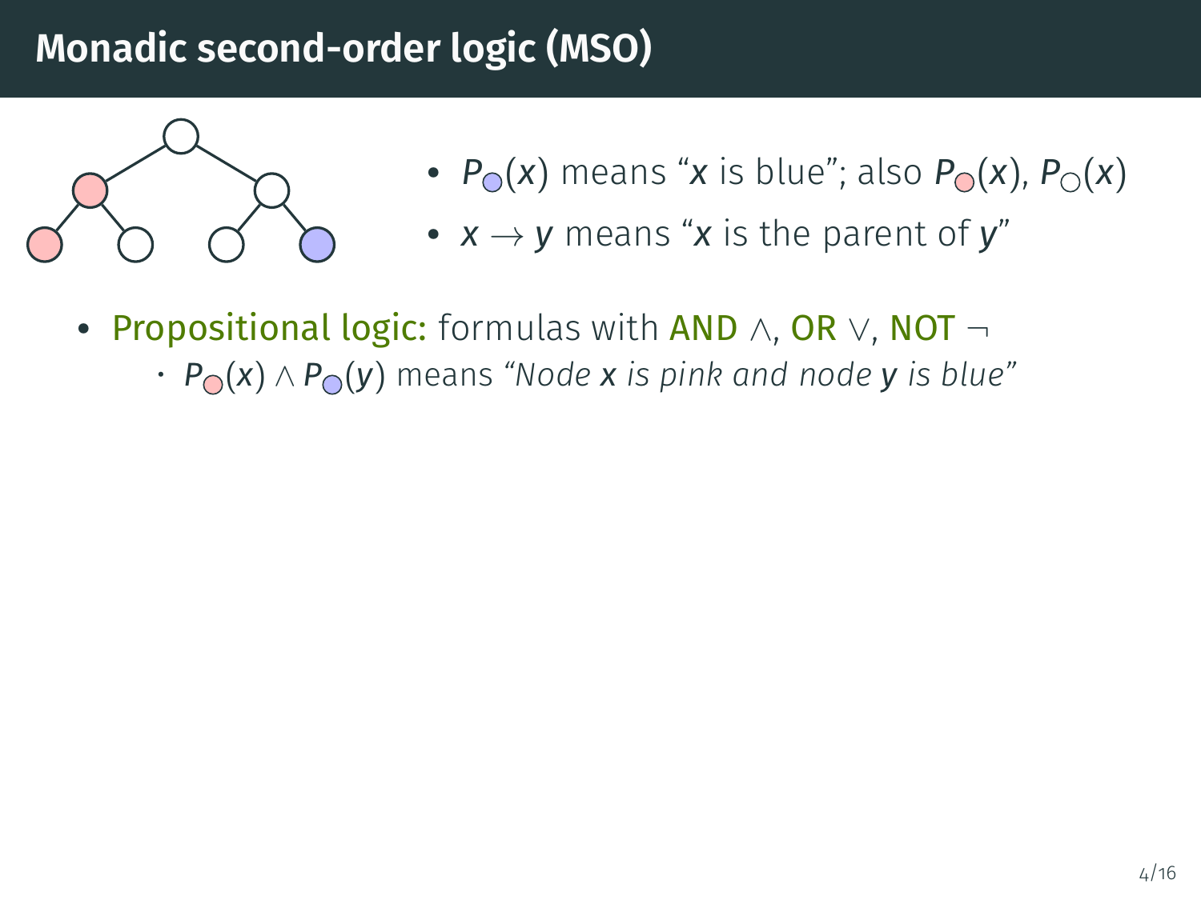# Monadic second-order logic (MSO)

- $P_{\color{blue}\bigcirc}(x)$ means "$x$ is blue"; also $P_{\color{pink}\bigcirc}(x)$, $P_{\bigcirc}(x)$
- $x \to y$ means "$x$ is the parent of $y$"

- Propositional logic: formulas with AND $\land$, OR $\lor$, NOT $\neg$
  - $P_{\color{pink}\bigcirc}(x) \land P_{\color{blue}\bigcirc}(y)$ means *"Node $x$ is pink and node $y$ is blue"*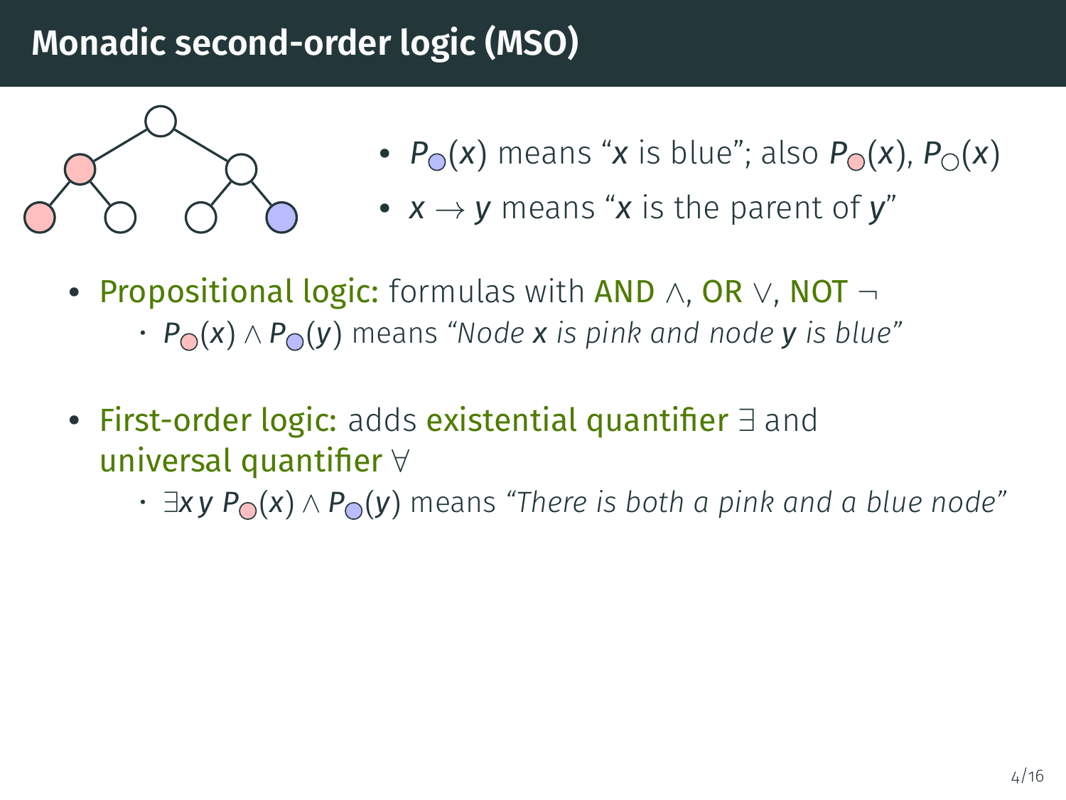# Monadic second-order logic (MSO)

- $P_{\text{blue}}(x)$ means "$x$ is blue"; also $P_{\text{pink}}(x)$, $P_{\text{white}}(x)$
- $x \to y$ means "$x$ is the parent of $y$"

- Propositional logic: formulas with AND $\wedge$, OR $\vee$, NOT $\neg$
  - $P_{\text{pink}}(x) \wedge P_{\text{blue}}(y)$ means *"Node $x$ is pink and node $y$ is blue"*

- First-order logic: adds existential quantifier $\exists$ and universal quantifier $\forall$
  - $\exists x\, y\; P_{\text{pink}}(x) \wedge P_{\text{blue}}(y)$ means *"There is both a pink and a blue node"*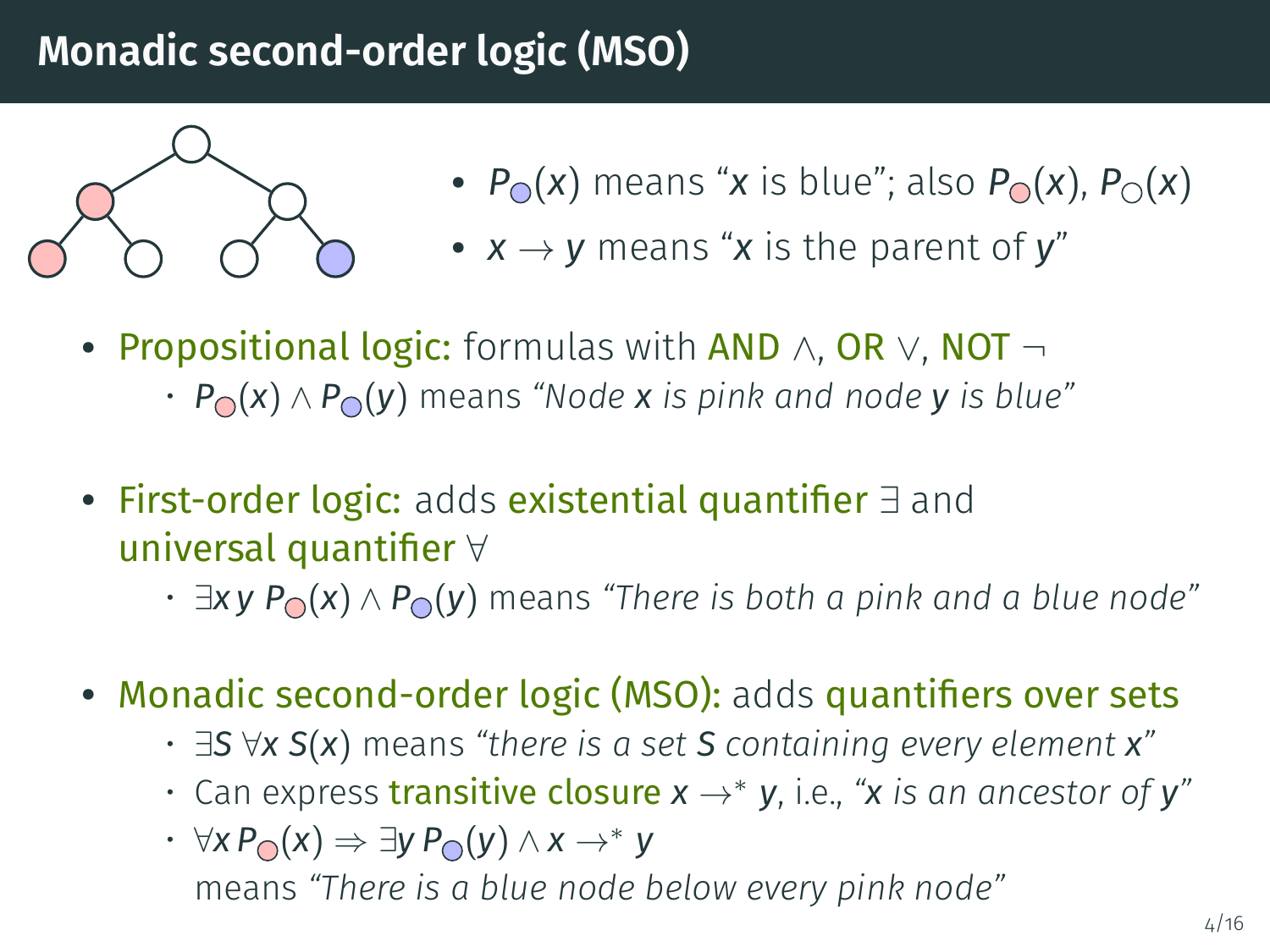# Monadic second-order logic (MSO)

- $P_{\text{blue}}(x)$ means "$x$ is blue"; also $P_{\text{pink}}(x)$, $P_{\text{white}}(x)$
- $x \to y$ means "$x$ is the parent of $y$"

- Propositional logic: formulas with AND $\wedge$, OR $\vee$, NOT $\neg$
  - $P_{\text{pink}}(x) \wedge P_{\text{blue}}(y)$ means *"Node $x$ is pink and node $y$ is blue"*

- First-order logic: adds existential quantifier $\exists$ and universal quantifier $\forall$
  - $\exists x\, y\; P_{\text{pink}}(x) \wedge P_{\text{blue}}(y)$ means *"There is both a pink and a blue node"*

- Monadic second-order logic (MSO): adds quantifiers over sets
  - $\exists S\; \forall x\; S(x)$ means *"there is a set $S$ containing every element $x$"*
  - Can express transitive closure $x \to^* y$, i.e., *"$x$ is an ancestor of $y$"*
  - $\forall x\, P_{\text{pink}}(x) \Rightarrow \exists y\, P_{\text{blue}}(y) \wedge x \to^* y$ means *"There is a blue node below every pink node"*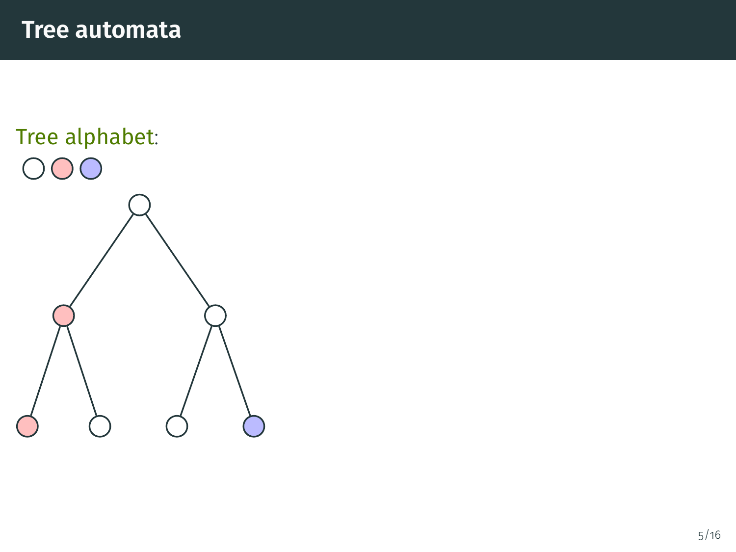# Tree automata

Tree alphabet: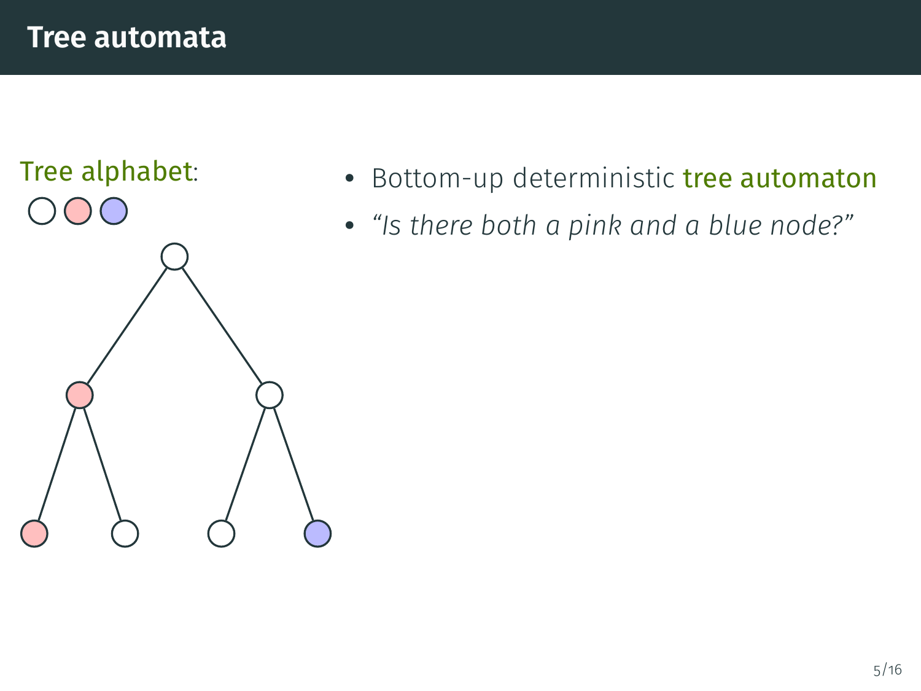# Tree automata

Tree alphabet:

- Bottom-up deterministic tree automaton
- *"Is there both a pink and a blue node?"*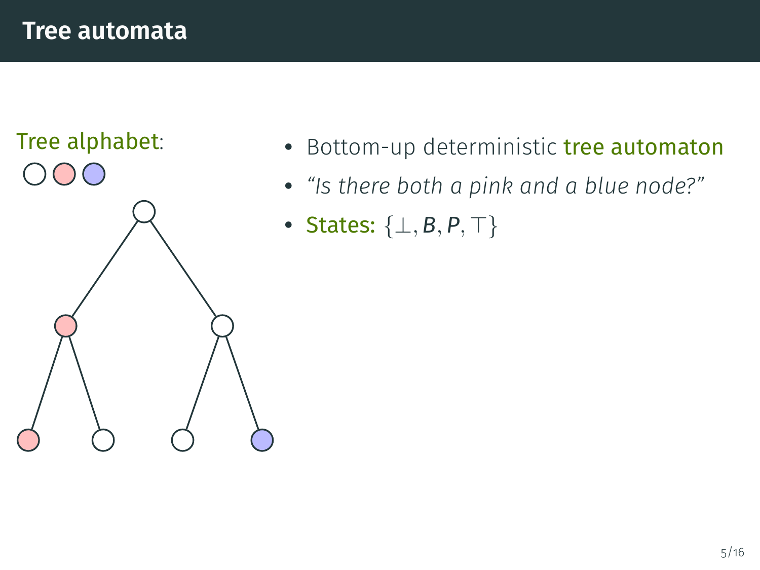# Tree automata

Tree alphabet:

- Bottom-up deterministic tree automaton
- *"Is there both a pink and a blue node?"*
- States: $\{\perp, B, P, \top\}$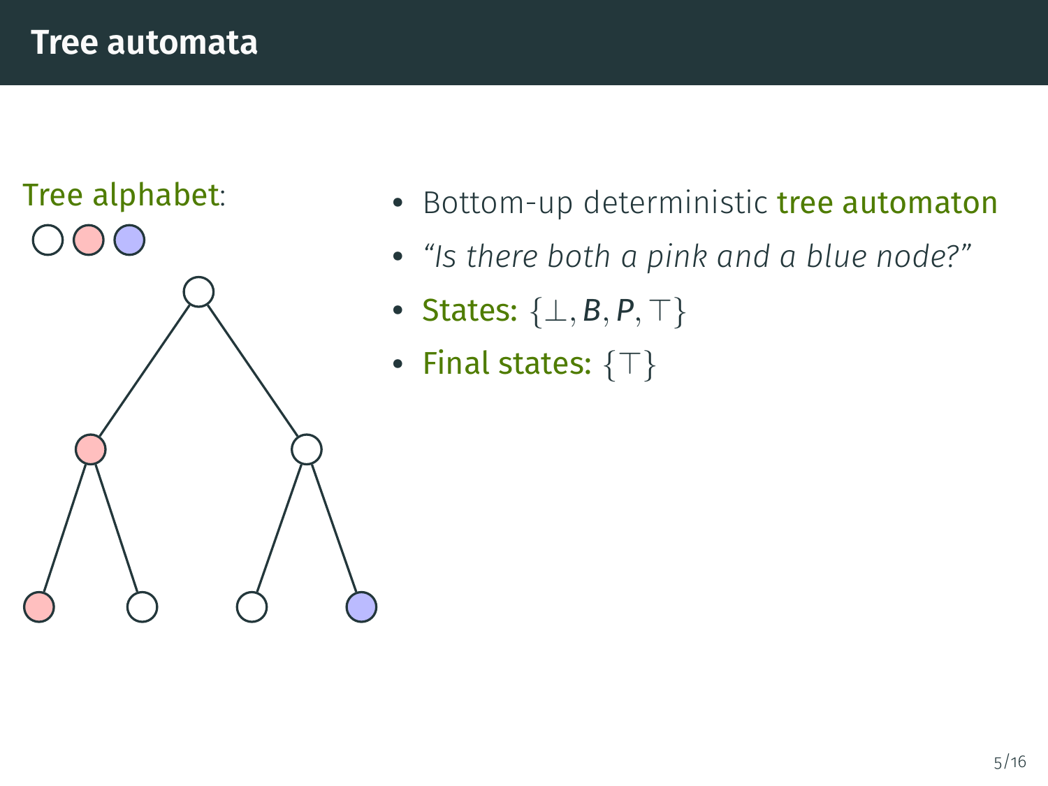# Tree automata

Tree alphabet:

- Bottom-up deterministic tree automaton
- *“Is there both a pink and a blue node?”*
- States: $\{\bot, B, P, \top\}$
- Final states: $\{\top\}$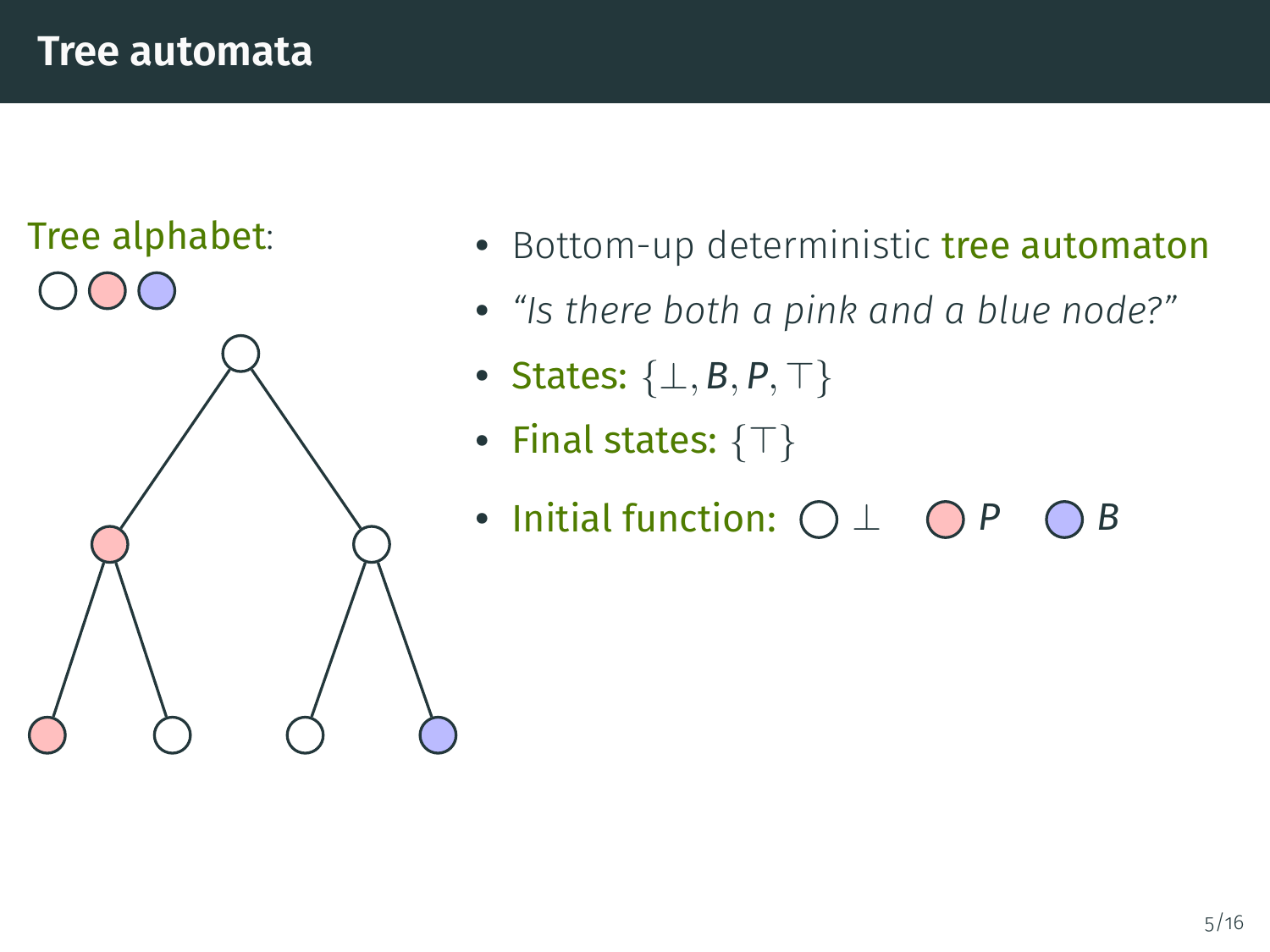# Tree automata

Tree alphabet:

- Bottom-up deterministic tree automaton
- *"Is there both a pink and a blue node?"*
- States: $\{\bot, B, P, \top\}$
- Final states: $\{\top\}$
- Initial function: ○ $\bot$ ○ $P$ ○ $B$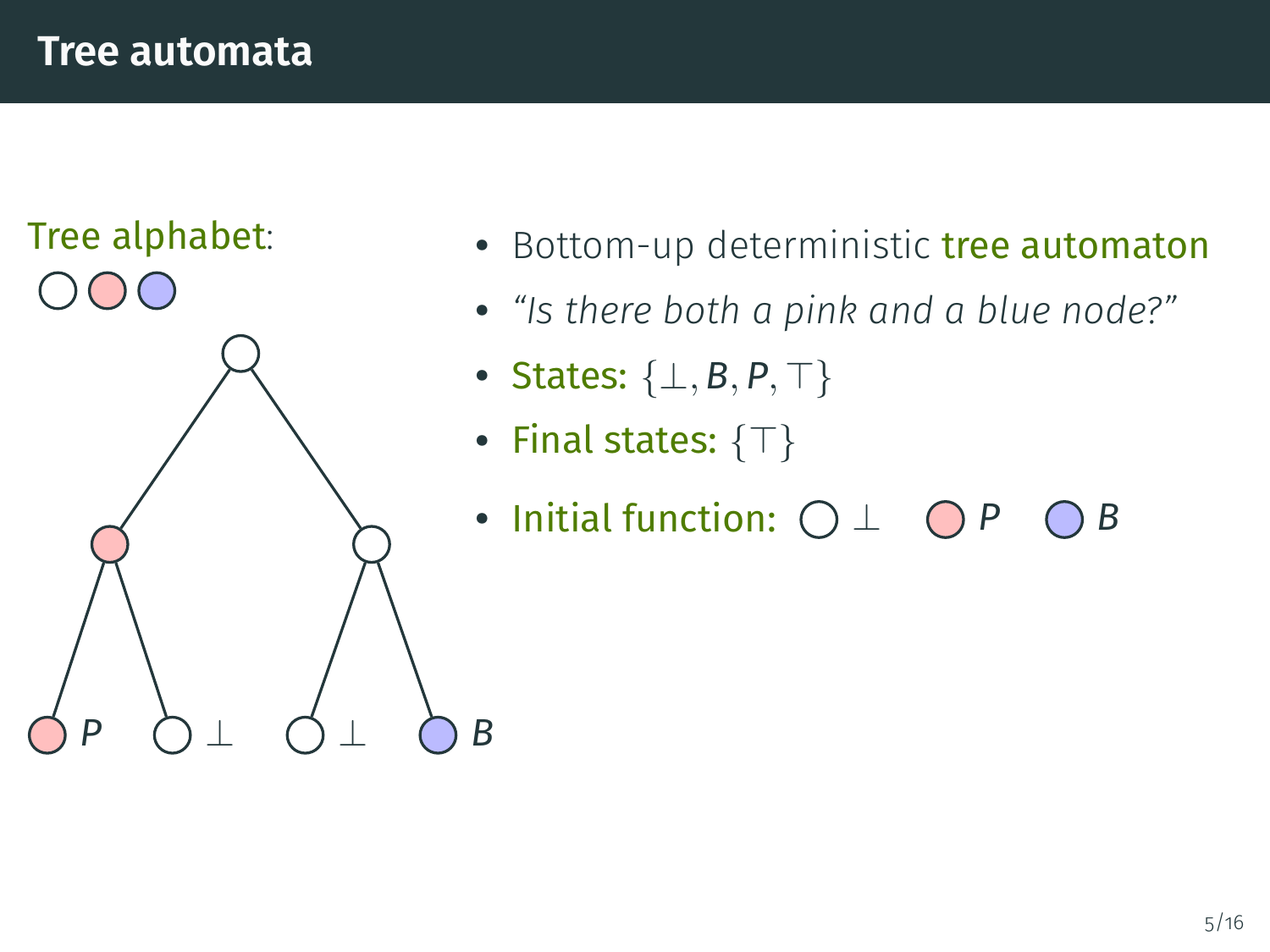# Tree automata

Tree alphabet:

- Bottom-up deterministic tree automaton
- *"Is there both a pink and a blue node?"*
- States: $\{\bot, B, P, \top\}$
- Final states: $\{\top\}$
- Initial function: ◯ $\bot$ ◯ $P$ ◯ $B$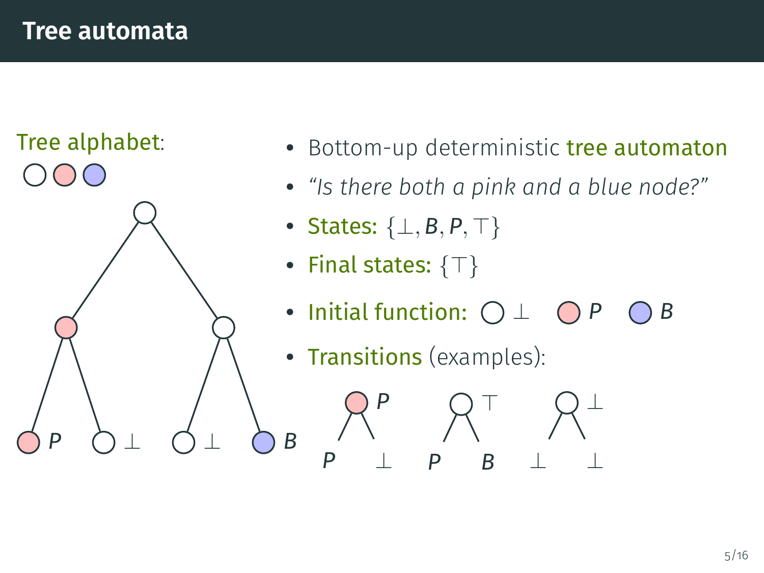# Tree automata

Tree alphabet:

- Bottom-up deterministic tree automaton
- *"Is there both a pink and a blue node?"*
- States: $\{\bot, B, P, \top\}$
- Final states: $\{\top\}$
- Initial function: ○ $\bot$ ○ $P$ ○ $B$
- Transitions (examples):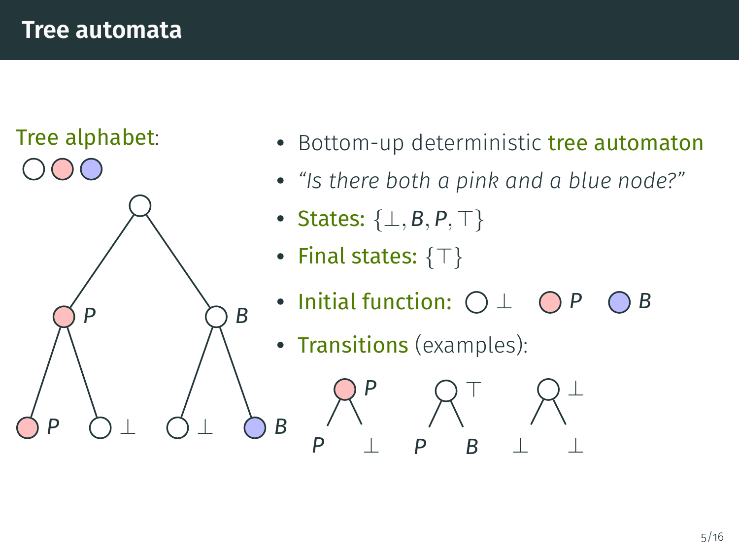# Tree automata

Tree alphabet:

- Bottom-up deterministic tree automaton
- *"Is there both a pink and a blue node?"*
- States: $\{\bot, B, P, \top\}$
- Final states: $\{\top\}$
- Initial function: ○ $\bot$ ○ $P$ ○ $B$
- Transitions (examples):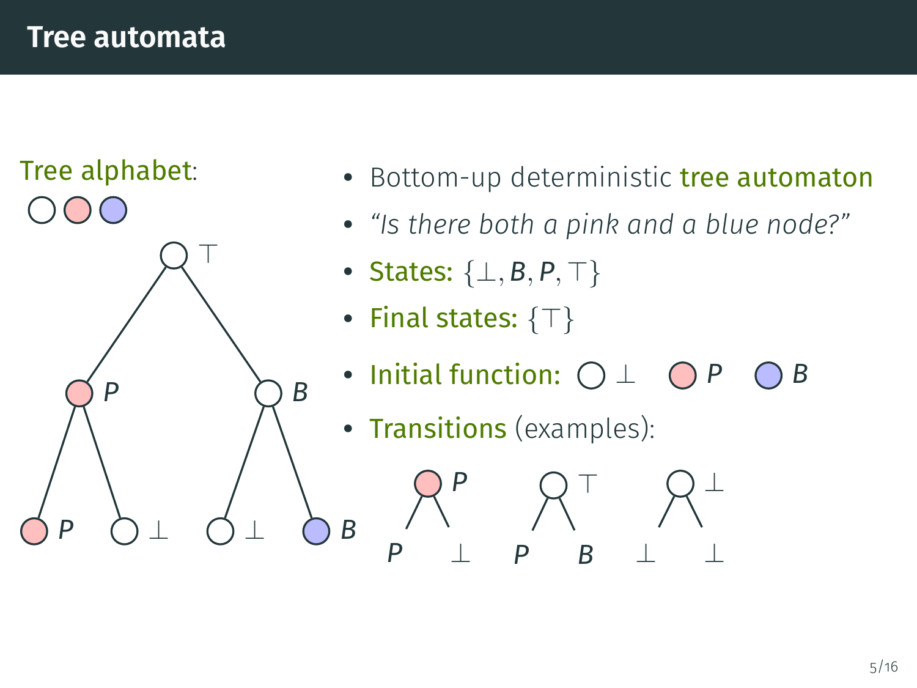# Tree automata

Tree alphabet:

- Bottom-up deterministic tree automaton
- *"Is there both a pink and a blue node?"*
- States: $\{\bot, B, P, \top\}$
- Final states: $\{\top\}$
- Initial function: ○ $\bot$ ○ $P$ ○ $B$
- Transitions (examples):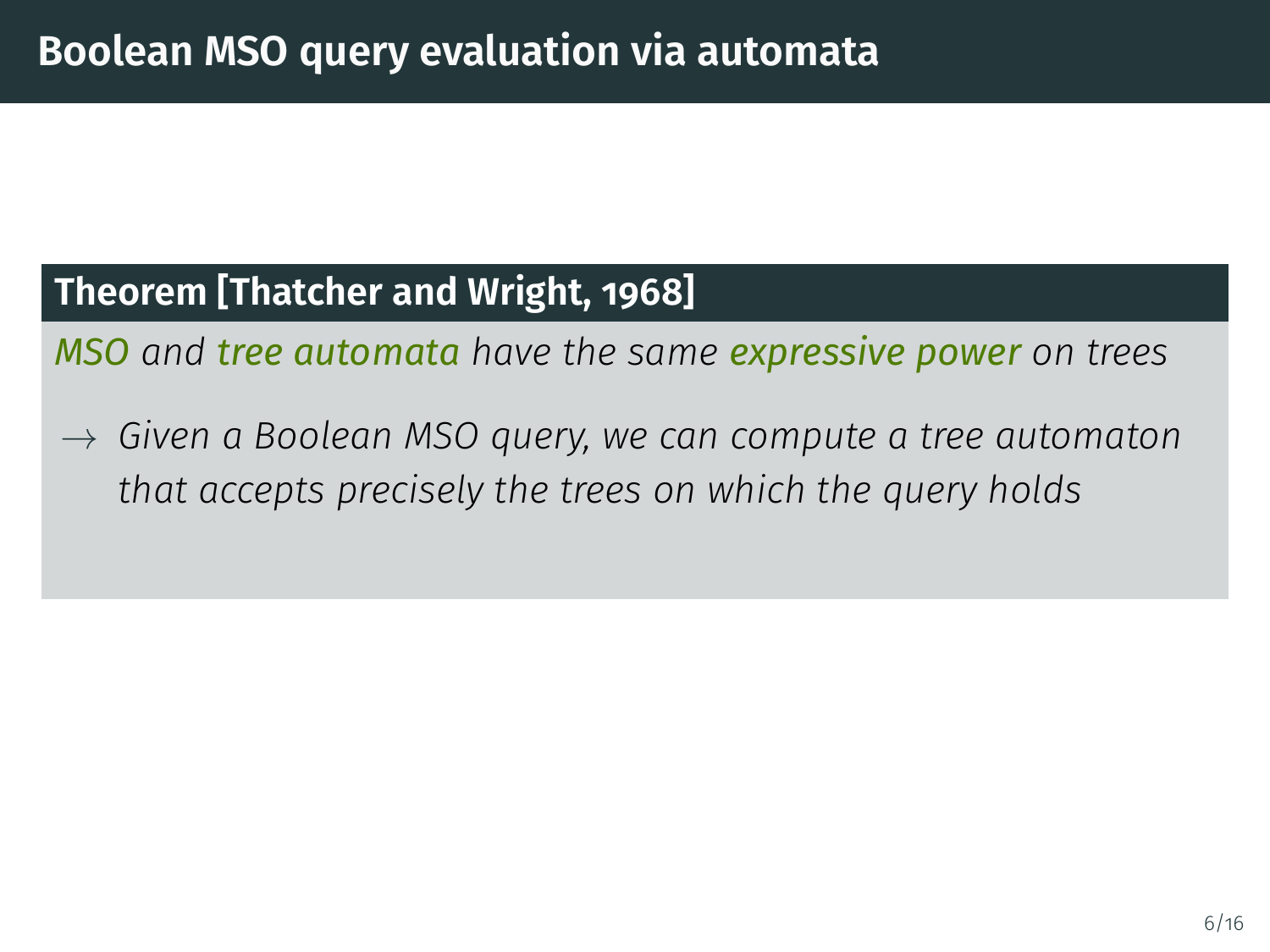# Boolean MSO query evaluation via automata

**Theorem [Thatcher and Wright, 1968]**

*MSO and tree automata have the same expressive power on trees*

$\rightarrow$ *Given a Boolean MSO query, we can compute a tree automaton that accepts precisely the trees on which the query holds*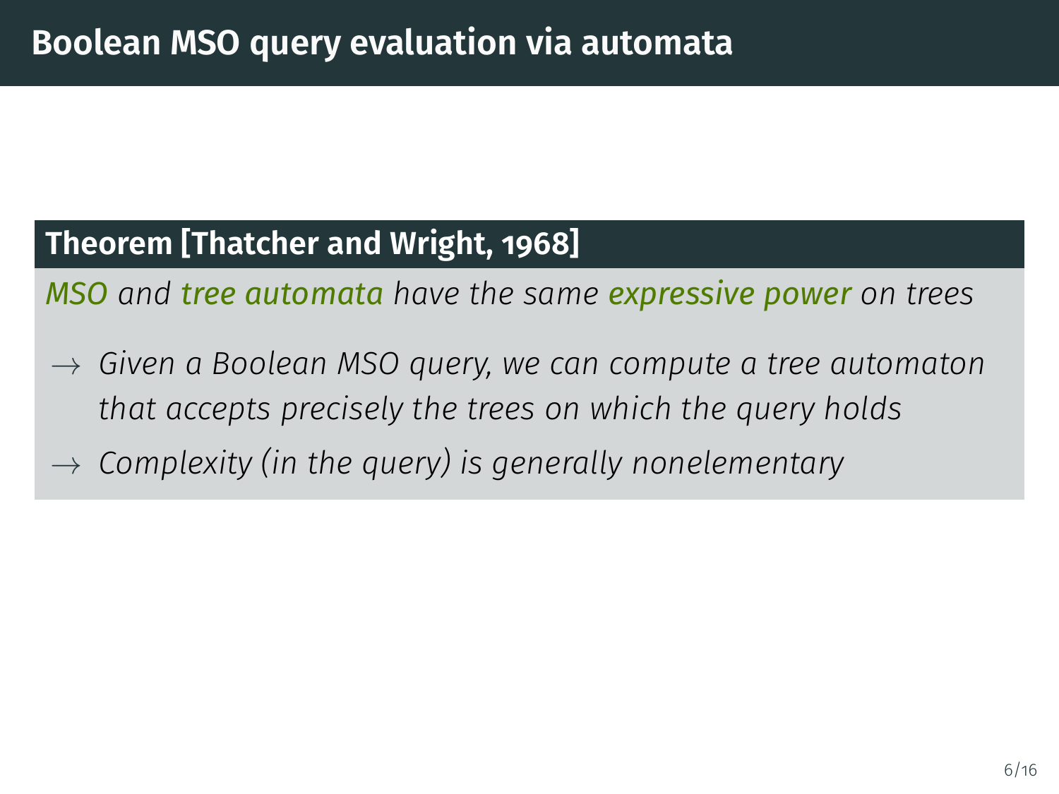# Boolean MSO query evaluation via automata

**Theorem [Thatcher and Wright, 1968]**

*MSO and tree automata have the same expressive power on trees*

- $\rightarrow$ *Given a Boolean MSO query, we can compute a tree automaton that accepts precisely the trees on which the query holds*
- $\rightarrow$ *Complexity (in the query) is generally nonelementary*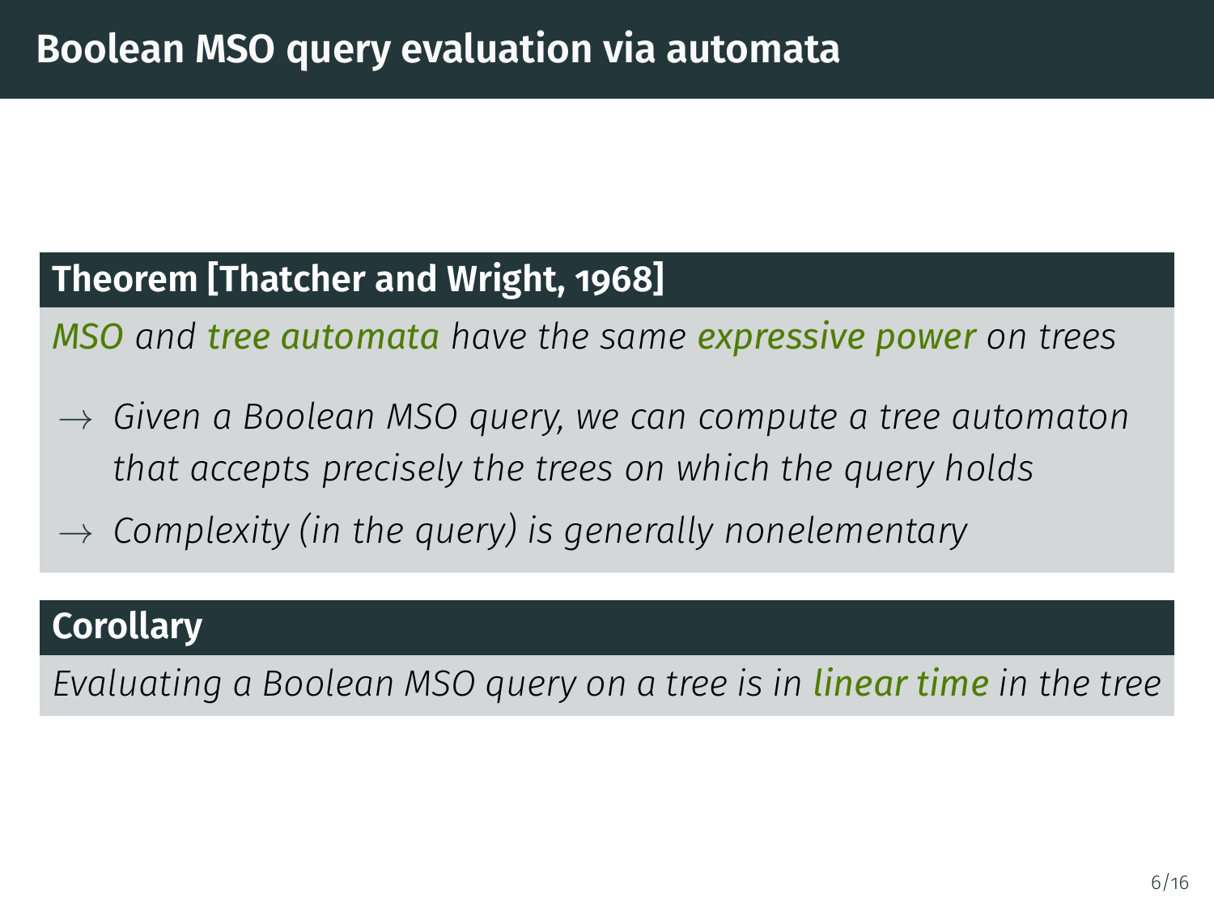# Boolean MSO query evaluation via automata

**Theorem [Thatcher and Wright, 1968]**

*MSO and tree automata have the same expressive power on trees*

- $\rightarrow$ *Given a Boolean MSO query, we can compute a tree automaton that accepts precisely the trees on which the query holds*
- $\rightarrow$ *Complexity (in the query) is generally nonelementary*

**Corollary**

*Evaluating a Boolean MSO query on a tree is in linear time in the tree*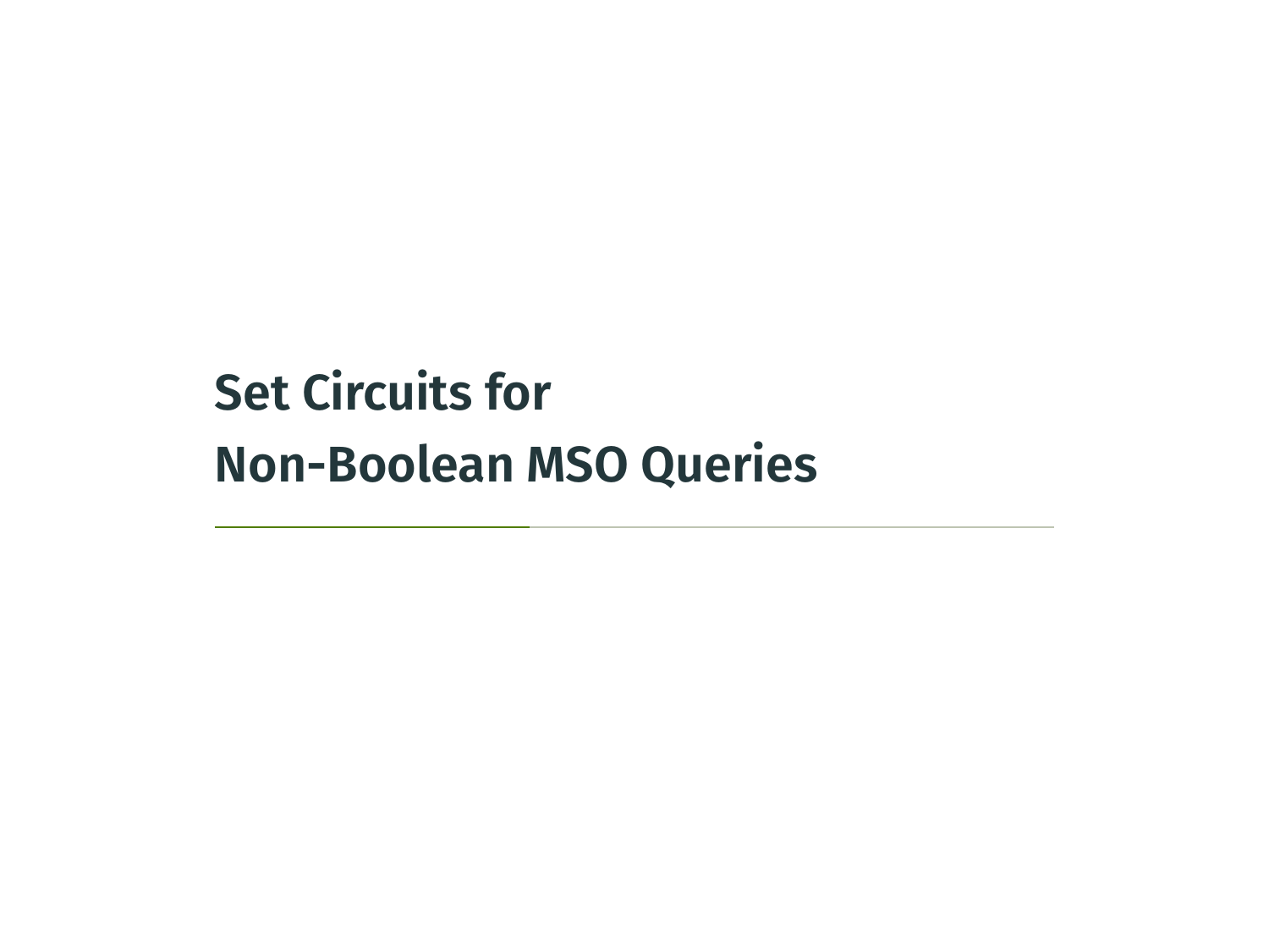# Set Circuits for Non-Boolean MSO Queries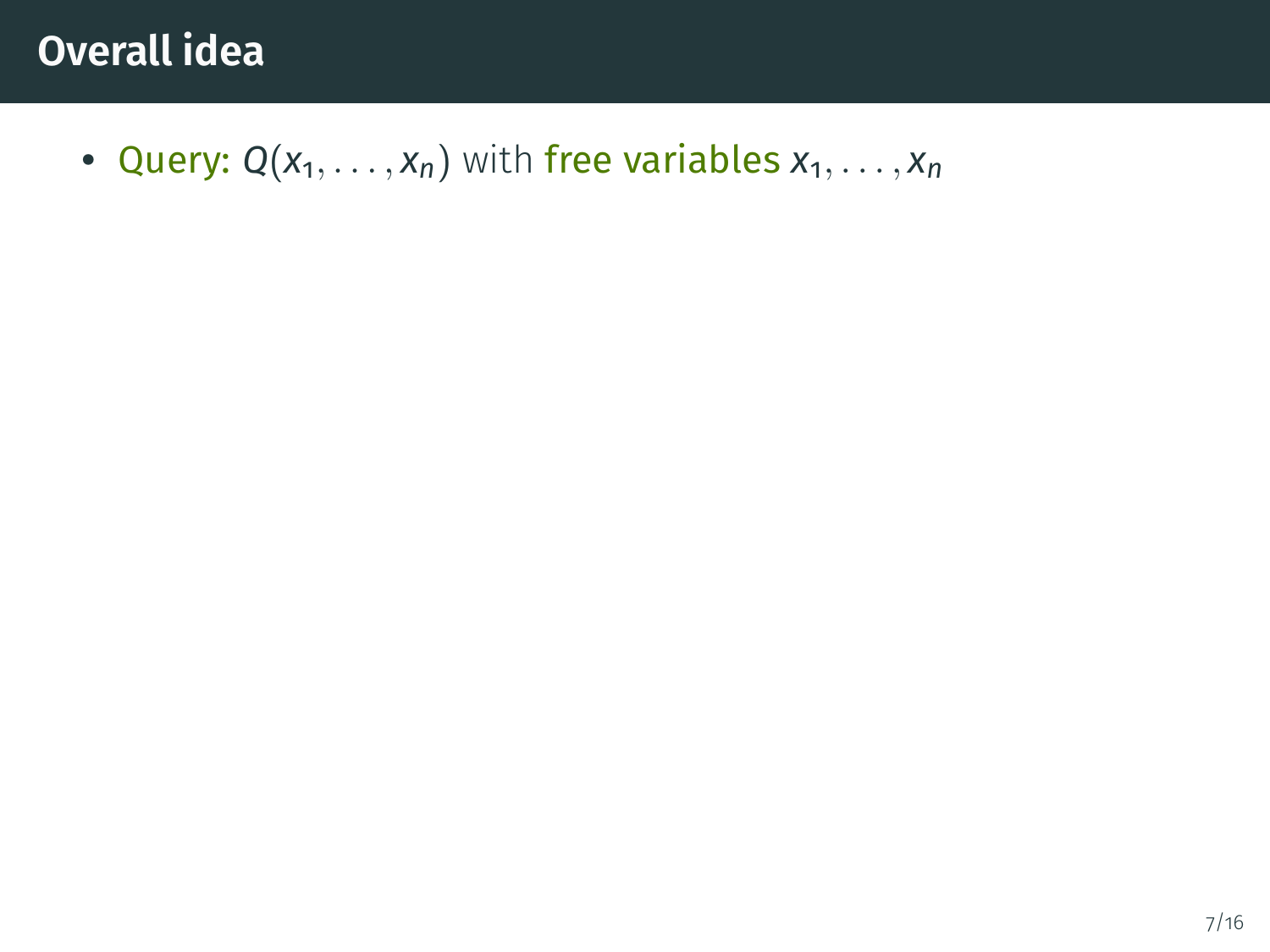# Overall idea

- Query: $Q(x_1, \ldots, x_n)$ with free variables $x_1, \ldots, x_n$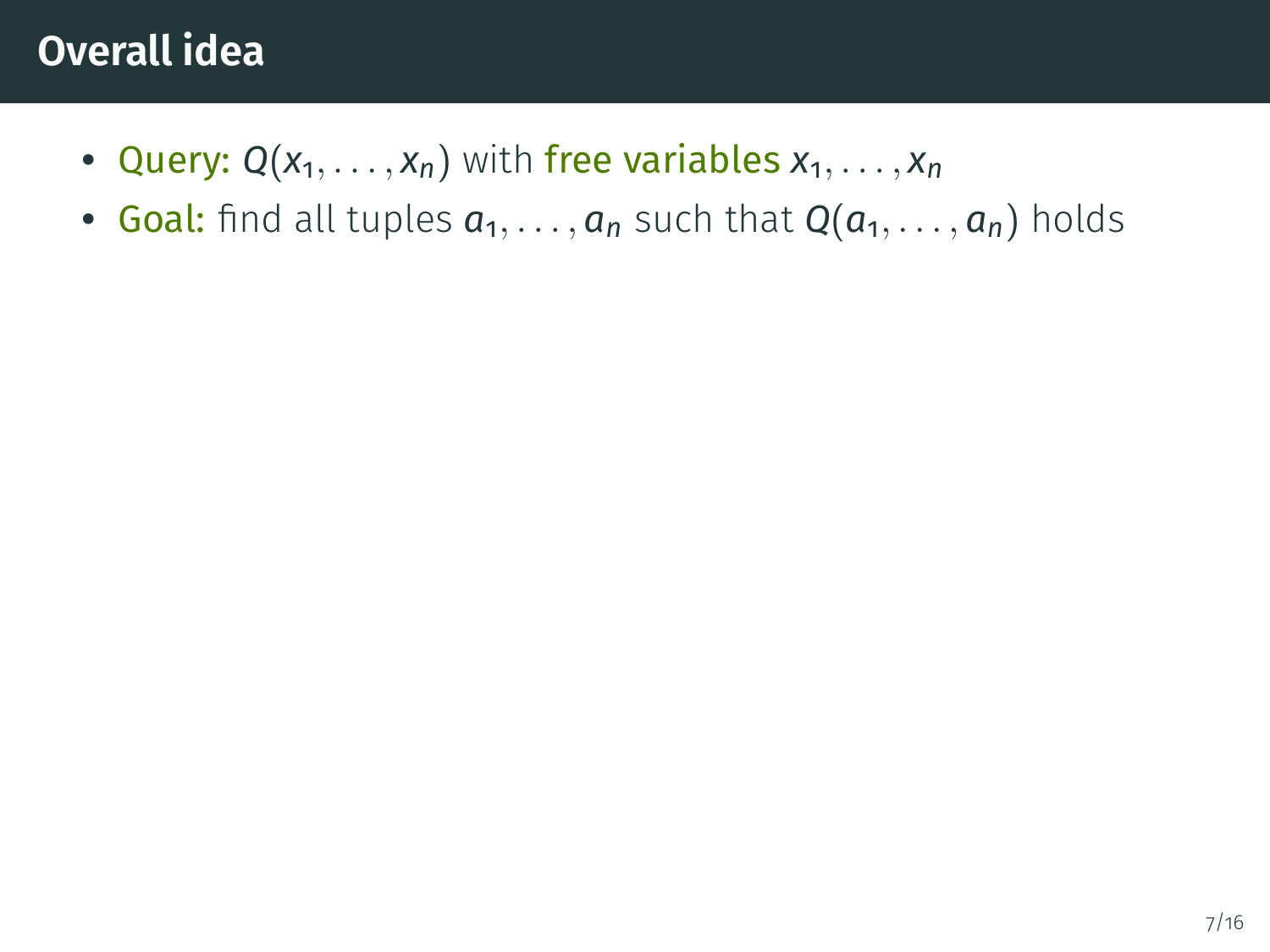# Overall idea

- Query: $Q(x_1, \ldots, x_n)$ with free variables $x_1, \ldots, x_n$
- Goal: find all tuples $a_1, \ldots, a_n$ such that $Q(a_1, \ldots, a_n)$ holds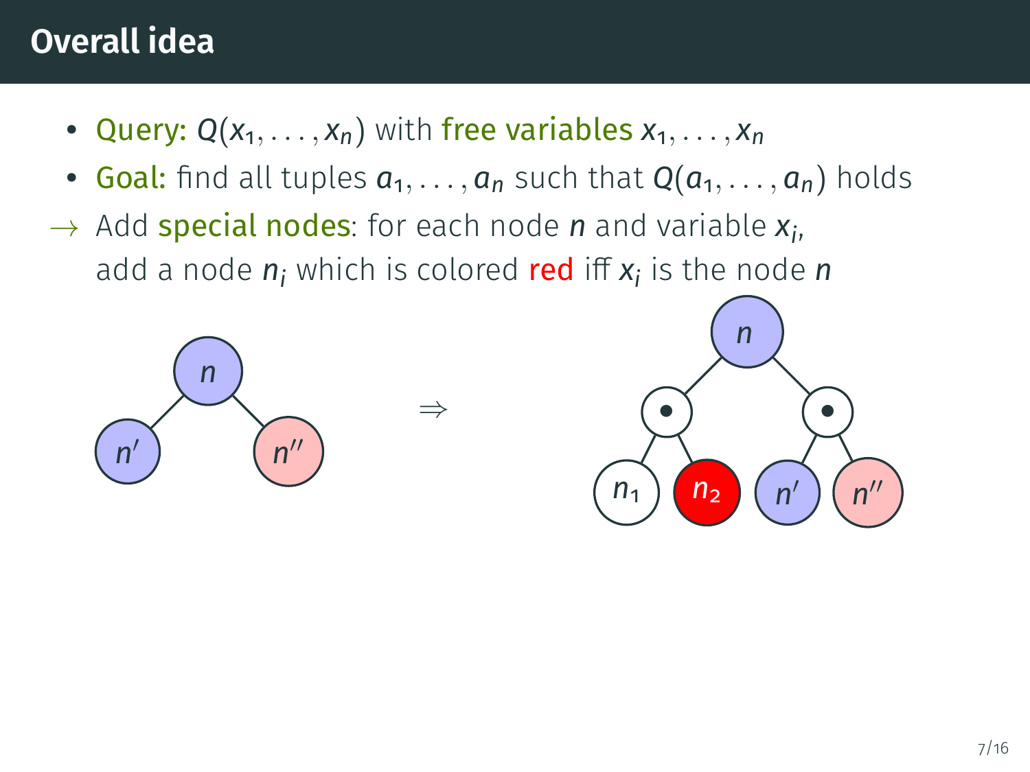# Overall idea

- Query: $Q(x_1, \ldots, x_n)$ with free variables $x_1, \ldots, x_n$
- Goal: find all tuples $a_1, \ldots, a_n$ such that $Q(a_1, \ldots, a_n)$ holds

$\rightarrow$ Add special nodes: for each node $n$ and variable $x_i$, add a node $n_i$ which is colored red iff $x_i$ is the node $n$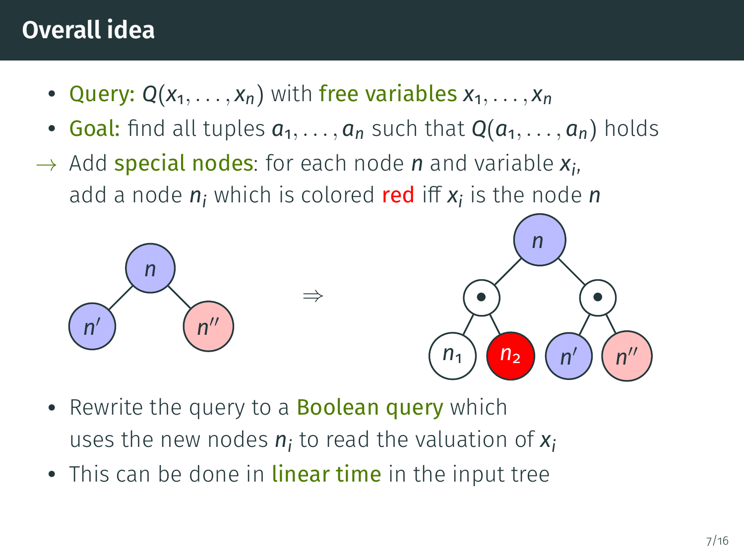# Overall idea

- **Query:** $Q(x_1, \ldots, x_n)$ with **free variables** $x_1, \ldots, x_n$
- **Goal:** find all tuples $a_1, \ldots, a_n$ such that $Q(a_1, \ldots, a_n)$ holds

$\rightarrow$ Add **special nodes**: for each node $n$ and variable $x_i$, add a node $n_i$ which is colored red iff $x_i$ is the node $n$

- Rewrite the query to a **Boolean query** which uses the new nodes $n_i$ to read the valuation of $x_i$
- This can be done in **linear time** in the input tree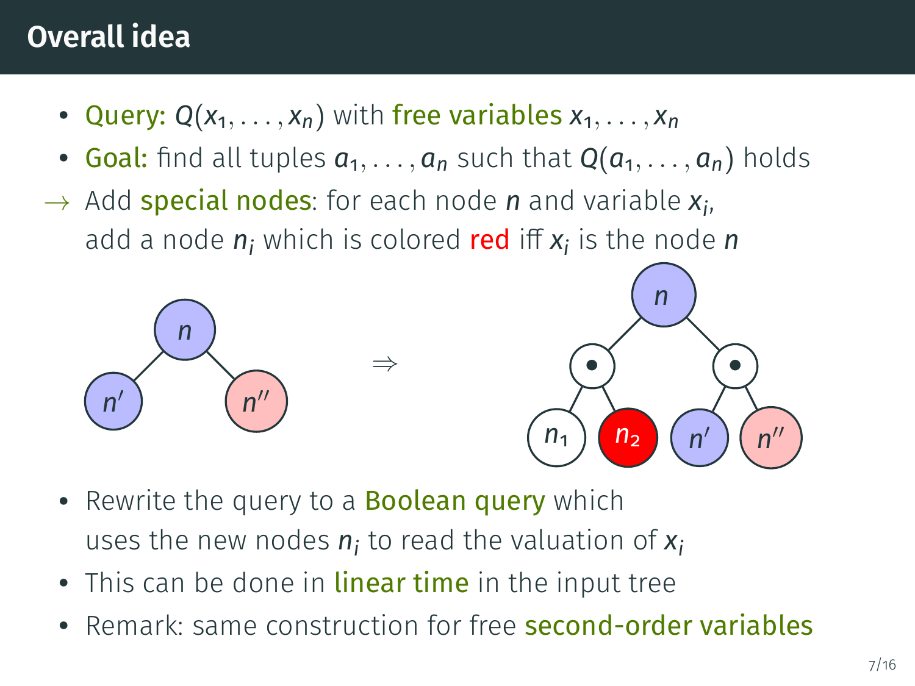# Overall idea

- Query: $Q(x_1, \ldots, x_n)$ with free variables $x_1, \ldots, x_n$
- Goal: find all tuples $a_1, \ldots, a_n$ such that $Q(a_1, \ldots, a_n)$ holds

$\rightarrow$ Add special nodes: for each node $n$ and variable $x_i$, add a node $n_i$ which is colored red iff $x_i$ is the node $n$

- Rewrite the query to a Boolean query which uses the new nodes $n_i$ to read the valuation of $x_i$
- This can be done in linear time in the input tree
- Remark: same construction for free second-order variables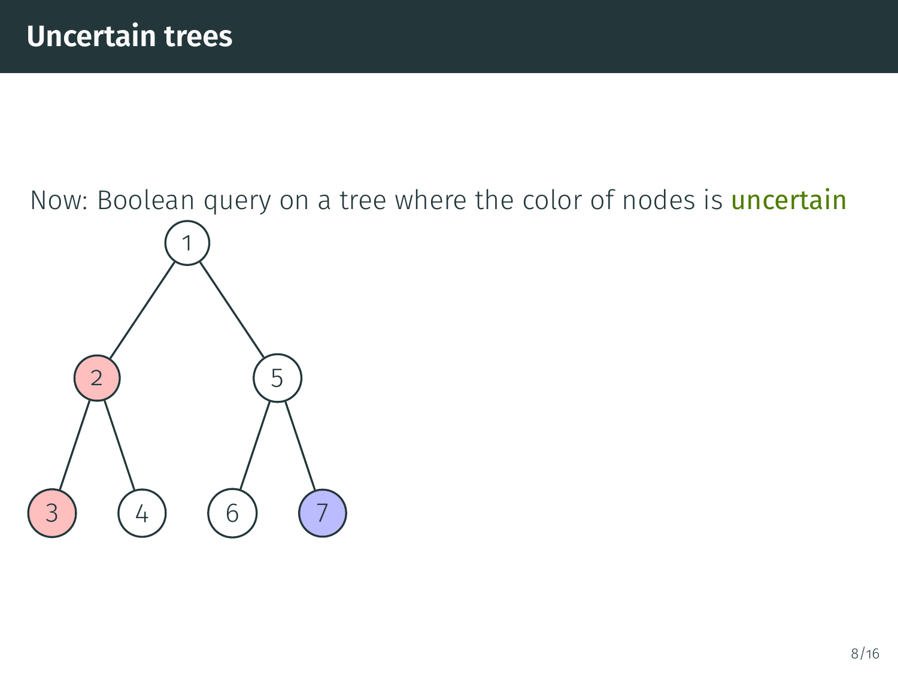# Uncertain trees

Now: Boolean query on a tree where the color of nodes is uncertain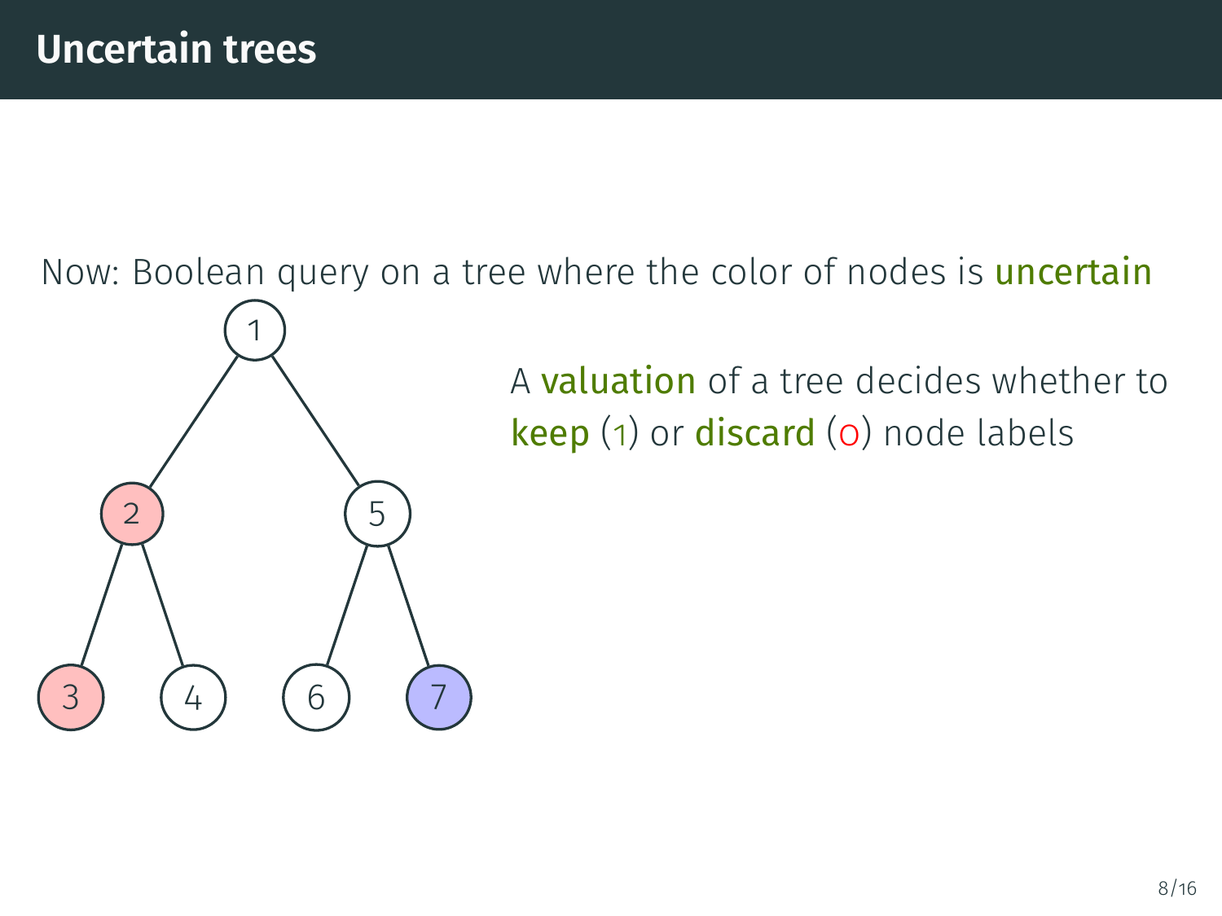# Uncertain trees

Now: Boolean query on a tree where the color of nodes is **uncertain**

A **valuation** of a tree decides whether to **keep** (1) or **discard** (0) node labels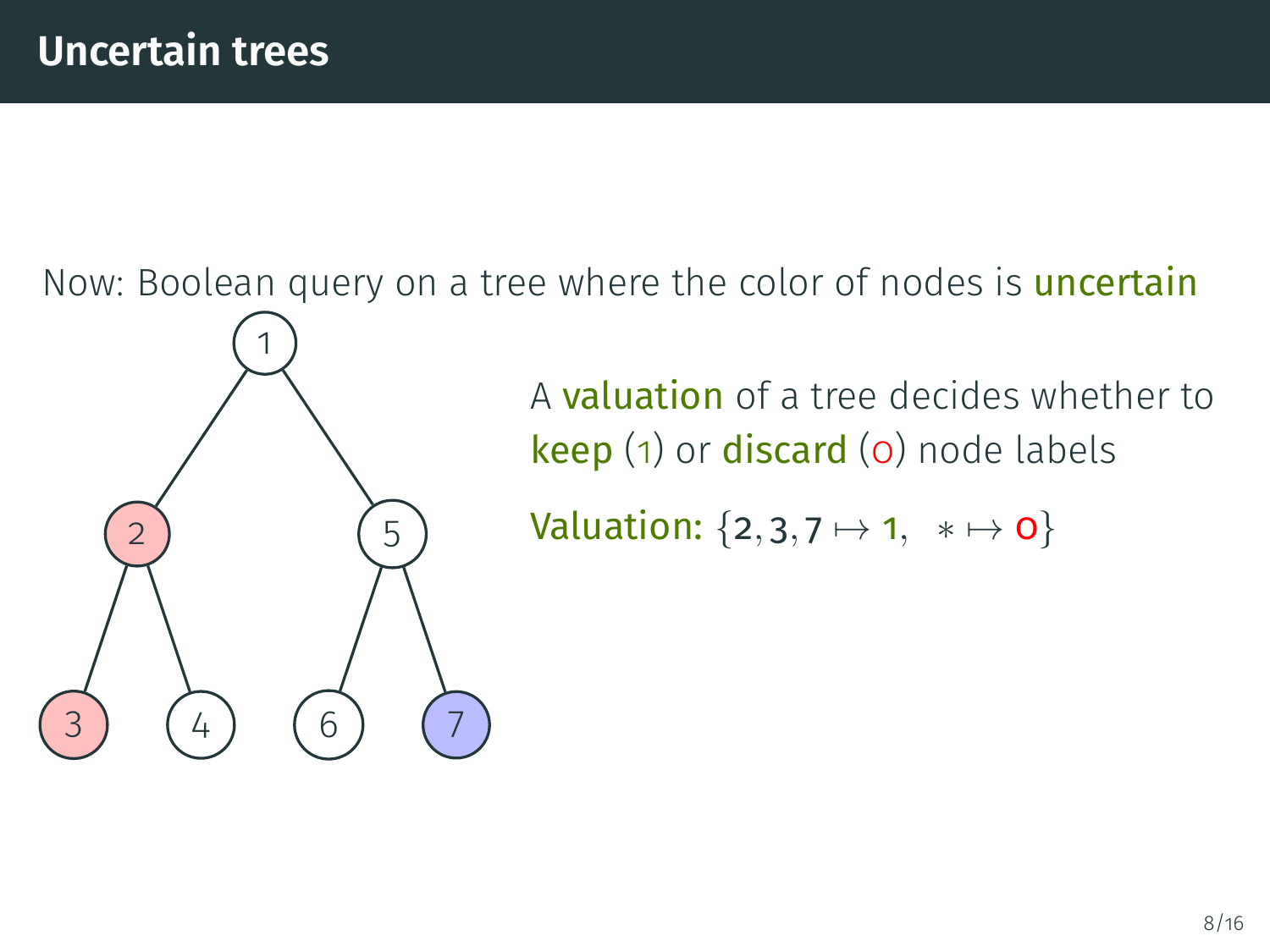# Uncertain trees

Now: Boolean query on a tree where the color of nodes is **uncertain**

A **valuation** of a tree decides whether to **keep** (1) or **discard** (0) node labels

**Valuation:** $\{2, 3, 7 \mapsto 1, \quad * \mapsto 0\}$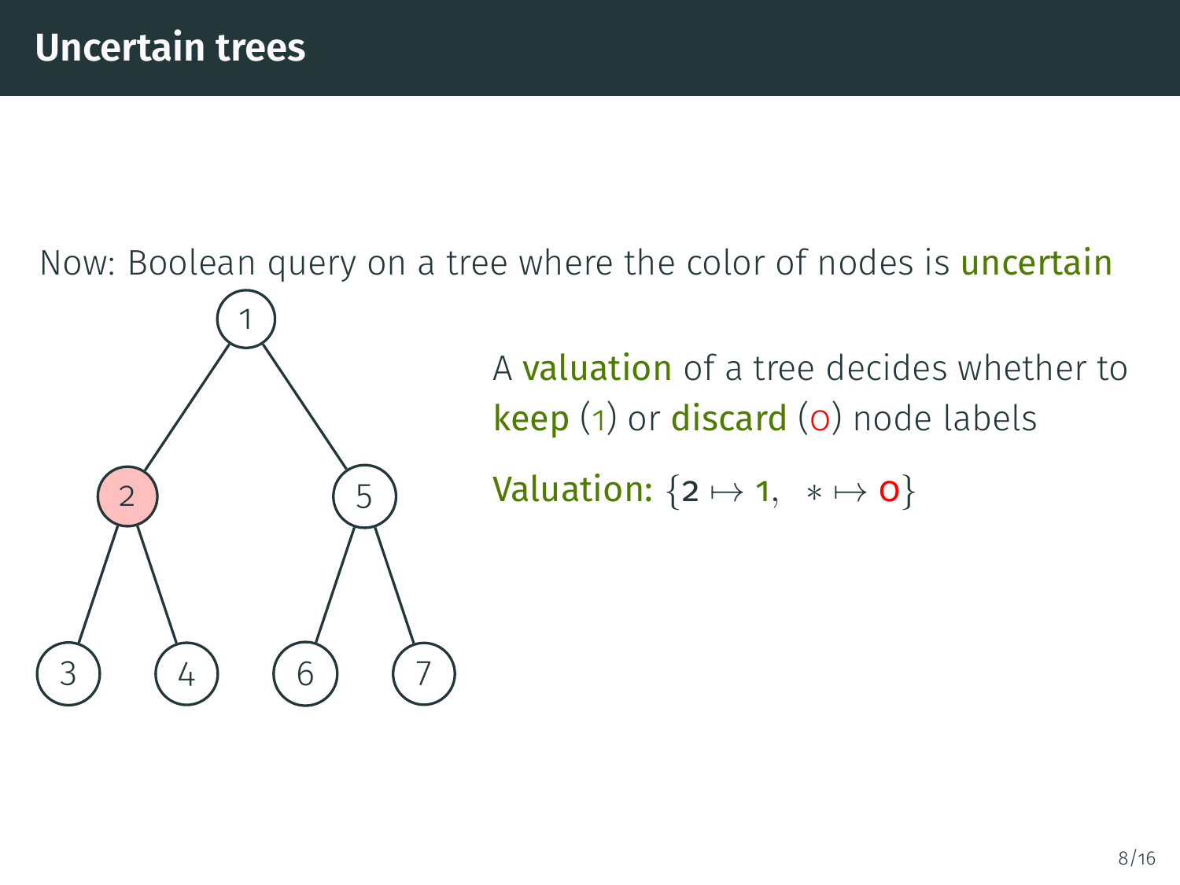# Uncertain trees

Now: Boolean query on a tree where the color of nodes is **uncertain**

A **valuation** of a tree decides whether to **keep** (1) or **discard** (0) node labels

**Valuation:** $\{2 \mapsto 1, \; * \mapsto 0\}$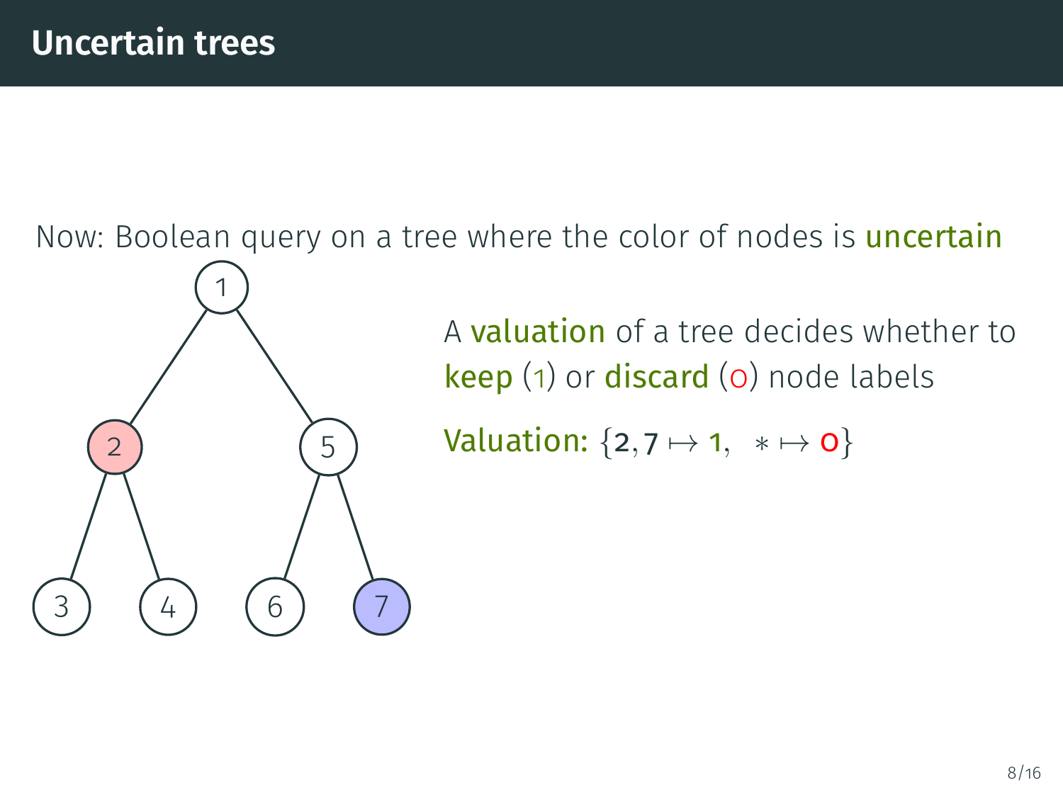# Uncertain trees

Now: Boolean query on a tree where the color of nodes is **uncertain**

1

2 5

3 4 6 7

A **valuation** of a tree decides whether to **keep** (1) or **discard** (0) node labels

**Valuation:** $\{2, 7 \mapsto 1, \;\; * \mapsto 0\}$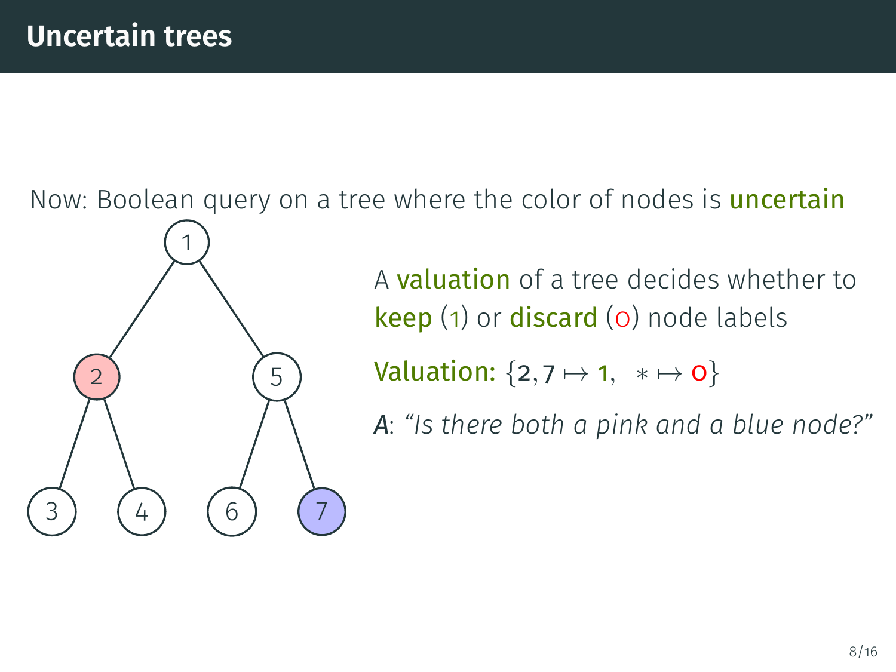# Uncertain trees

Now: Boolean query on a tree where the color of nodes is **uncertain**

1

2 5

3 4 6 7

A **valuation** of a tree decides whether to **keep** (1) or **discard** (0) node labels

**Valuation:** $\{2, 7 \mapsto 1, \ * \mapsto 0\}$

*A*: *"Is there both a pink and a blue node?"*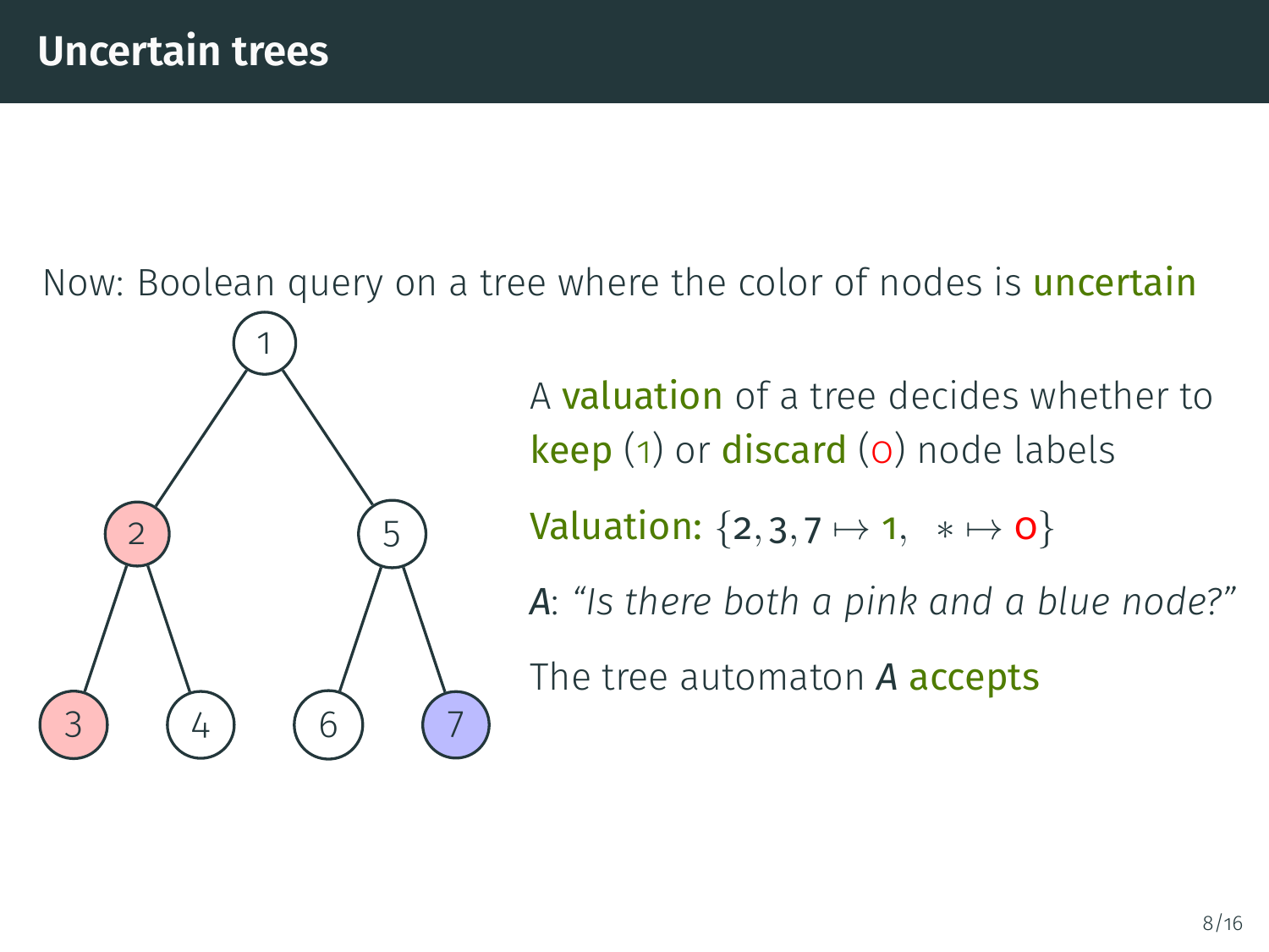# Uncertain trees

Now: Boolean query on a tree where the color of nodes is **uncertain**

A **valuation** of a tree decides whether to **keep** (1) or **discard** (0) node labels

**Valuation:** $\{2, 3, 7 \mapsto 1, \ \ * \mapsto 0\}$

*A*: *"Is there both a pink and a blue node?"*

The tree automaton *A* **accepts**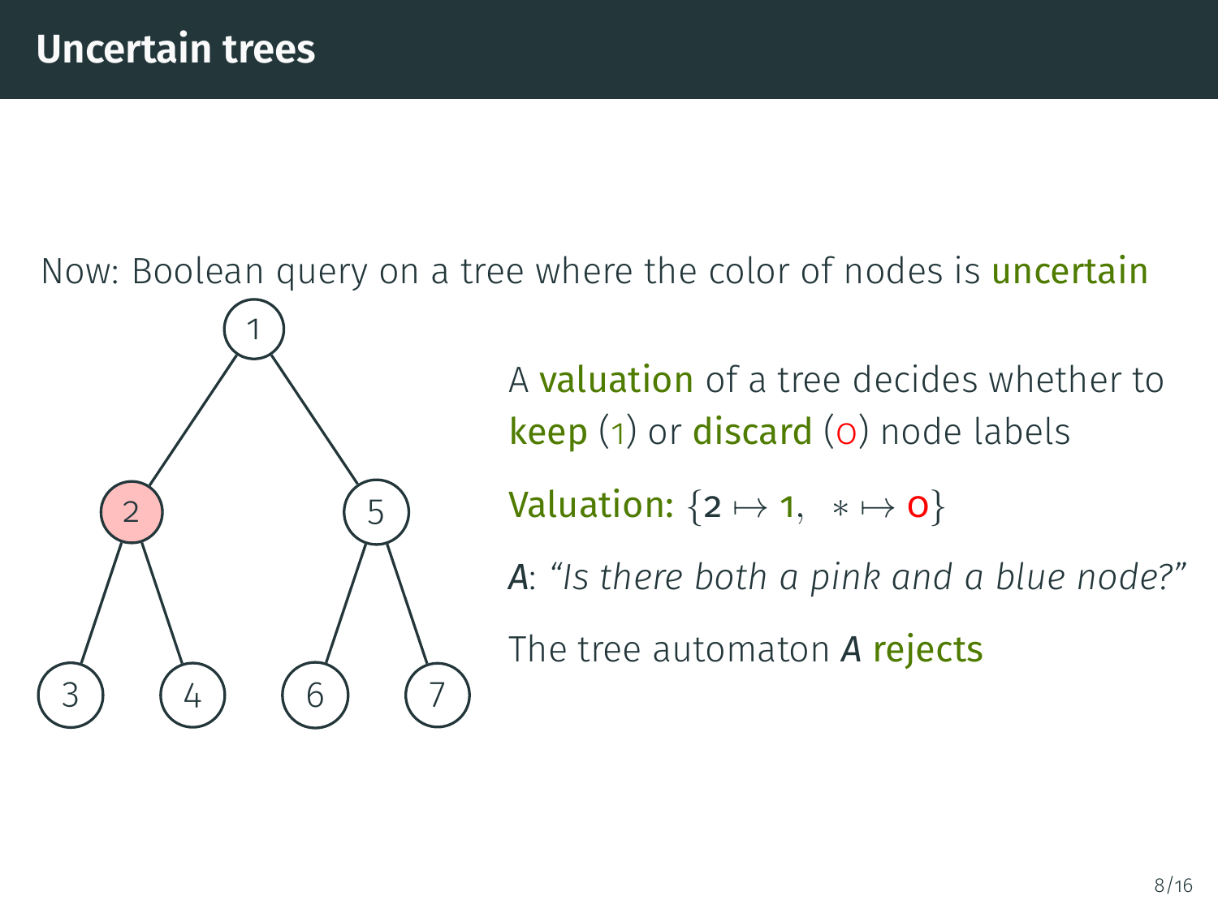# Uncertain trees

Now: Boolean query on a tree where the color of nodes is **uncertain**

A **valuation** of a tree decides whether to **keep** (1) or **discard** (0) node labels

**Valuation:** $\{\mathbf{2} \mapsto \mathbf{1}, \; * \mapsto \mathbf{0}\}$

*A*: *"Is there both a pink and a blue node?"*

The tree automaton *A* **rejects**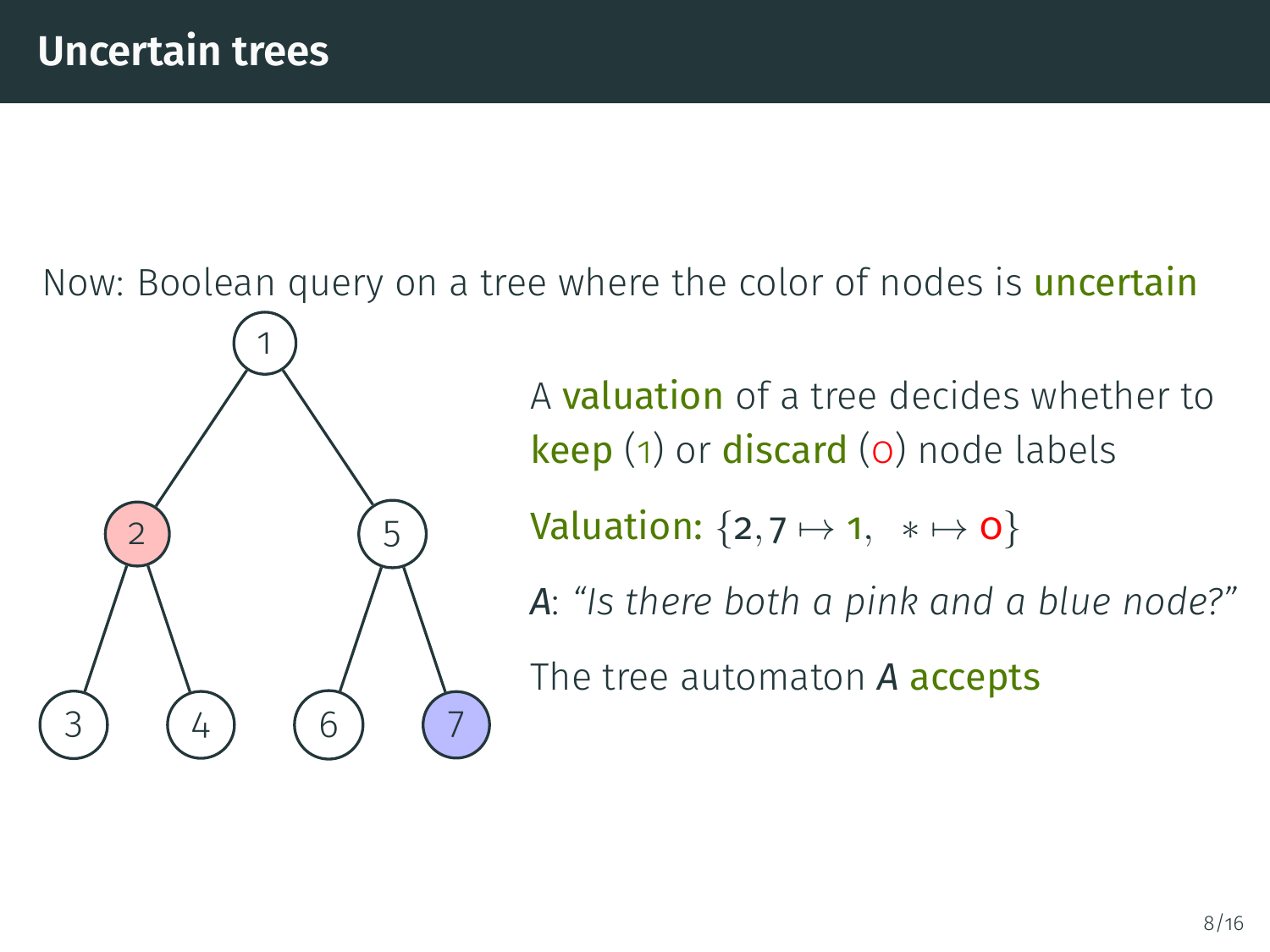# Uncertain trees

Now: Boolean query on a tree where the color of nodes is **uncertain**

A **valuation** of a tree decides whether to **keep** (1) or **discard** (0) node labels

**Valuation:** $\{2, 7 \mapsto 1, \ \ * \mapsto 0\}$

*A*: *"Is there both a pink and a blue node?"*

The tree automaton *A* **accepts**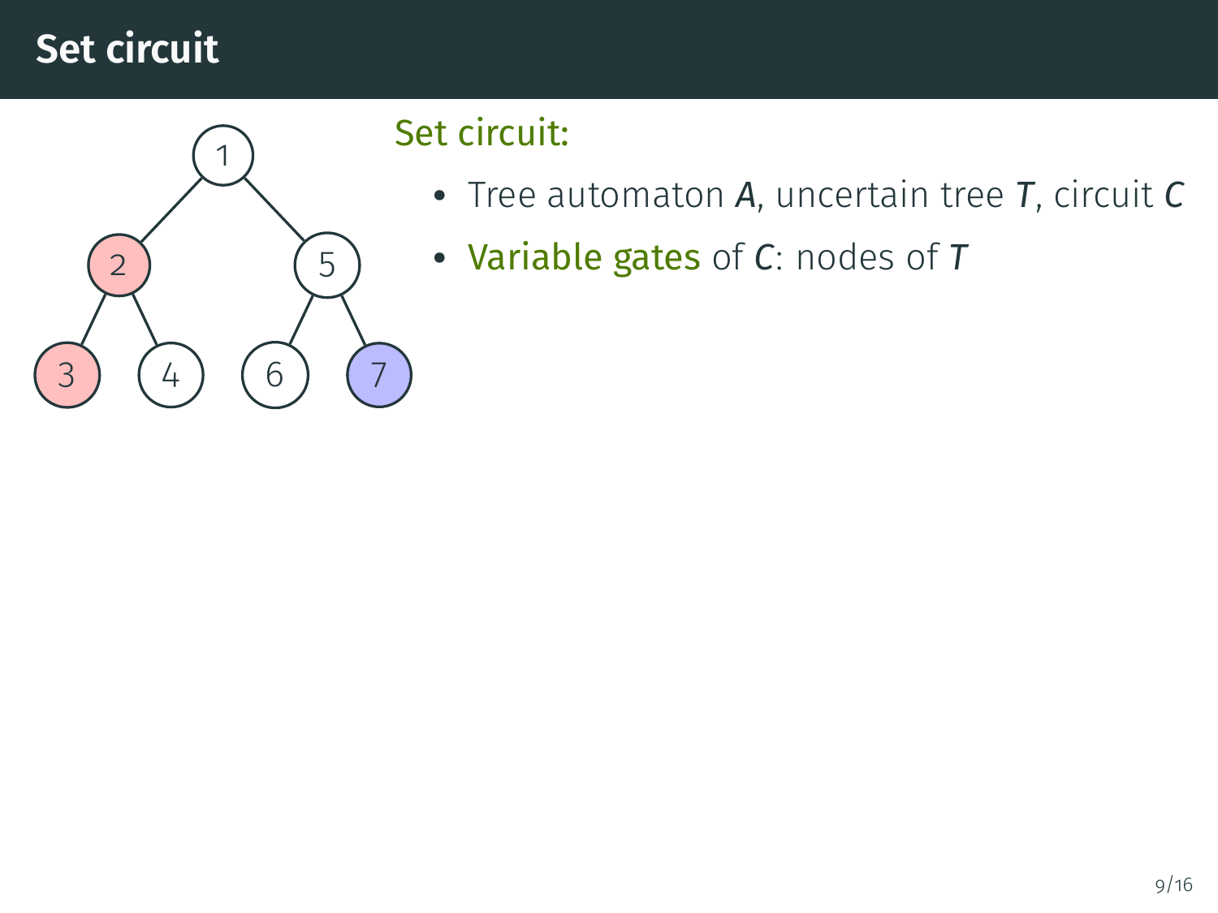# Set circuit

Set circuit:

- Tree automaton $A$, uncertain tree $T$, circuit $C$
- Variable gates of $C$: nodes of $T$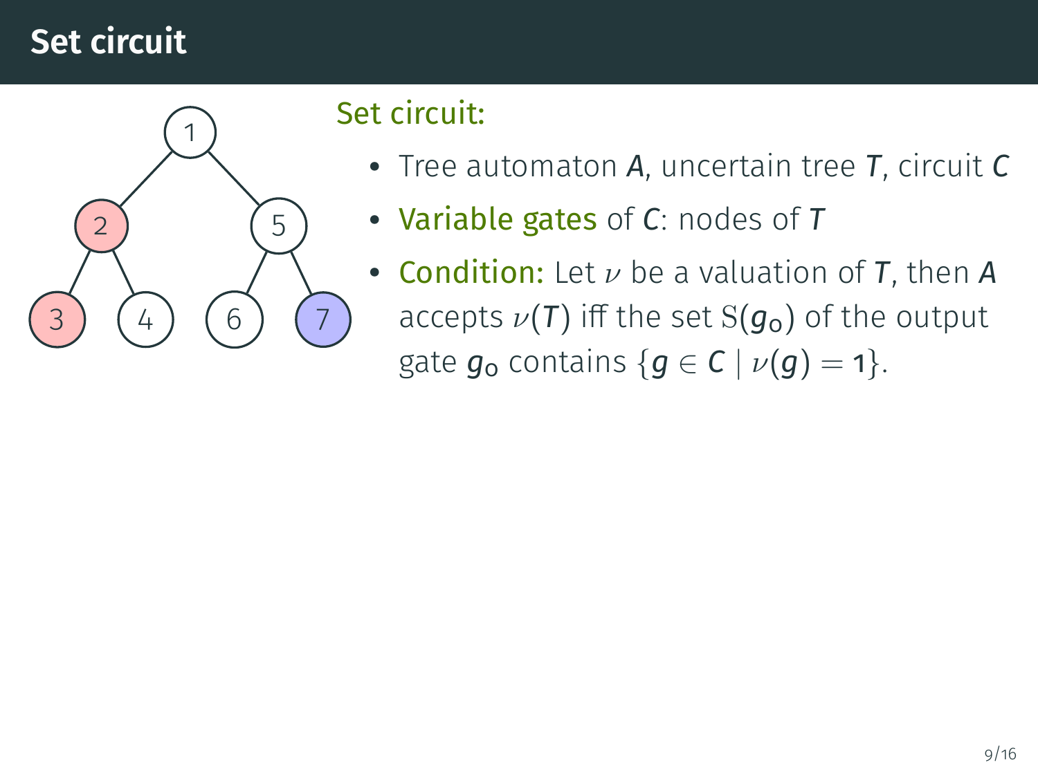# Set circuit

Set circuit:

- Tree automaton $A$, uncertain tree $T$, circuit $C$
- Variable gates of $C$: nodes of $T$
- Condition: Let $\nu$ be a valuation of $T$, then $A$ accepts $\nu(T)$ iff the set $\mathrm{S}(g_0)$ of the output gate $g_0$ contains $\{g \in C \mid \nu(g) = 1\}$.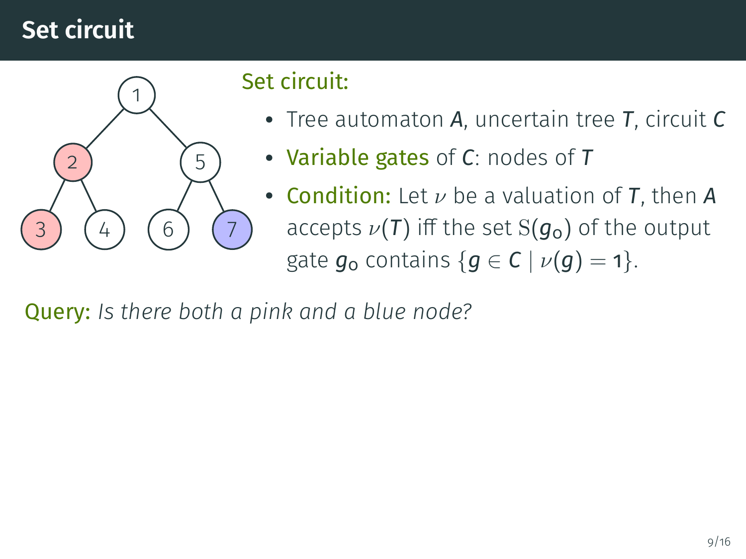# Set circuit

**Set circuit:**

- Tree automaton $A$, uncertain tree $T$, circuit $C$
- **Variable gates** of $C$: nodes of $T$
- **Condition:** Let $\nu$ be a valuation of $T$, then $A$ accepts $\nu(T)$ iff the set $\mathrm{S}(g_o)$ of the output gate $g_o$ contains $\{g \in C \mid \nu(g) = 1\}$.

**Query:** *Is there both a pink and a blue node?*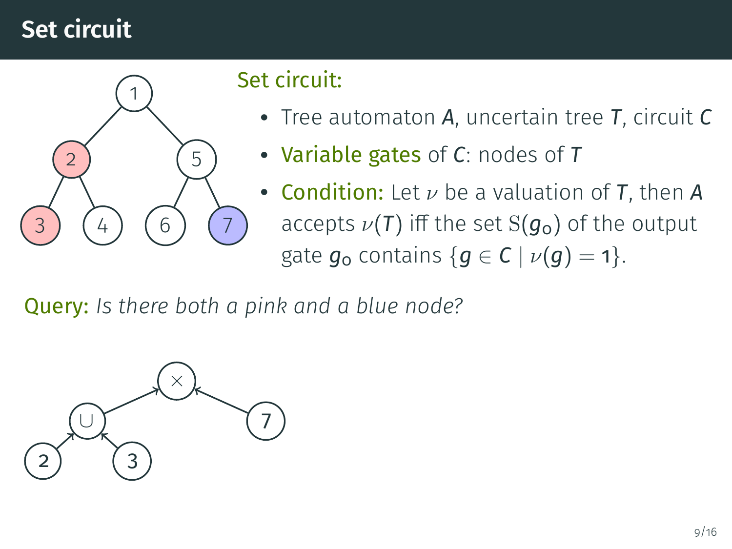# Set circuit

**Set circuit:**

- Tree automaton $A$, uncertain tree $T$, circuit $C$
- **Variable gates** of $C$: nodes of $T$
- **Condition:** Let $\nu$ be a valuation of $T$, then $A$ accepts $\nu(T)$ iff the set $\mathrm{S}(g_o)$ of the output gate $g_o$ contains $\{g \in C \mid \nu(g) = 1\}$.

**Query:** *Is there both a pink and a blue node?*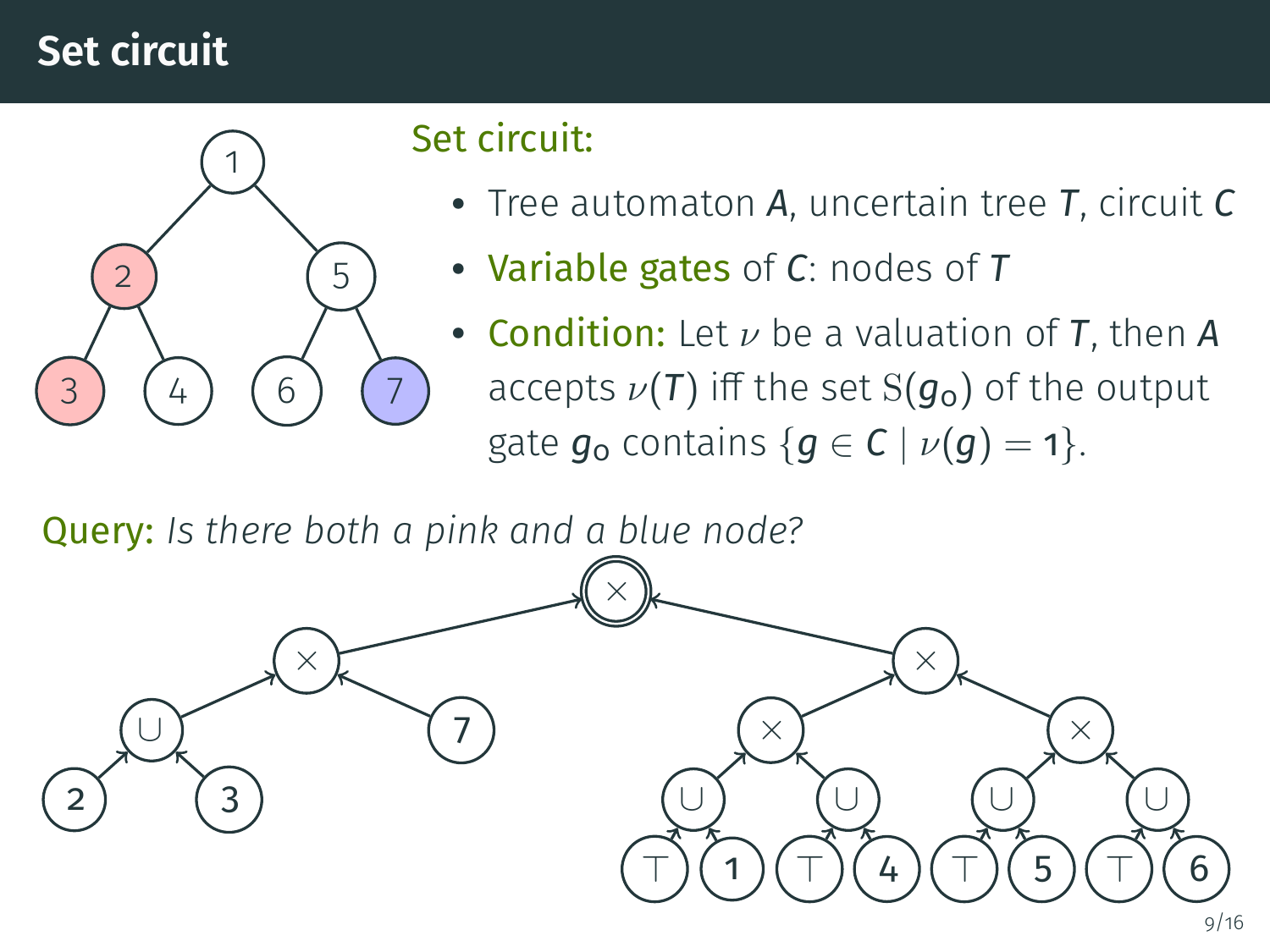# Set circuit

**Set circuit:**

- Tree automaton $A$, uncertain tree $T$, circuit $C$
- **Variable gates** of $C$: nodes of $T$
- **Condition:** Let $\nu$ be a valuation of $T$, then $A$ accepts $\nu(T)$ iff the set $\mathrm{S}(g_o)$ of the output gate $g_o$ contains $\{g \in C \mid \nu(g) = 1\}$.

**Query:** *Is there both a pink and a blue node?*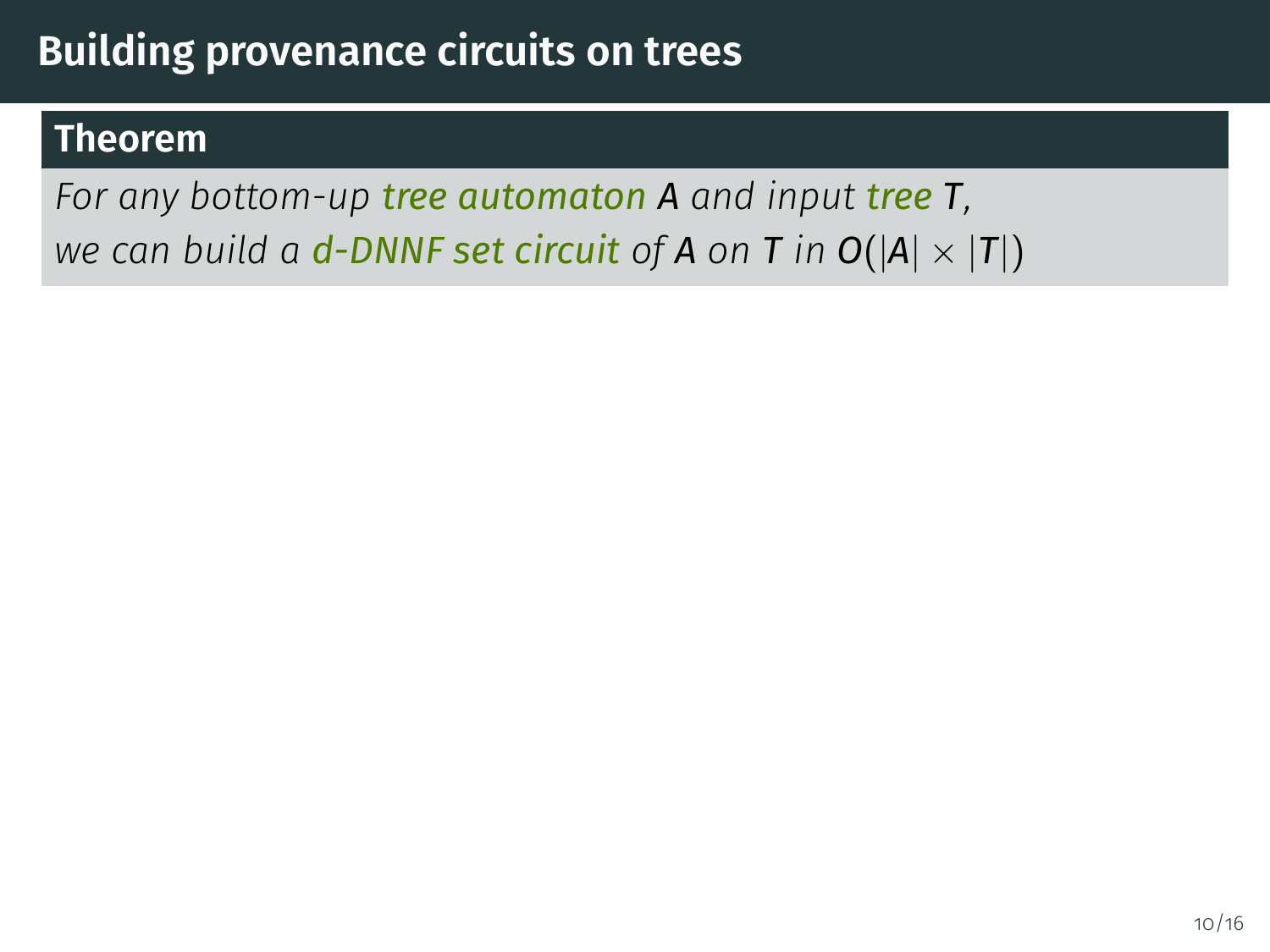# Building provenance circuits on trees

**Theorem**

*For any bottom-up tree automaton $A$ and input tree $T$, we can build a d-DNNF set circuit of $A$ on $T$ in $O(|A| \times |T|)$*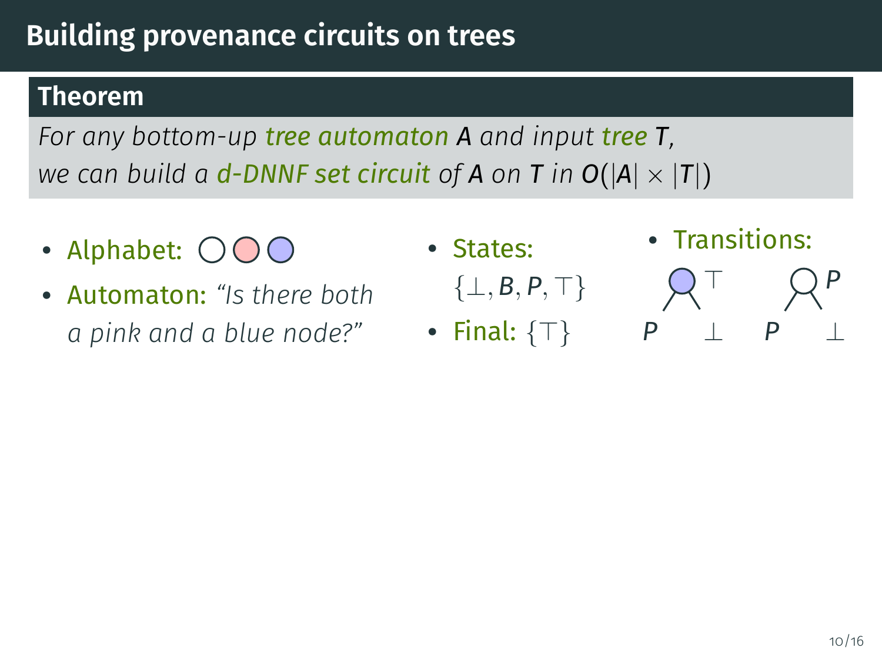# Building provenance circuits on trees

**Theorem**

*For any bottom-up tree automaton $A$ and input tree $T$, we can build a d-DNNF set circuit of $A$ on $T$ in $O(|A| \times |T|)$*

- Alphabet: ○ ○ ○
- Automaton: *"Is there both a pink and a blue node?"*
- States: $\{\bot, B, P, \top\}$
- Final: $\{\top\}$
- Transitions:

$P$, $\bot$ → (blue node) $\top$

$P$, $\bot$ → (white node) $P$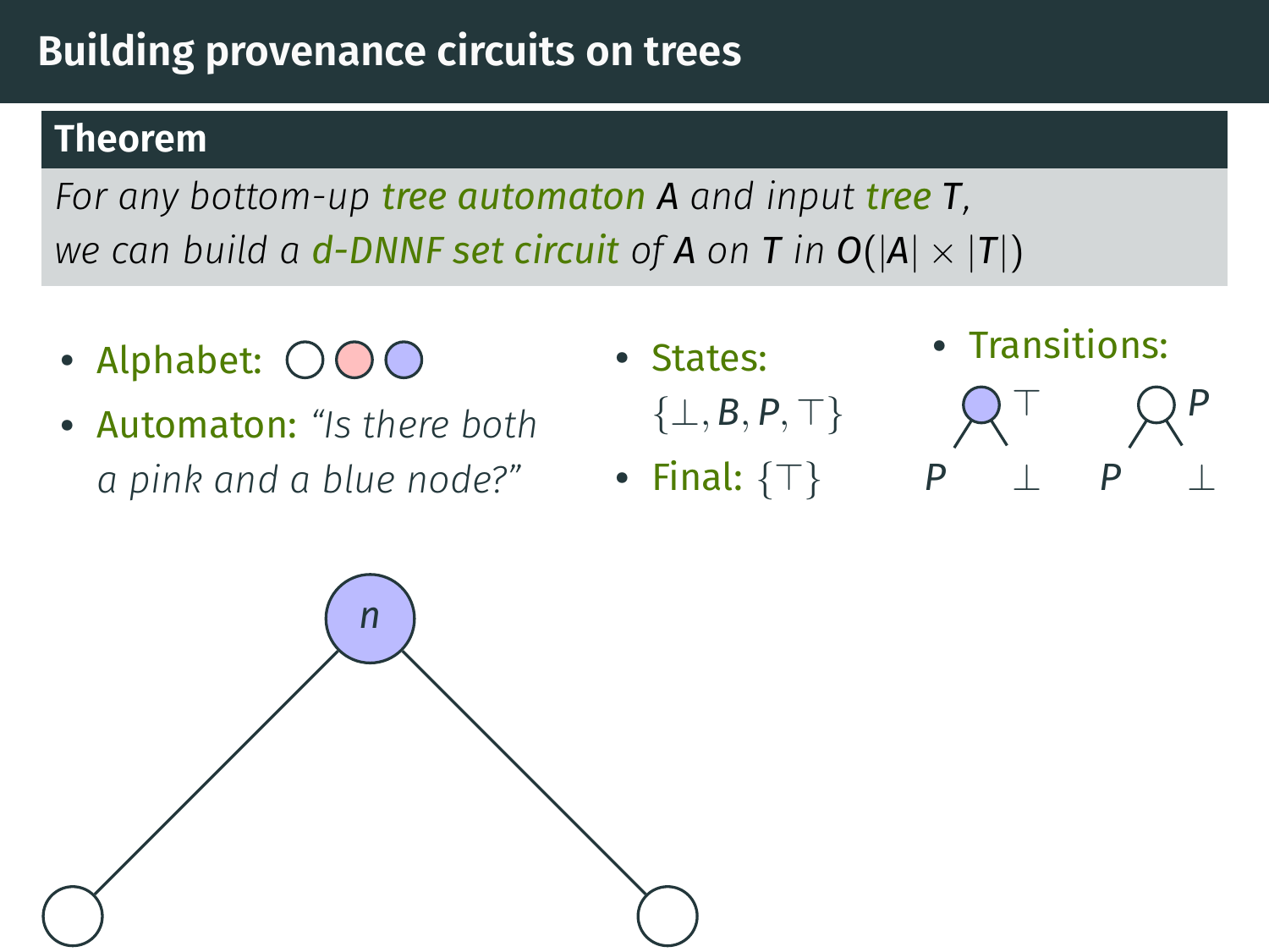# Building provenance circuits on trees

**Theorem**

*For any bottom-up tree automaton $A$ and input tree $T$, we can build a d-DNNF set circuit of $A$ on $T$ in $O(|A| \times |T|)$*

- **Alphabet:** ○ (white) ● (pink) ● (blue)
- **Automaton:** *"Is there both a pink and a blue node?"*
- **States:** $\{\bot, B, P, \top\}$
- **Final:** $\{\top\}$
- **Transitions:**
  - blue node with children $P$ and $\bot$ → $\top$
  - white node with children $P$ and $\bot$ → $P$

$n$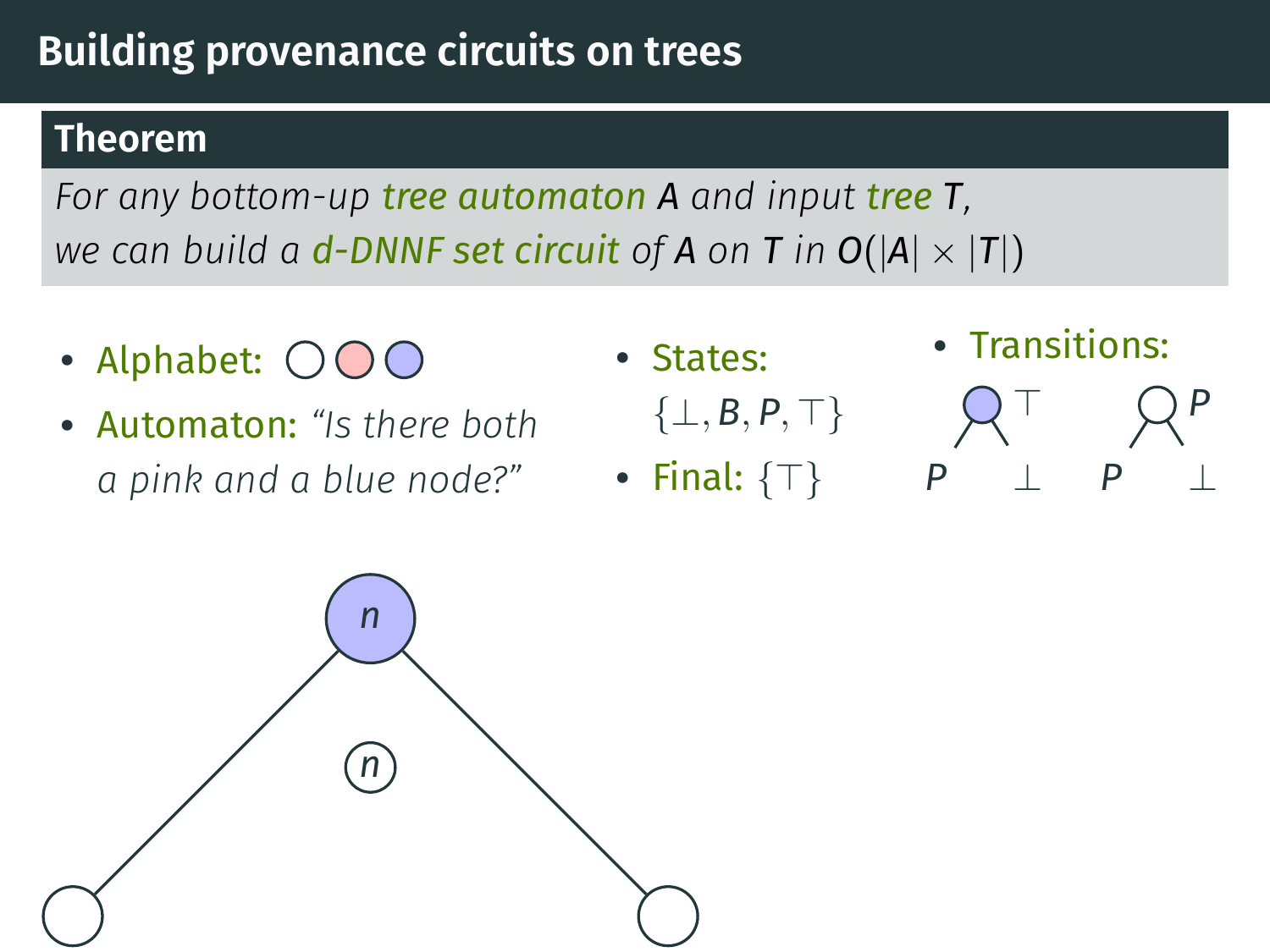# Building provenance circuits on trees

**Theorem**

*For any bottom-up tree automaton $A$ and input tree $T$, we can build a d-DNNF set circuit of $A$ on $T$ in $O(|A| \times |T|)$*

- Alphabet: ○ ● ●
- Automaton: *"Is there both a pink and a blue node?"*
- States: $\{\bot, B, P, \top\}$
- Final: $\{\top\}$
- Transitions:

  $P$, $\bot$ → (blue) $\top$

  $P$, $\bot$ → (white) $P$

$n$

$n$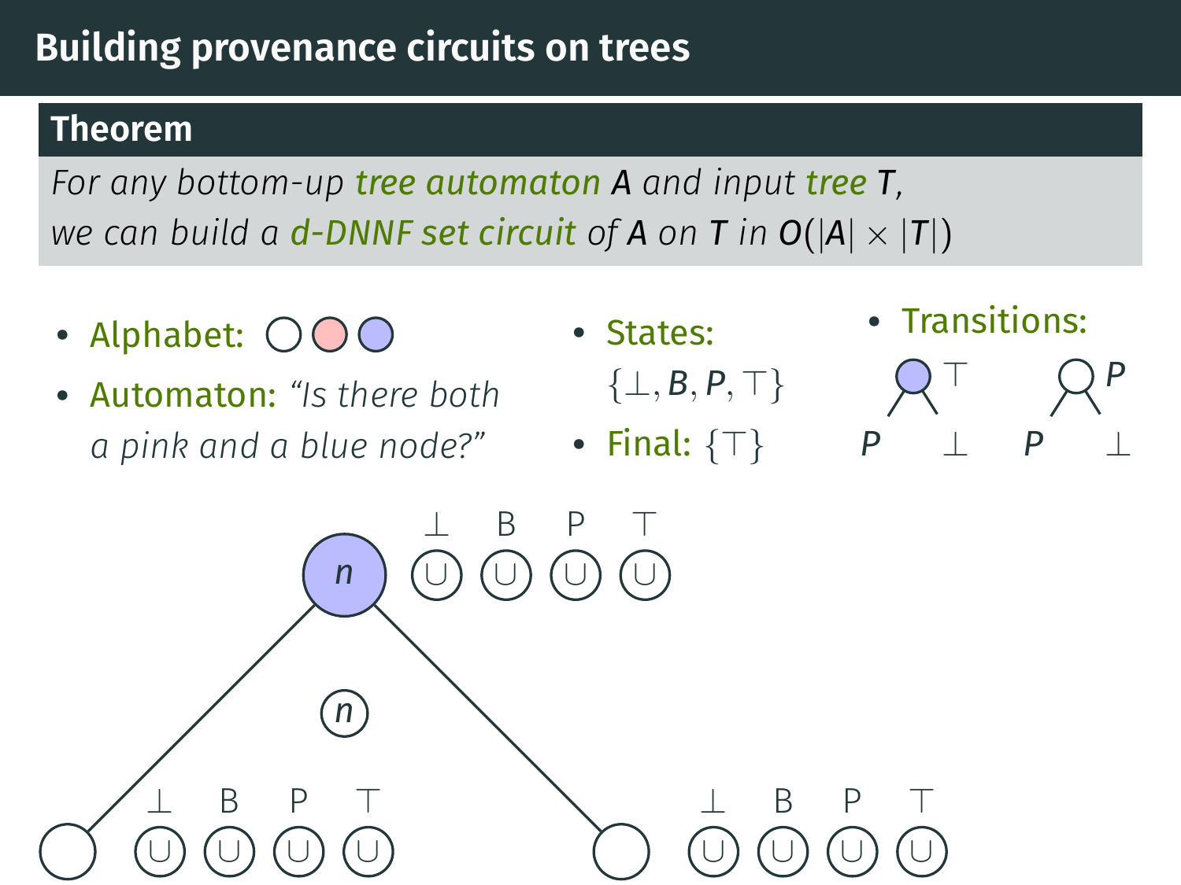# Building provenance circuits on trees

**Theorem**

*For any bottom-up tree automaton $A$ and input tree $T$, we can build a d-DNNF set circuit of $A$ on $T$ in $O(|A| \times |T|)$*

- **Alphabet:** ○ (white), (pink), (blue)
- **Automaton:** *"Is there both a pink and a blue node?"*
- **States:** $\{\bot, B, P, \top\}$
- **Final:** $\{\top\}$
- **Transitions:** blue node with children $P$ and $\bot$ → $\top$; white node with children $P$ and $\bot$ → $P$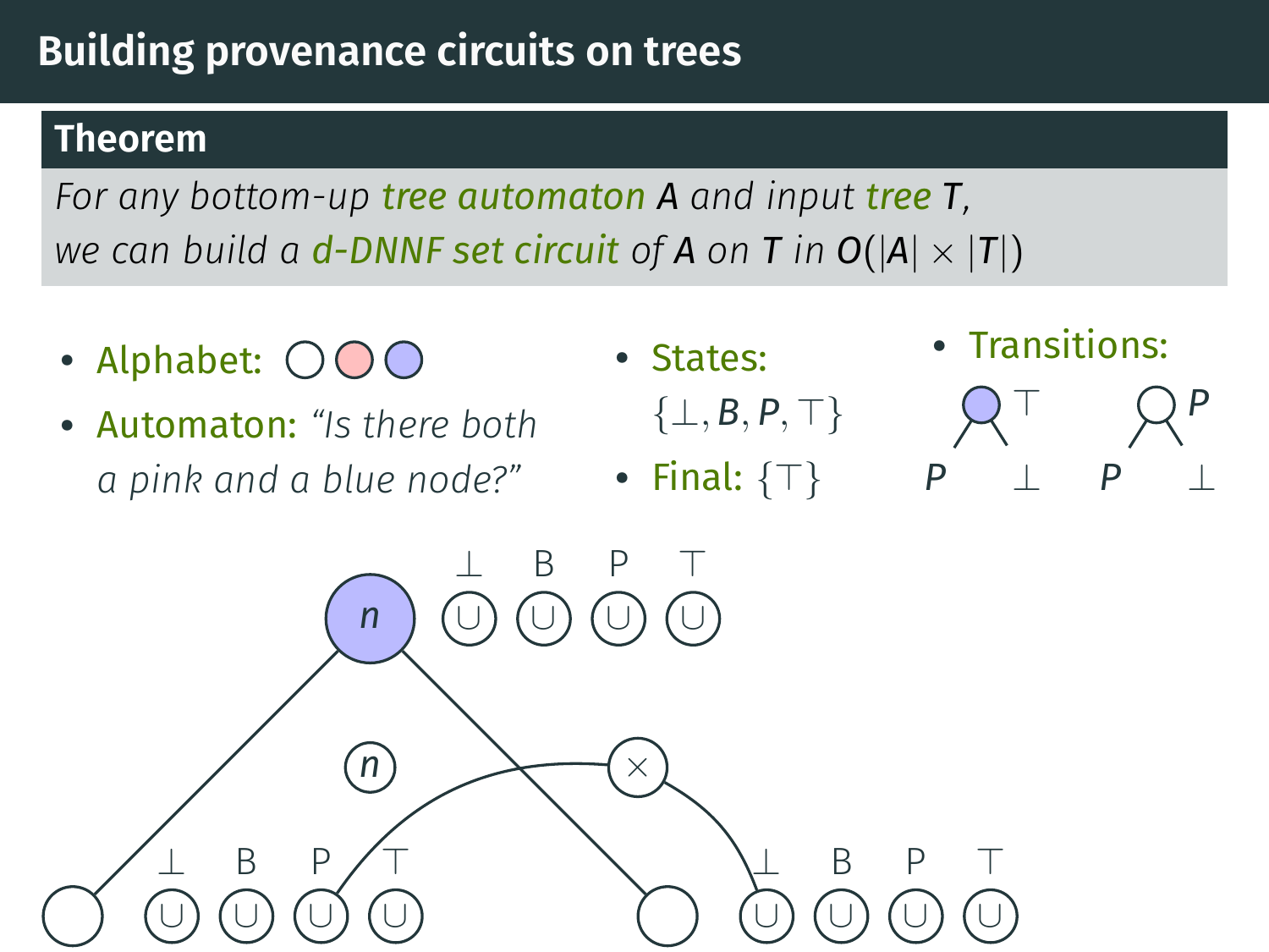# Building provenance circuits on trees

**Theorem**

*For any bottom-up tree automaton $A$ and input tree $T$, we can build a d-DNNF set circuit of $A$ on $T$ in $O(|A| \times |T|)$*

- **Alphabet:** ○ (white) ○ (pink) ○ (blue)
- **Automaton:** *"Is there both a pink and a blue node?"*
- **States:** $\{\bot, B, P, \top\}$
- **Final:** $\{\top\}$
- **Transitions:**
  - blue node with children $P$ and $\bot$ → $\top$
  - white node with children $P$ and $\bot$ → $P$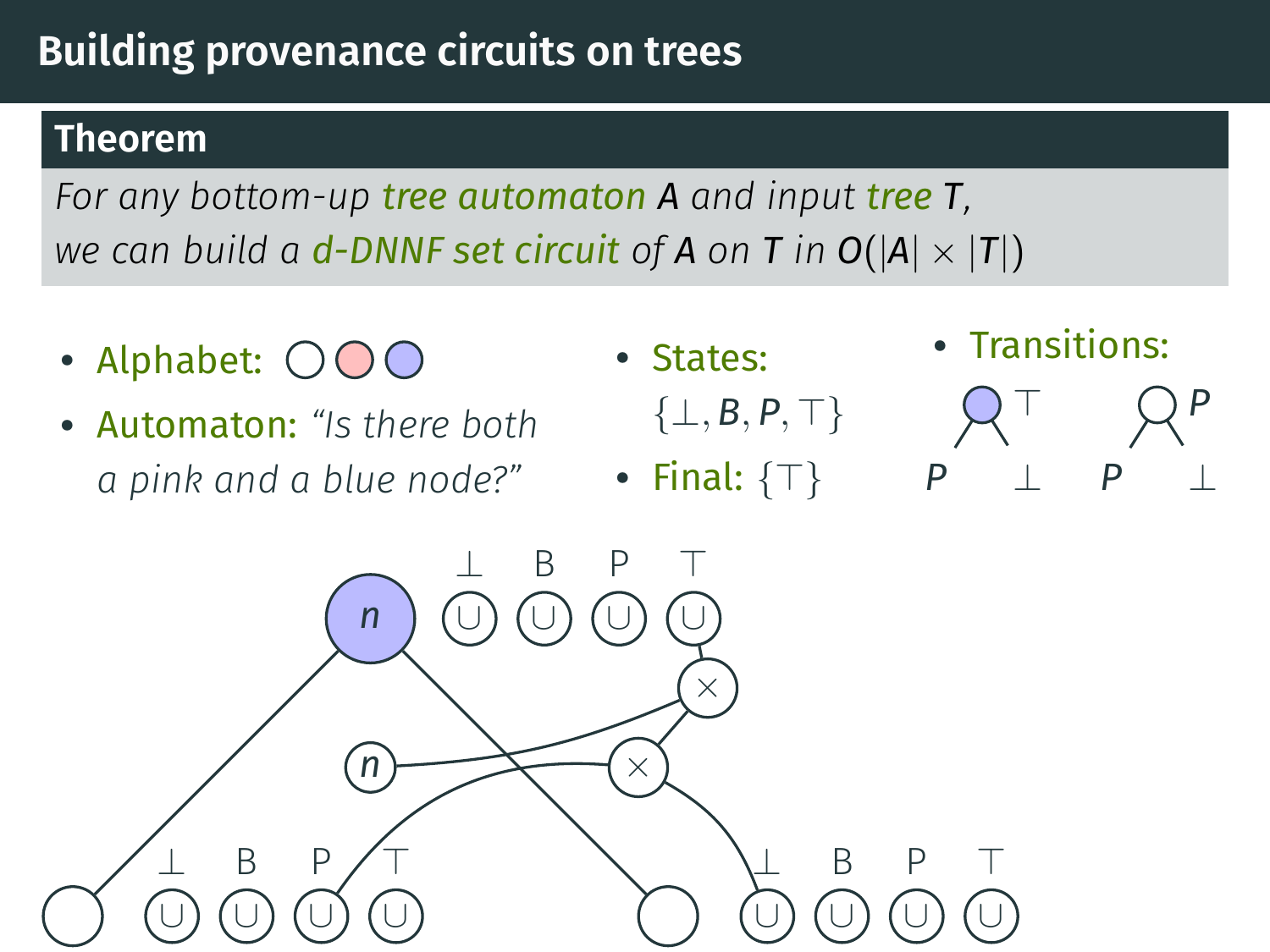# Building provenance circuits on trees

**Theorem**

*For any bottom-up tree automaton $A$ and input tree $T$, we can build a d-DNNF set circuit of $A$ on $T$ in $O(|A| \times |T|)$*

- **Alphabet:** ◯ ◯ ◯
- **Automaton:** *"Is there both a pink and a blue node?"*
- **States:** $\{\bot, B, P, \top\}$
- **Final:** $\{\top\}$
- **Transitions:**

$\top$ (blue node) with children $P$ and $\bot$; $P$ (white node) with children $P$ and $\bot$

$n$

$\bot$ B P $\top$

$\cup$ $\cup$ $\cup$ $\cup$

$\times$

$n$

$\times$

$\bot$ B P $\top$

$\cup$ $\cup$ $\cup$ $\cup$

$\bot$ B P $\top$

$\cup$ $\cup$ $\cup$ $\cup$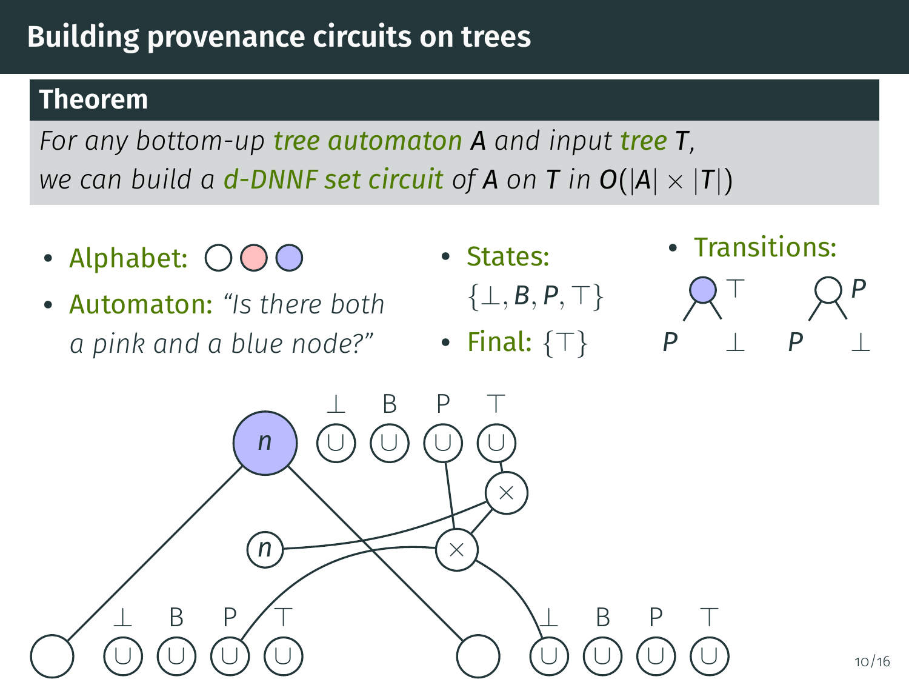# Building provenance circuits on trees

**Theorem**

*For any bottom-up tree automaton $A$ and input tree $T$, we can build a d-DNNF set circuit of $A$ on $T$ in $O(|A| \times |T|)$*

- **Alphabet:** ○ ○ ○
- **Automaton:** *"Is there both a pink and a blue node?"*
- **States:** $\{\bot, B, P, \top\}$
- **Final:** $\{\top\}$
- **Transitions:**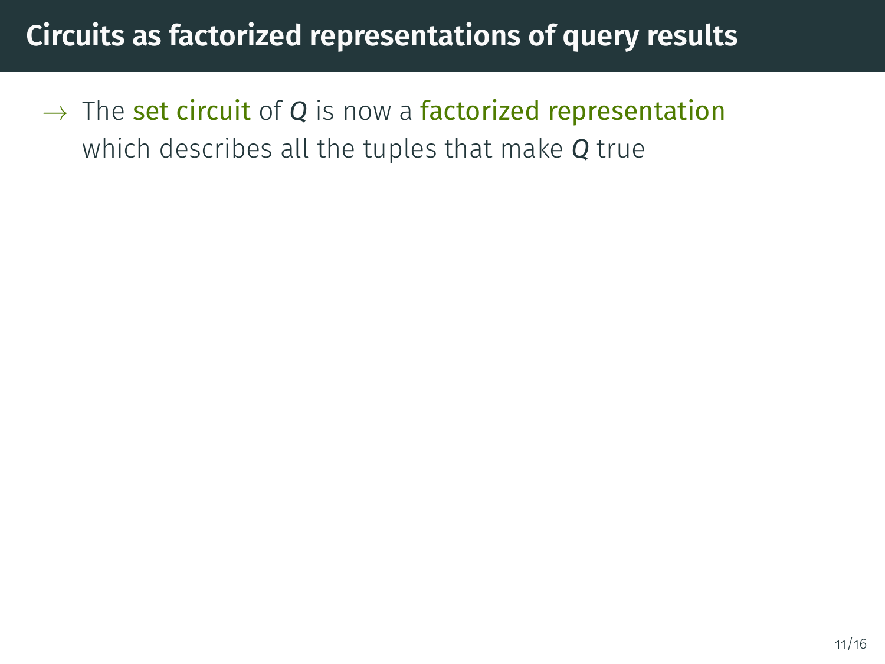# Circuits as factorized representations of query results

→ The set circuit of $Q$ is now a factorized representation which describes all the tuples that make $Q$ true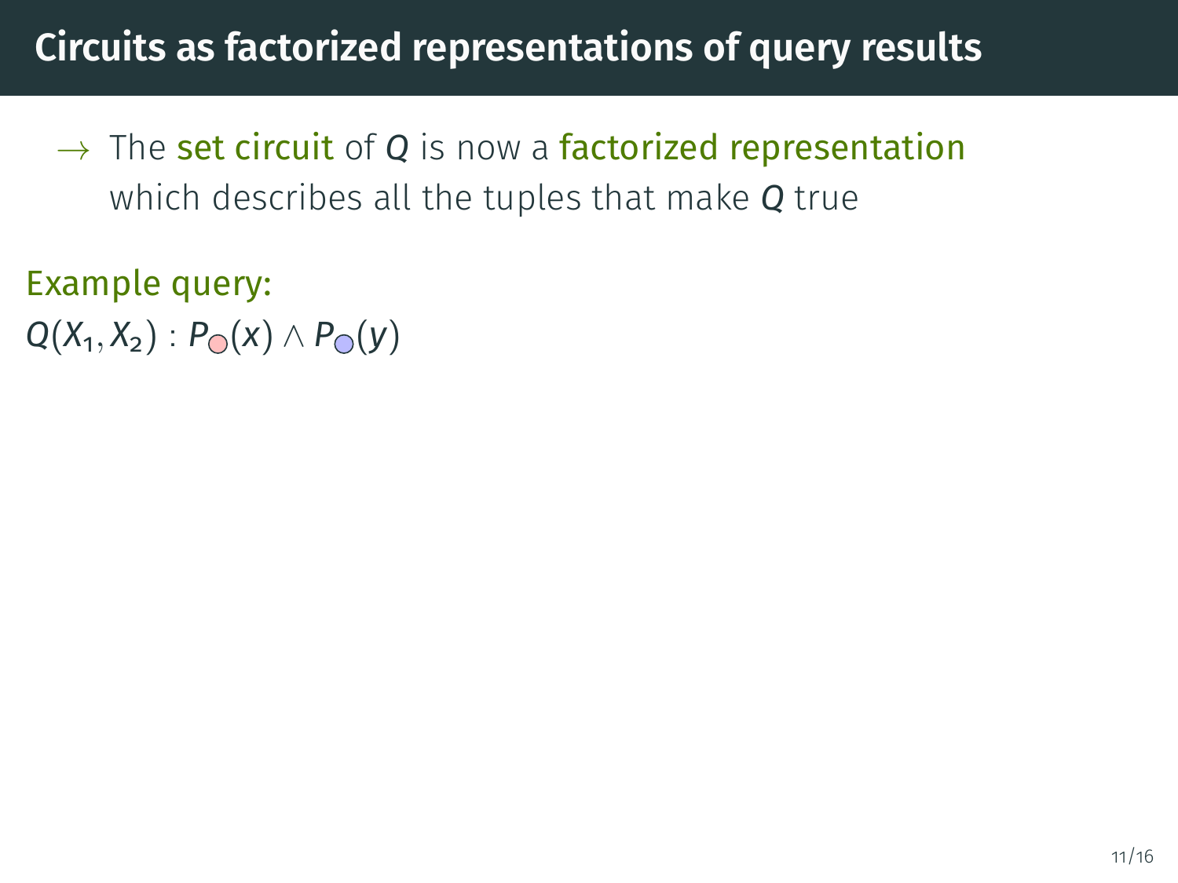# Circuits as factorized representations of query results

→ The set circuit of $Q$ is now a factorized representation which describes all the tuples that make $Q$ true

Example query:

$Q(X_1, X_2) : P_{\bigcirc}(x) \land P_{\bigcirc}(y)$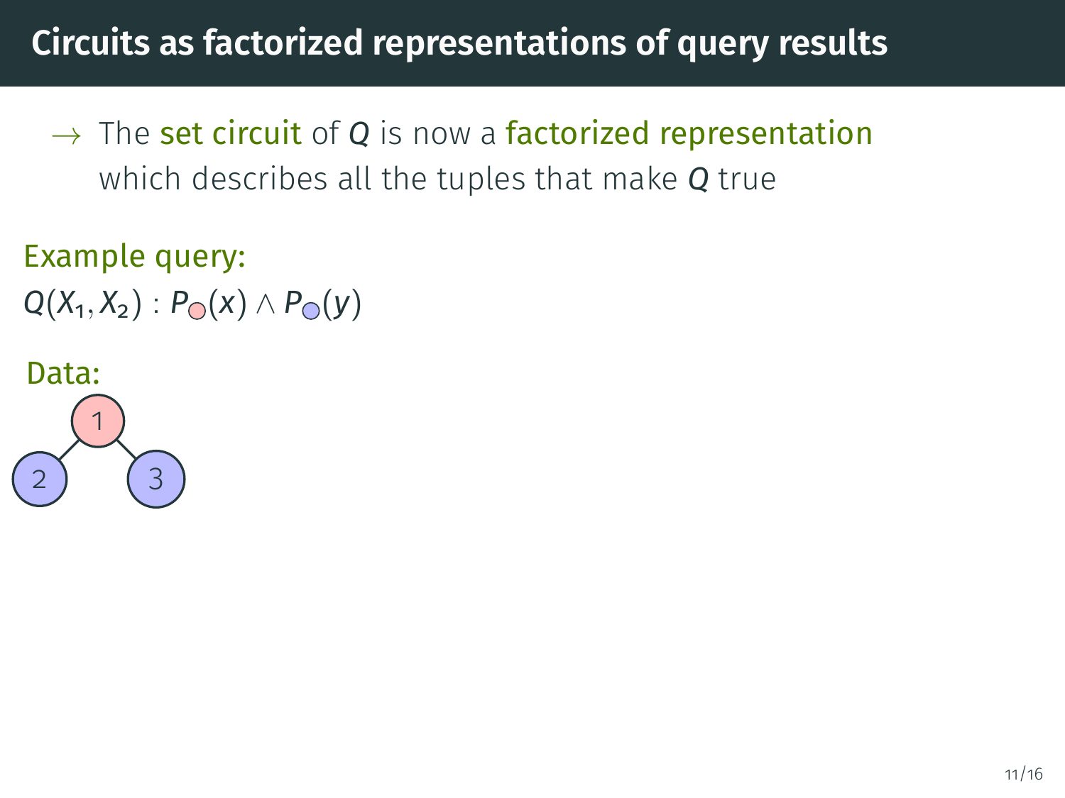# Circuits as factorized representations of query results

→ The set circuit of $Q$ is now a factorized representation which describes all the tuples that make $Q$ true

Example query:

$Q(X_1, X_2) : P_{\bigcirc}(x) \land P_{\bigcirc}(y)$

Data: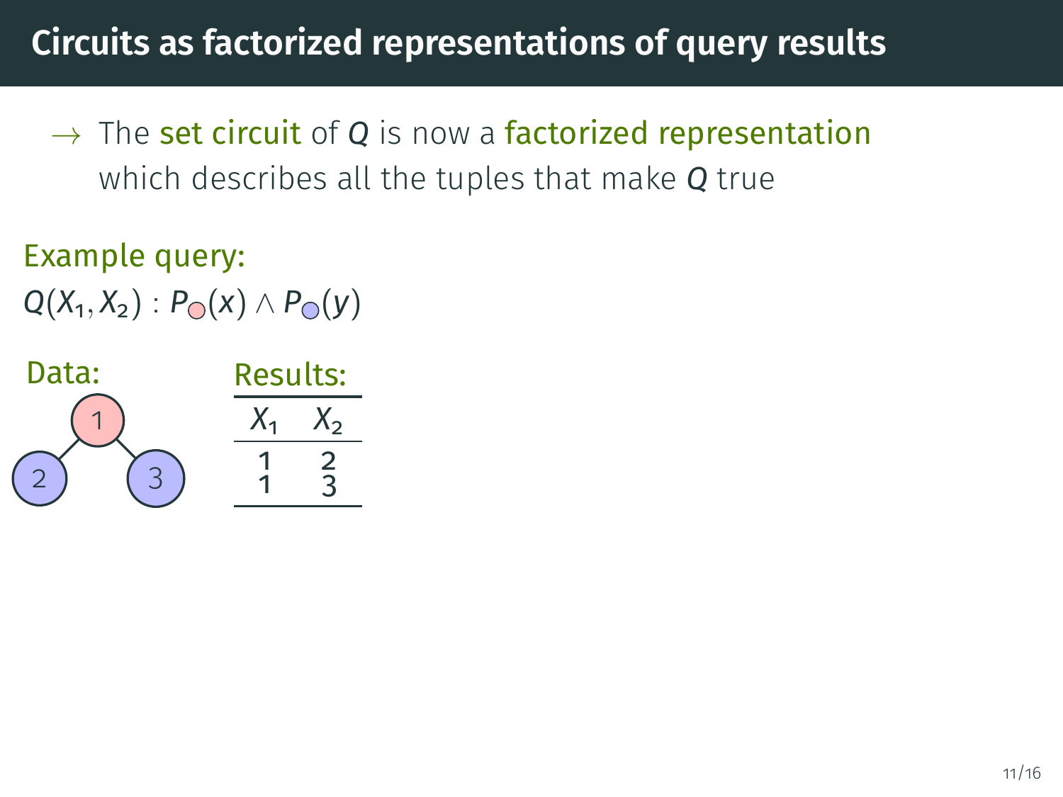# Circuits as factorized representations of query results

→ The set circuit of $Q$ is now a factorized representation which describes all the tuples that make $Q$ true

Example query:

$Q(X_1, X_2) : P_{\bigcirc}(x) \wedge P_{\bigcirc}(y)$

Data:

Results:

| $X_1$ | $X_2$ |
|---|---|
| 1 | 2 |
| 1 | 3 |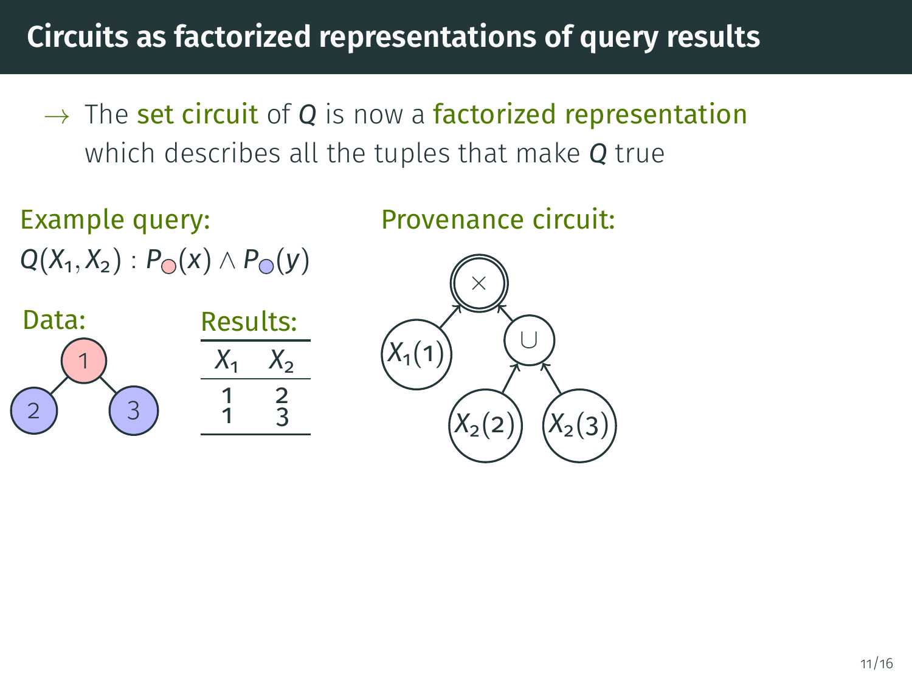# Circuits as factorized representations of query results

→ The set circuit of $Q$ is now a factorized representation which describes all the tuples that make $Q$ true

Example query:

$Q(X_1, X_2) : P_{\bigcirc}(x) \wedge P_{\bigcirc}(y)$

Data:

Results:

| $X_1$ | $X_2$ |
|---|---|
| 1 | 2 |
| 1 | 3 |

Provenance circuit: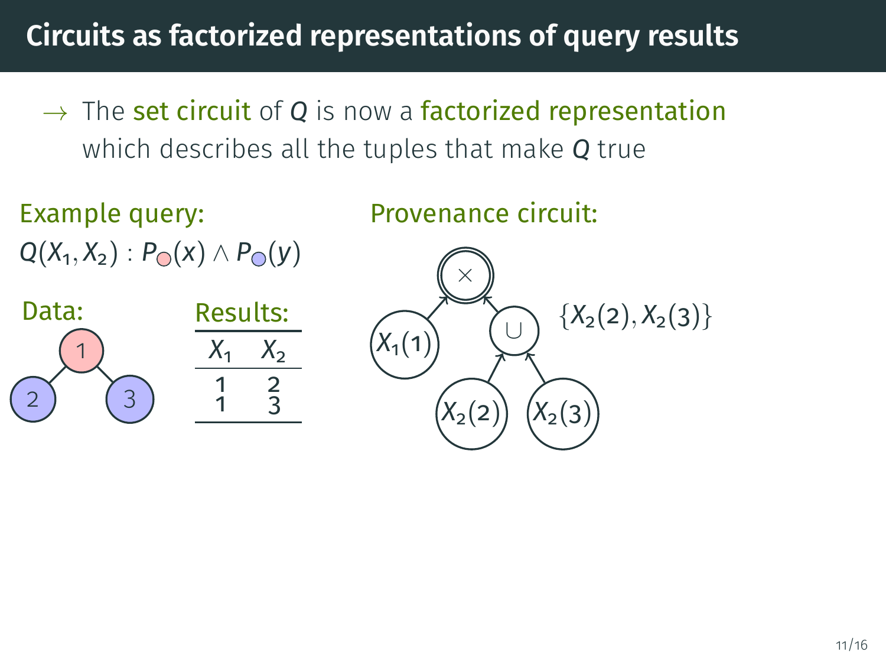# Circuits as factorized representations of query results

→ The **set circuit** of $Q$ is now a **factorized representation** which describes all the tuples that make $Q$ true

**Example query:**

$Q(X_1, X_2) : P_{\bigcirc}(x) \wedge P_{\bigcirc}(y)$

**Data:**

**Results:**

| $X_1$ | $X_2$ |
|---|---|
| 1 | 2 |
| 1 | 3 |

**Provenance circuit:**

$\{X_2(2), X_2(3)\}$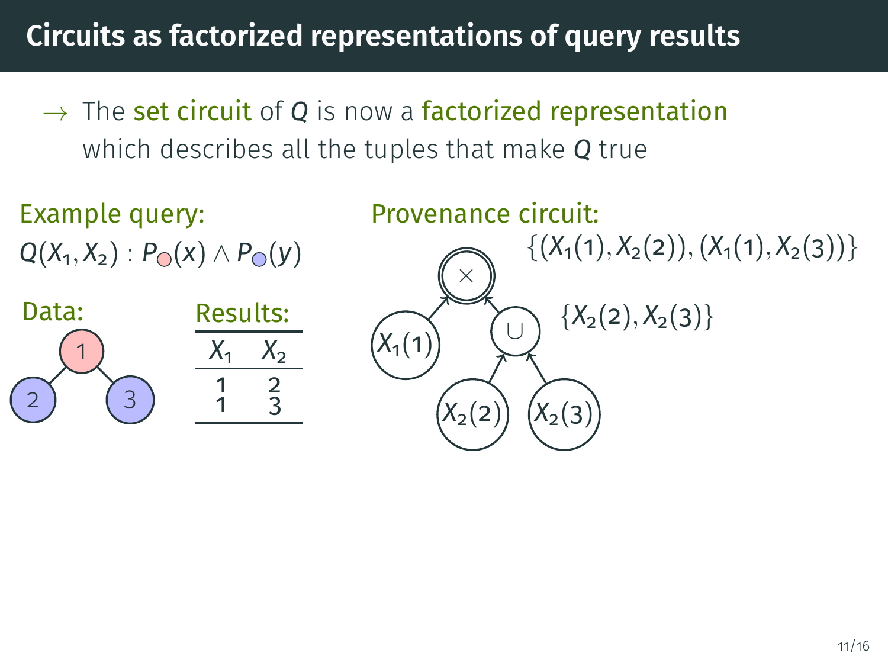## Circuits as factorized representations of query results

→ The set circuit of $Q$ is now a factorized representation which describes all the tuples that make $Q$ true

Example query:

$Q(X_1, X_2) : P_{\color{red}\bigcirc}(x) \wedge P_{\color{blue}\bigcirc}(y)$

Data:

Results:

| $X_1$ | $X_2$ |
|---|---|
| 1 | 2 |
| 1 | 3 |

Provenance circuit:

$\{(X_1(1), X_2(2)), (X_1(1), X_2(3))\}$

$\{X_2(2), X_2(3)\}$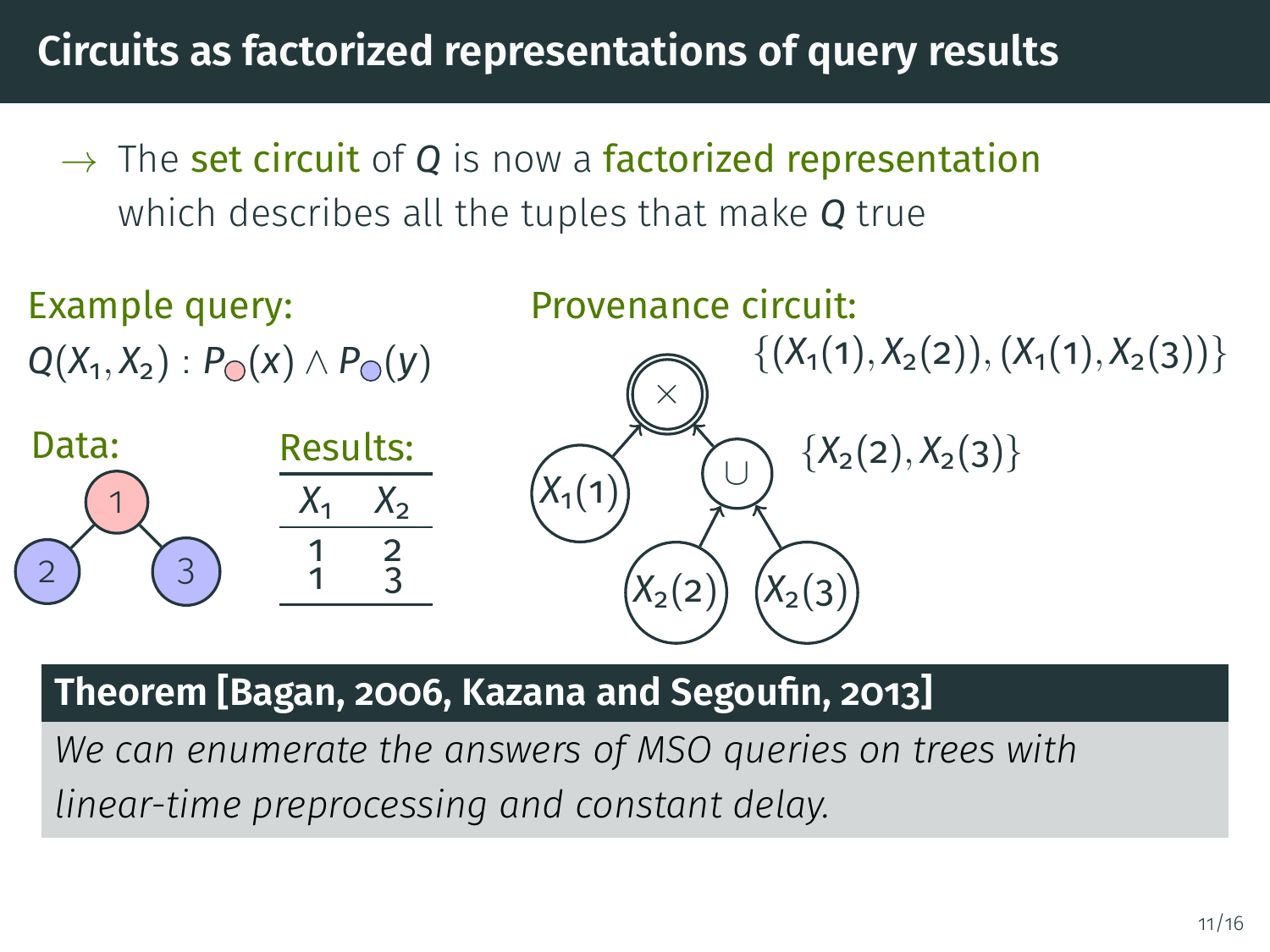# Circuits as factorized representations of query results

→ The set circuit of $Q$ is now a factorized representation which describes all the tuples that make $Q$ true

**Example query:**

$Q(X_1, X_2) : P_{\bigcirc}(x) \wedge P_{\bigcirc}(y)$

**Data:**

**Results:**

| $X_1$ | $X_2$ |
|---|---|
| 1 | 2 |
| 1 | 3 |

**Provenance circuit:**

$\{(X_1(1), X_2(2)), (X_1(1), X_2(3))\}$

$\{X_2(2), X_2(3)\}$

**Theorem [Bagan, 2006, Kazana and Segoufin, 2013]**

*We can enumerate the answers of MSO queries on trees with linear-time preprocessing and constant delay.*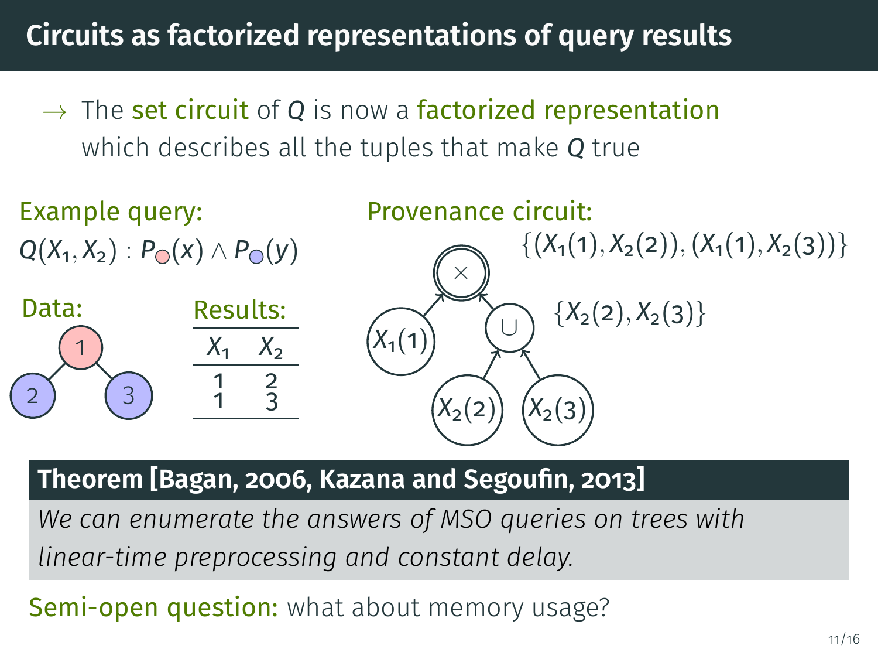# Circuits as factorized representations of query results

→ The set circuit of $Q$ is now a factorized representation which describes all the tuples that make $Q$ true

**Example query:**

$Q(X_1, X_2) : P_{\color{red}\bigcirc}(x) \wedge P_{\color{blue}\bigcirc}(y)$

**Data:**

**Results:**

| $X_1$ | $X_2$ |
|---|---|
| 1 | 2 |
| 1 | 3 |

**Provenance circuit:**

$\{(X_1(1), X_2(2)), (X_1(1), X_2(3))\}$

$\{X_2(2), X_2(3)\}$

**Theorem [Bagan, 2006, Kazana and Segoufin, 2013]**

*We can enumerate the answers of MSO queries on trees with linear-time preprocessing and constant delay.*

**Semi-open question:** what about memory usage?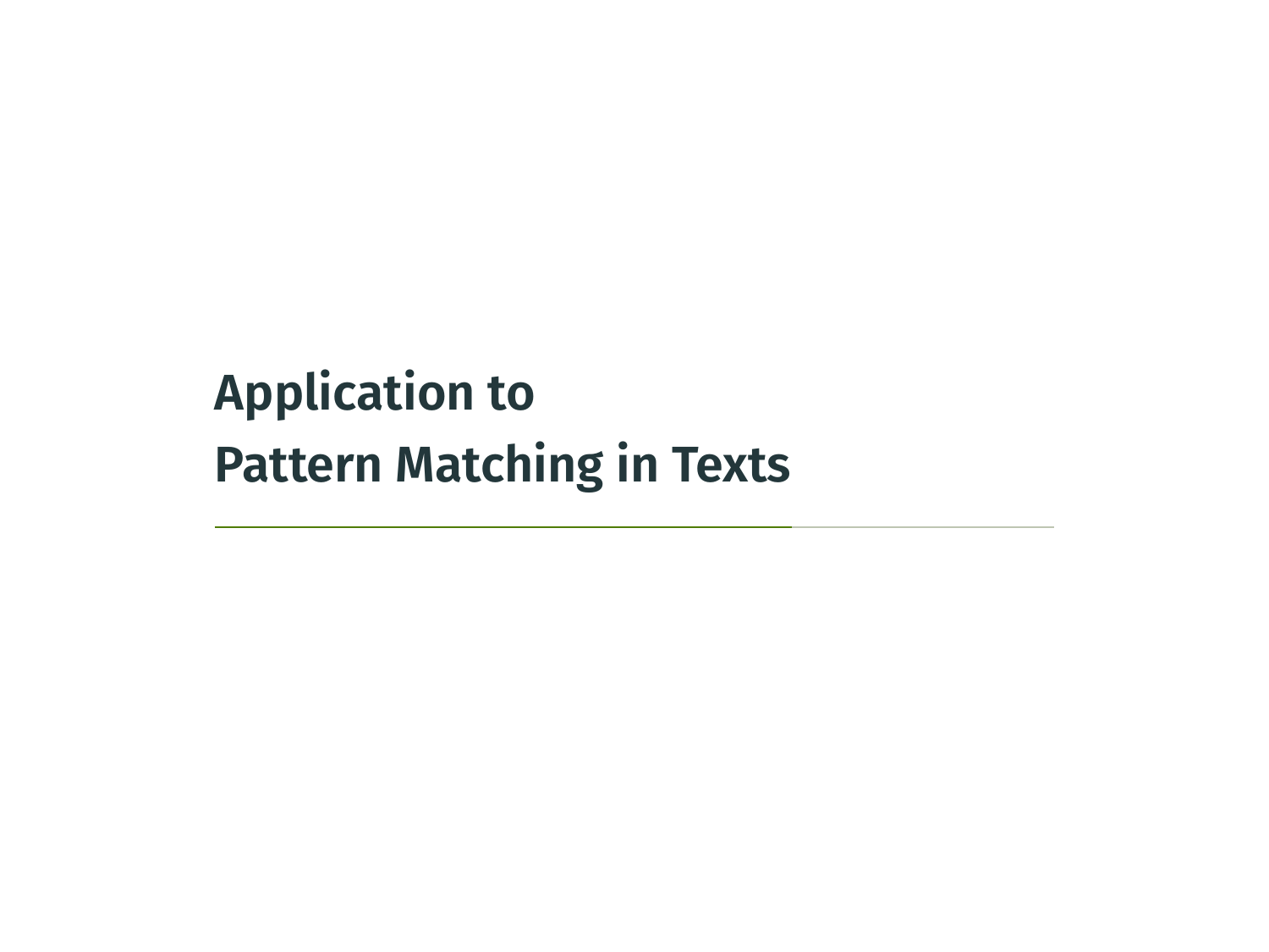# Application to Pattern Matching in Texts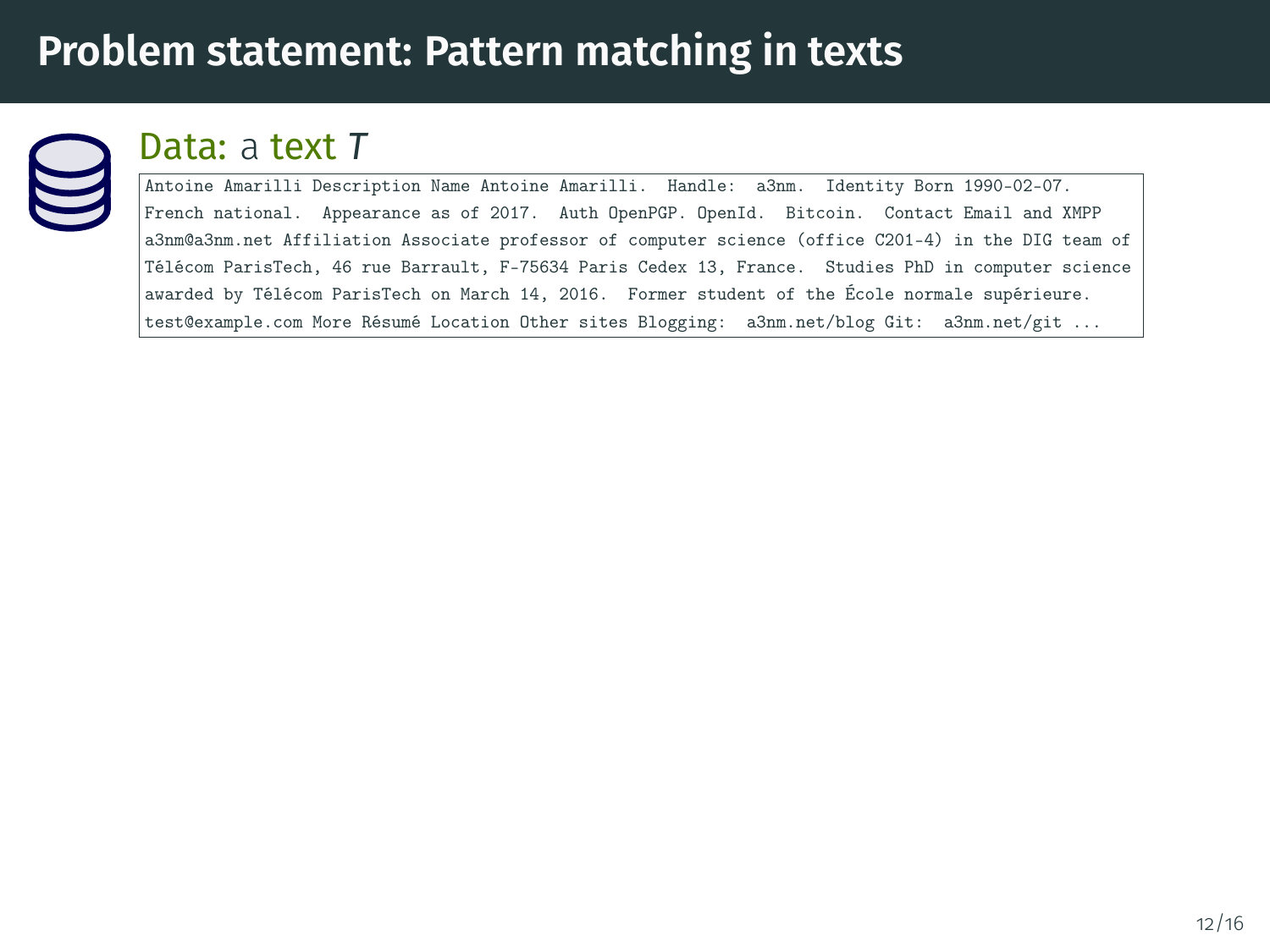# Problem statement: Pattern matching in texts

**Data:** a text $T$

```
Antoine Amarilli Description Name Antoine Amarilli.  Handle:  a3nm.  Identity Born 1990-02-07.
French national.  Appearance as of 2017.  Auth OpenPGP. OpenId.  Bitcoin.  Contact Email and XMPP
a3nm@a3nm.net Affiliation Associate professor of computer science (office C201-4) in the DIG team of
Télécom ParisTech, 46 rue Barrault, F-75634 Paris Cedex 13, France.  Studies PhD in computer science
awarded by Télécom ParisTech on March 14, 2016.  Former student of the École normale supérieure.
test@example.com More Résumé Location Other sites Blogging:  a3nm.net/blog Git:  a3nm.net/git ...
```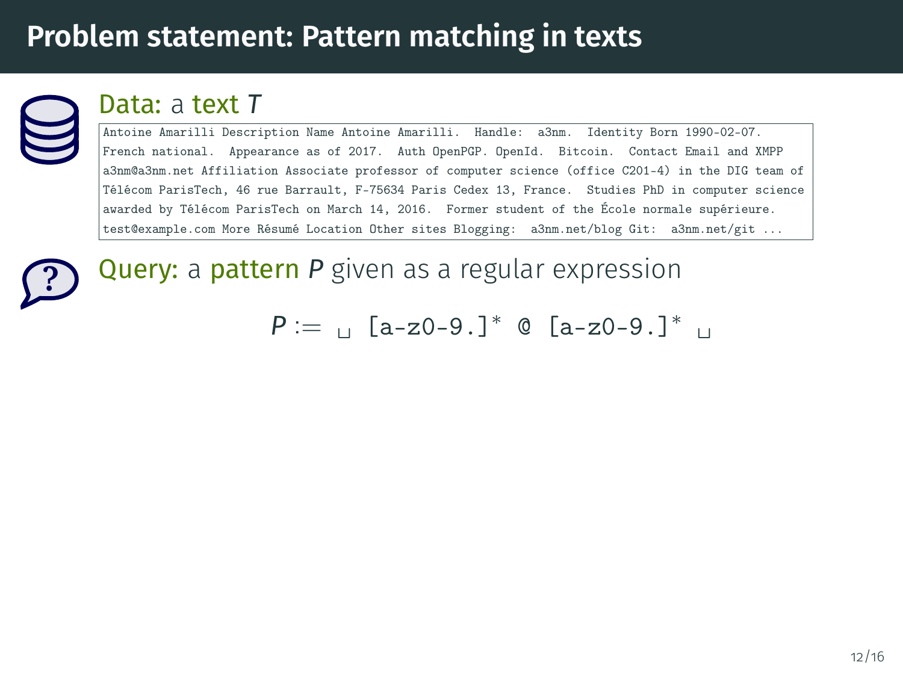# Problem statement: Pattern matching in texts

**Data:** a text $T$

```
Antoine Amarilli Description Name Antoine Amarilli.  Handle:  a3nm.  Identity Born 1990-02-07.
French national.  Appearance as of 2017.  Auth OpenPGP. OpenId.  Bitcoin.  Contact Email and XMPP
a3nm@a3nm.net Affiliation Associate professor of computer science (office C201-4) in the DIG team of
Télécom ParisTech, 46 rue Barrault, F-75634 Paris Cedex 13, France.  Studies PhD in computer science
awarded by Télécom ParisTech on March 14, 2016.  Former student of the École normale supérieure.
test@example.com More Résumé Location Other sites Blogging:  a3nm.net/blog Git:  a3nm.net/git ...
```

**Query:** a pattern $P$ given as a regular expression

$$P := \ \sqcup\ \texttt{[a-z0-9.]}^*\ \texttt{@}\ \texttt{[a-z0-9.]}^*\ \sqcup$$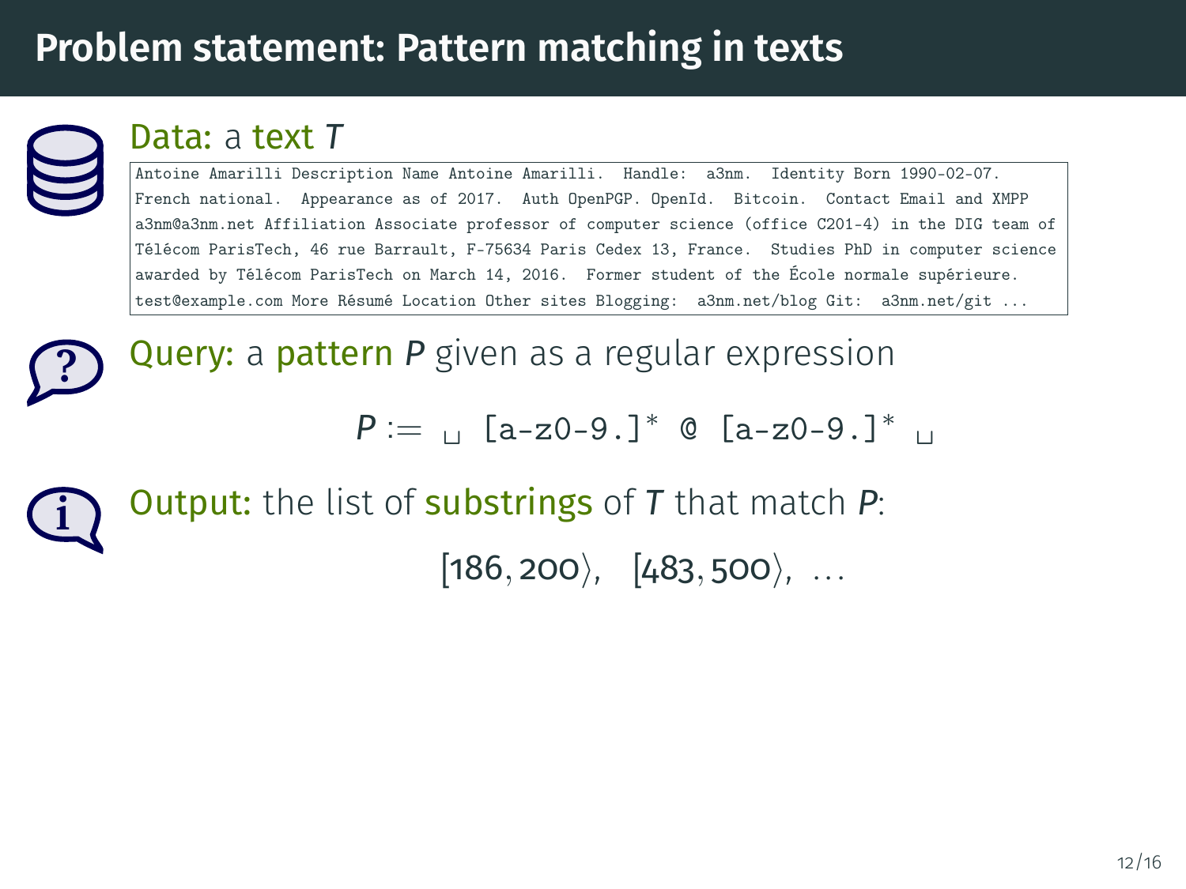# Problem statement: Pattern matching in texts

**Data:** a **text** $T$

```
Antoine Amarilli Description Name Antoine Amarilli.  Handle:  a3nm.  Identity Born 1990-02-07.
French national.  Appearance as of 2017.  Auth OpenPGP. OpenId.  Bitcoin.  Contact Email and XMPP
a3nm@a3nm.net Affiliation Associate professor of computer science (office C201-4) in the DIG team of
Télécom ParisTech, 46 rue Barrault, F-75634 Paris Cedex 13, France.  Studies PhD in computer science
awarded by Télécom ParisTech on March 14, 2016.  Former student of the École normale supérieure.
test@example.com More Résumé Location Other sites Blogging:  a3nm.net/blog Git:  a3nm.net/git ...
```

**Query:** a **pattern** $P$ given as a regular expression

$$P := \text{␣ [a-z0-9.]* @ [a-z0-9.]* ␣}$$

**Output:** the list of **substrings** of $T$ that match $P$:

$$[186, 200\rangle, \quad [483, 500\rangle, \quad \ldots$$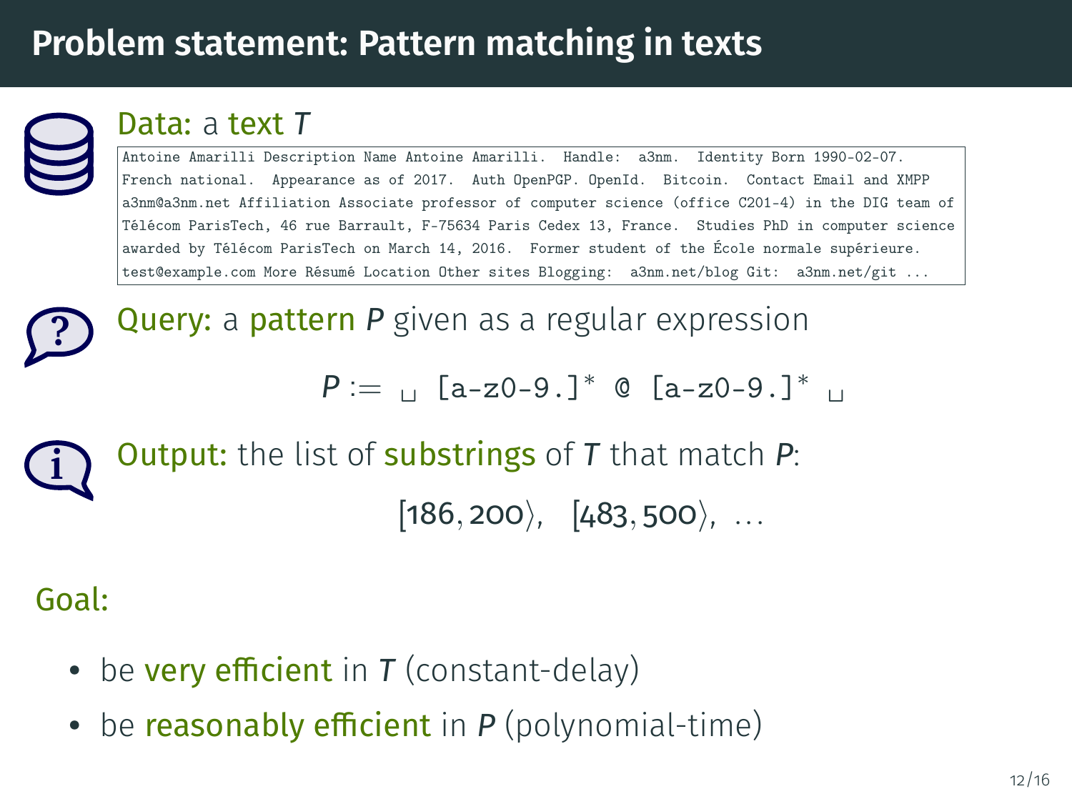# Problem statement: Pattern matching in texts

**Data:** a **text** $T$

```
Antoine Amarilli Description Name Antoine Amarilli.  Handle:  a3nm.  Identity Born 1990-02-07.
French national.  Appearance as of 2017.  Auth OpenPGP. OpenId.  Bitcoin.  Contact Email and XMPP
a3nm@a3nm.net Affiliation Associate professor of computer science (office C201-4) in the DIG team of
Télécom ParisTech, 46 rue Barrault, F-75634 Paris Cedex 13, France.  Studies PhD in computer science
awarded by Télécom ParisTech on March 14, 2016.  Former student of the École normale supérieure.
test@example.com More Résumé Location Other sites Blogging:  a3nm.net/blog Git:  a3nm.net/git ...
```

**Query:** a **pattern** $P$ given as a regular expression

$$P := \,\sqcup\, \texttt{[a-z0-9.]}^* \;\texttt{@}\; \texttt{[a-z0-9.]}^* \,\sqcup$$

**Output:** the list of **substrings** of $T$ that match $P$:

$$[186, 200\rangle, \quad [483, 500\rangle, \quad \ldots$$

**Goal:**

- be **very efficient** in $T$ (constant-delay)
- be **reasonably efficient** in $P$ (polynomial-time)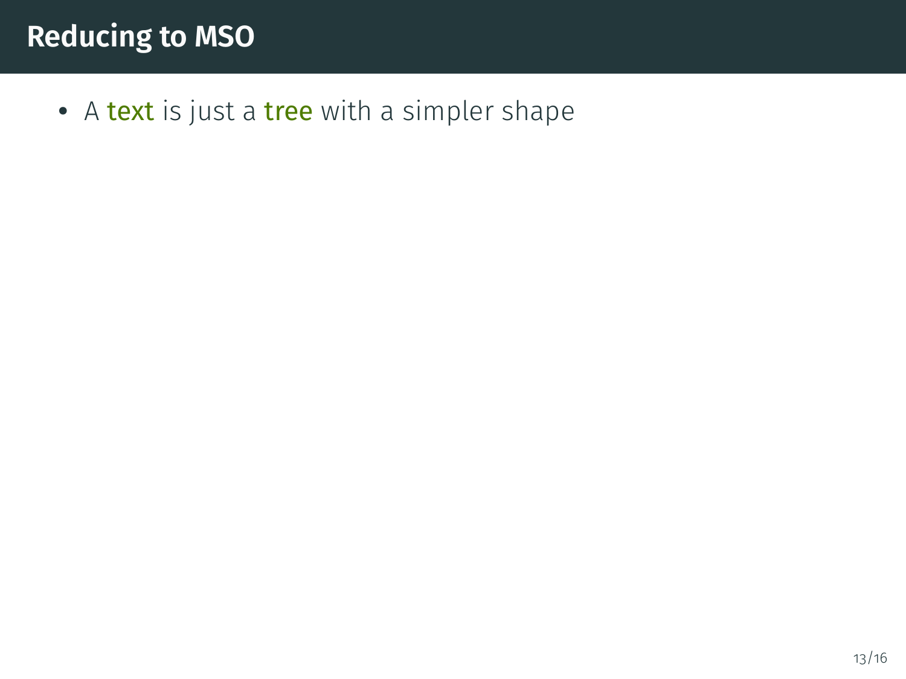# Reducing to MSO

- A **text** is just a **tree** with a simpler shape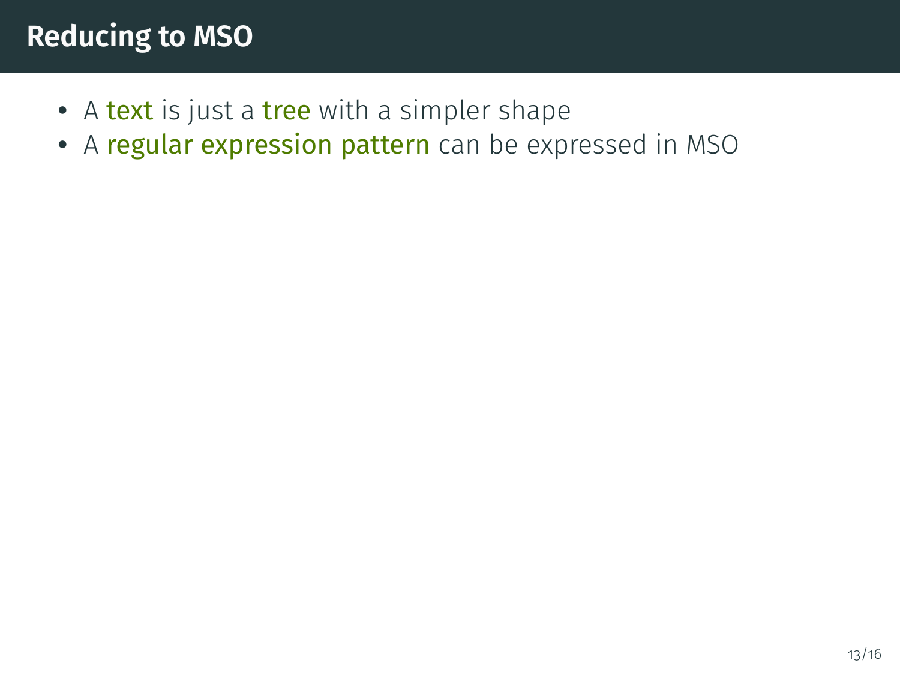# Reducing to MSO

- A **text** is just a **tree** with a simpler shape
- A **regular expression pattern** can be expressed in MSO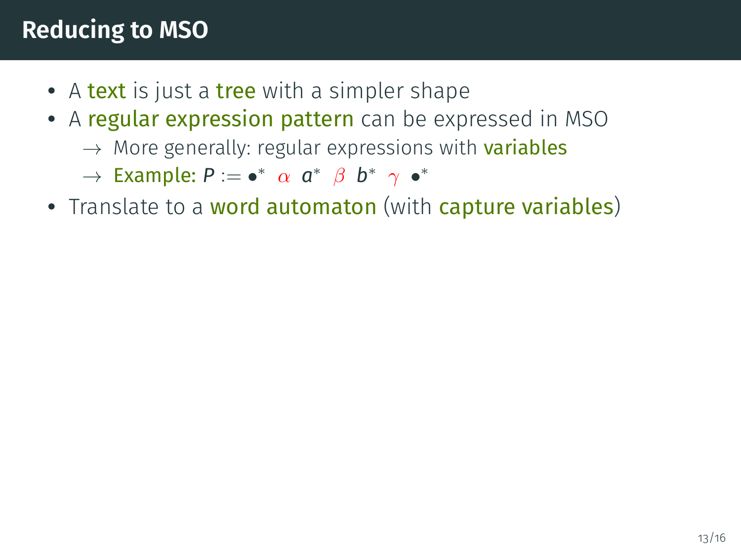# Reducing to MSO

- A **text** is just a **tree** with a simpler shape
- A **regular expression pattern** can be expressed in MSO
  - → More generally: regular expressions with **variables**
  - → Example: $P := \bullet^* \ \alpha \ a^* \ \beta \ b^* \ \gamma \ \bullet^*$
- Translate to a **word automaton** (with **capture variables**)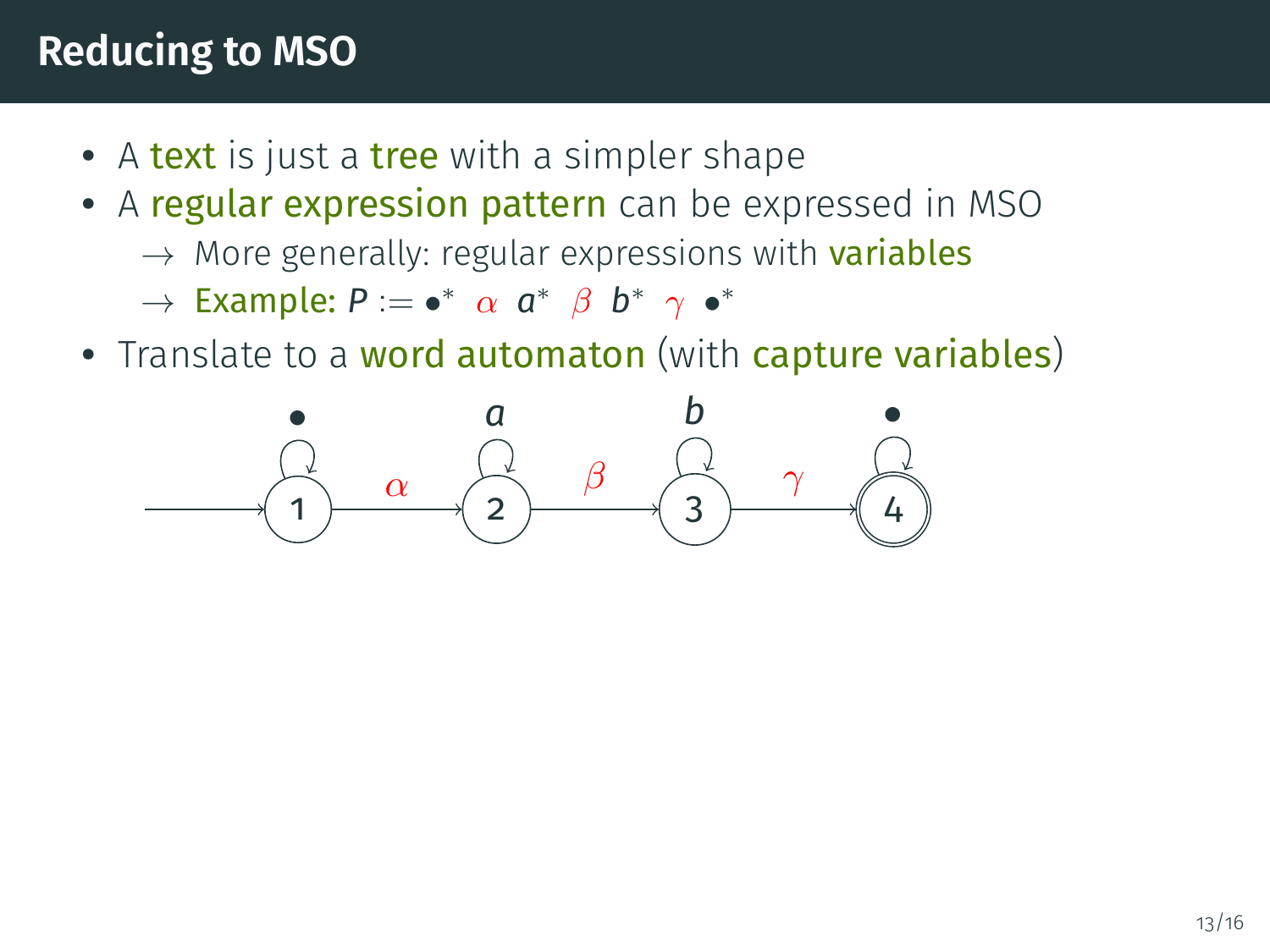# Reducing to MSO

- A **text** is just a **tree** with a simpler shape
- A **regular expression pattern** can be expressed in MSO
  - → More generally: regular expressions with **variables**
  - → **Example:** $P := \bullet^* \ \alpha \ a^* \ \beta \ b^* \ \gamma \ \bullet^*$
- Translate to a **word automaton** (with **capture variables**)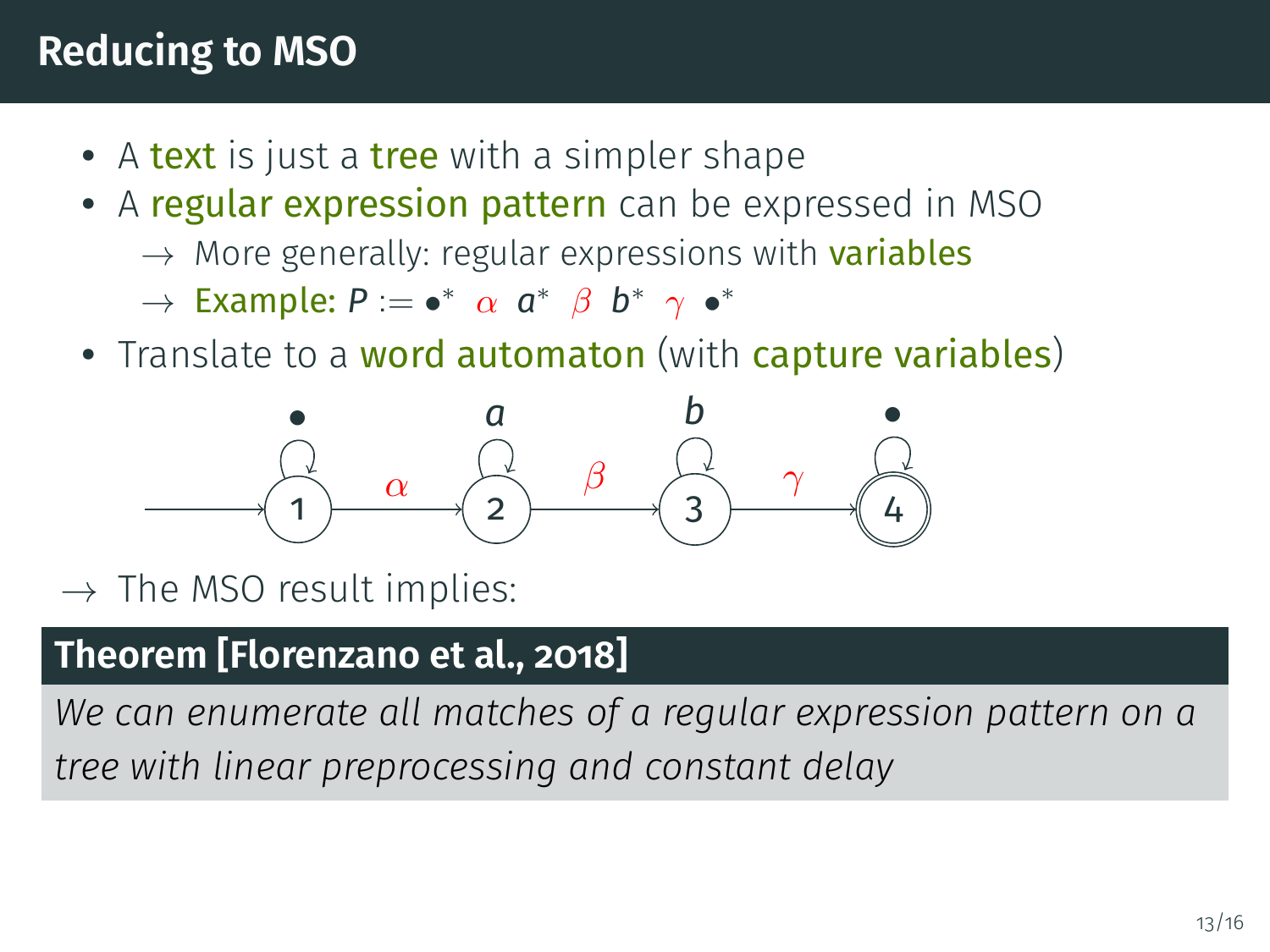# Reducing to MSO

- A **text** is just a **tree** with a simpler shape
- A **regular expression pattern** can be expressed in MSO
  - → More generally: regular expressions with **variables**
  - → **Example:** $P := \bullet^* \ \alpha \ a^* \ \beta \ b^* \ \gamma \ \bullet^*$
- Translate to a **word automaton** (with **capture variables**)

→ The MSO result implies:

**Theorem [Florenzano et al., 2018]**

*We can enumerate all matches of a regular expression pattern on a tree with linear preprocessing and constant delay*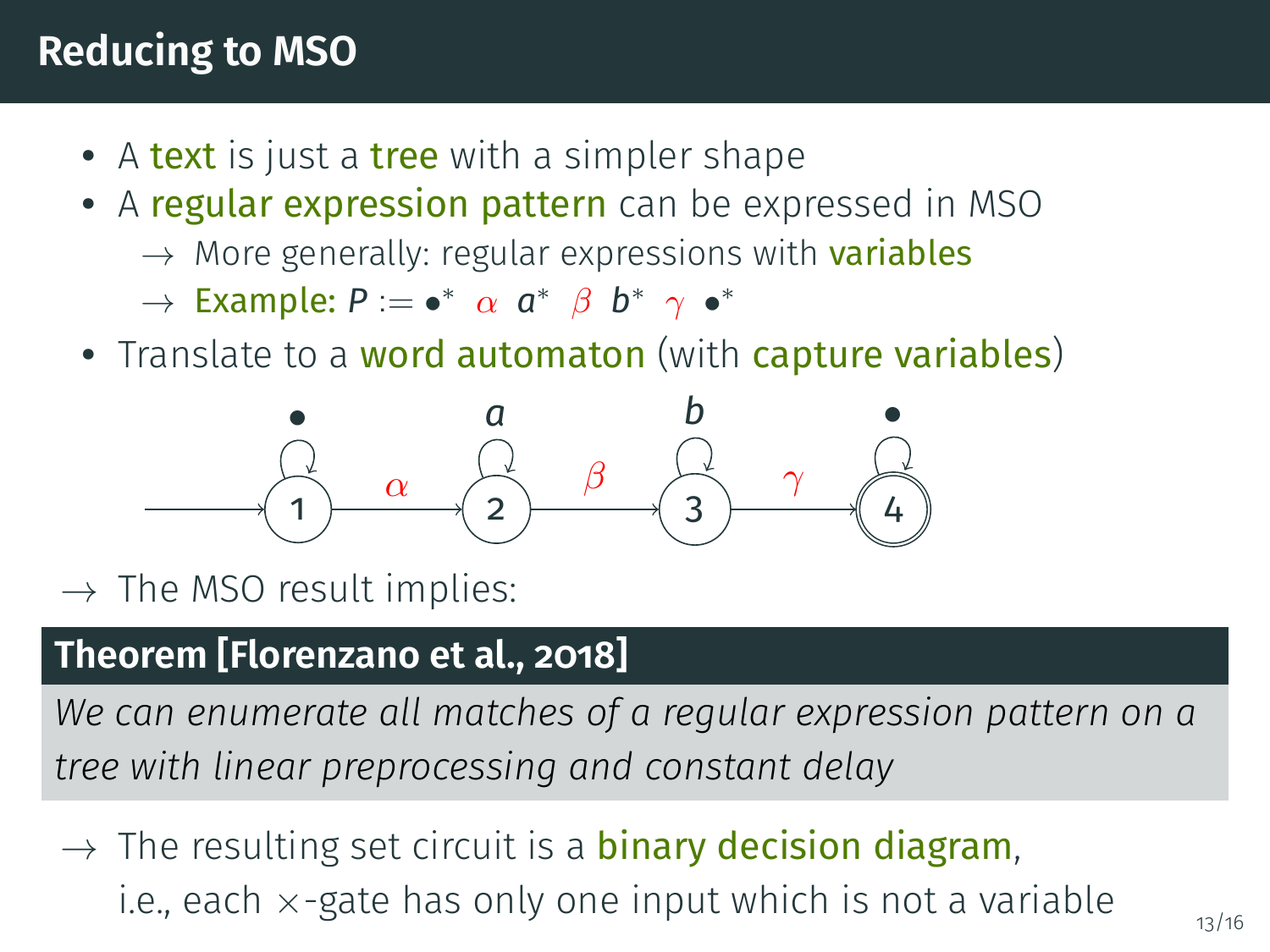# Reducing to MSO

- A **text** is just a **tree** with a simpler shape
- A **regular expression pattern** can be expressed in MSO
  - → More generally: regular expressions with **variables**
  - → **Example:** $P := \bullet^* \; \alpha \; a^* \; \beta \; b^* \; \gamma \; \bullet^*$
- Translate to a **word automaton** (with **capture variables**)

$$\rightarrow (1) \xrightarrow{\alpha} (2) \xrightarrow{\beta} (3) \xrightarrow{\gamma} ((4))$$

(with self-loops: $\bullet$ on 1, $a$ on 2, $b$ on 3, $\bullet$ on 4)

→ The MSO result implies:

**Theorem [Florenzano et al., 2018]**

*We can enumerate all matches of a regular expression pattern on a tree with linear preprocessing and constant delay*

→ The resulting set circuit is a **binary decision diagram**, i.e., each $\times$-gate has only one input which is not a variable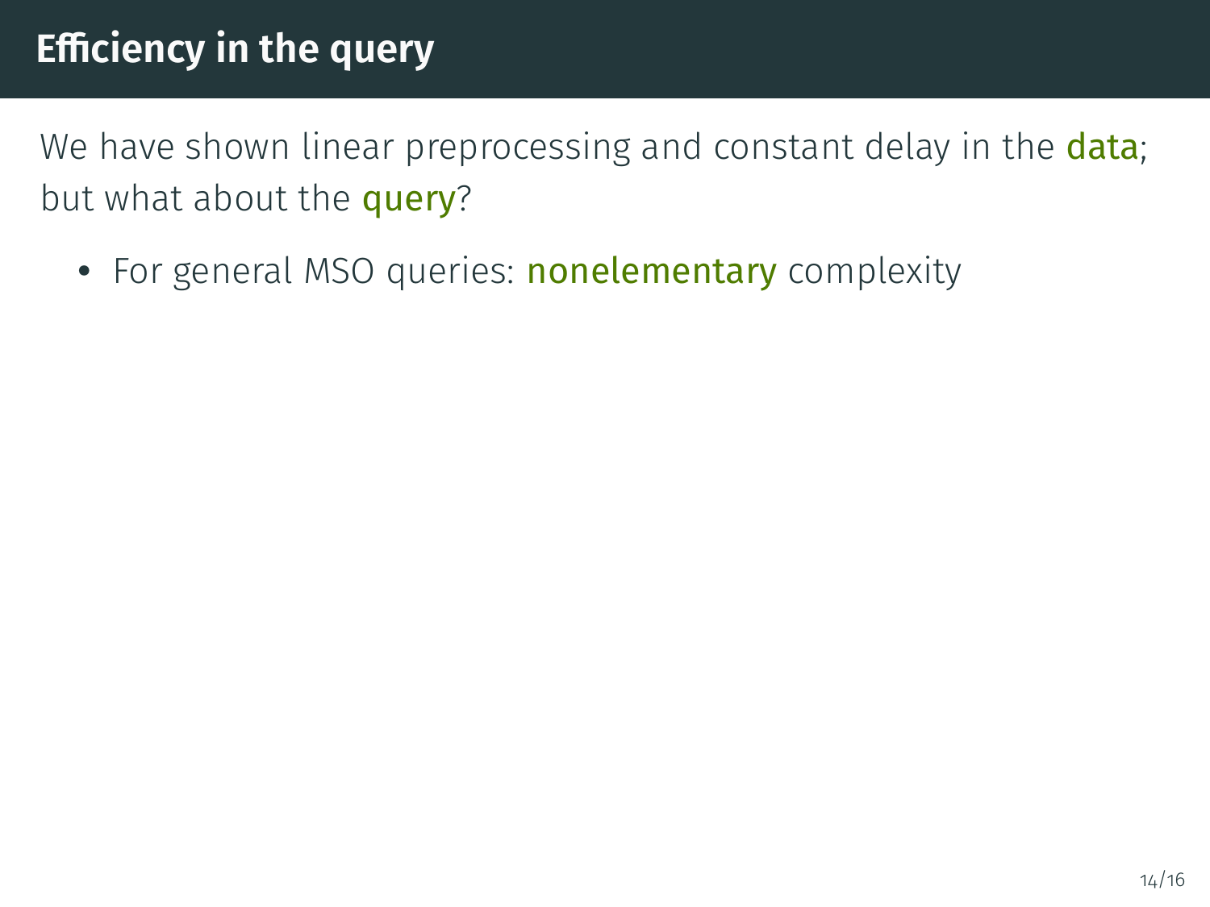# Efficiency in the query

We have shown linear preprocessing and constant delay in the **data**; but what about the **query**?

- For general MSO queries: **nonelementary** complexity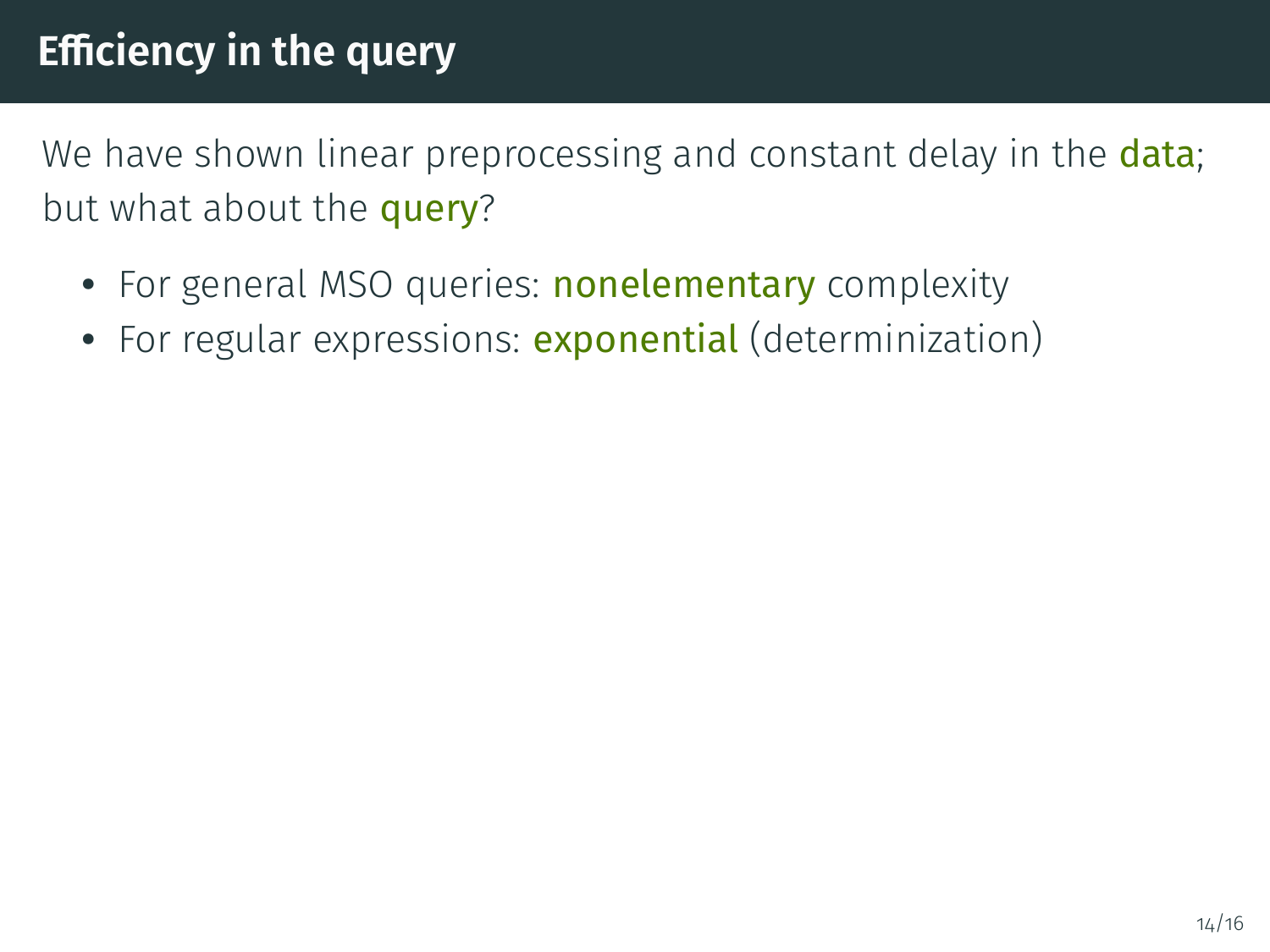# Efficiency in the query

We have shown linear preprocessing and constant delay in the **data**; but what about the **query**?

- For general MSO queries: **nonelementary** complexity
- For regular expressions: **exponential** (determinization)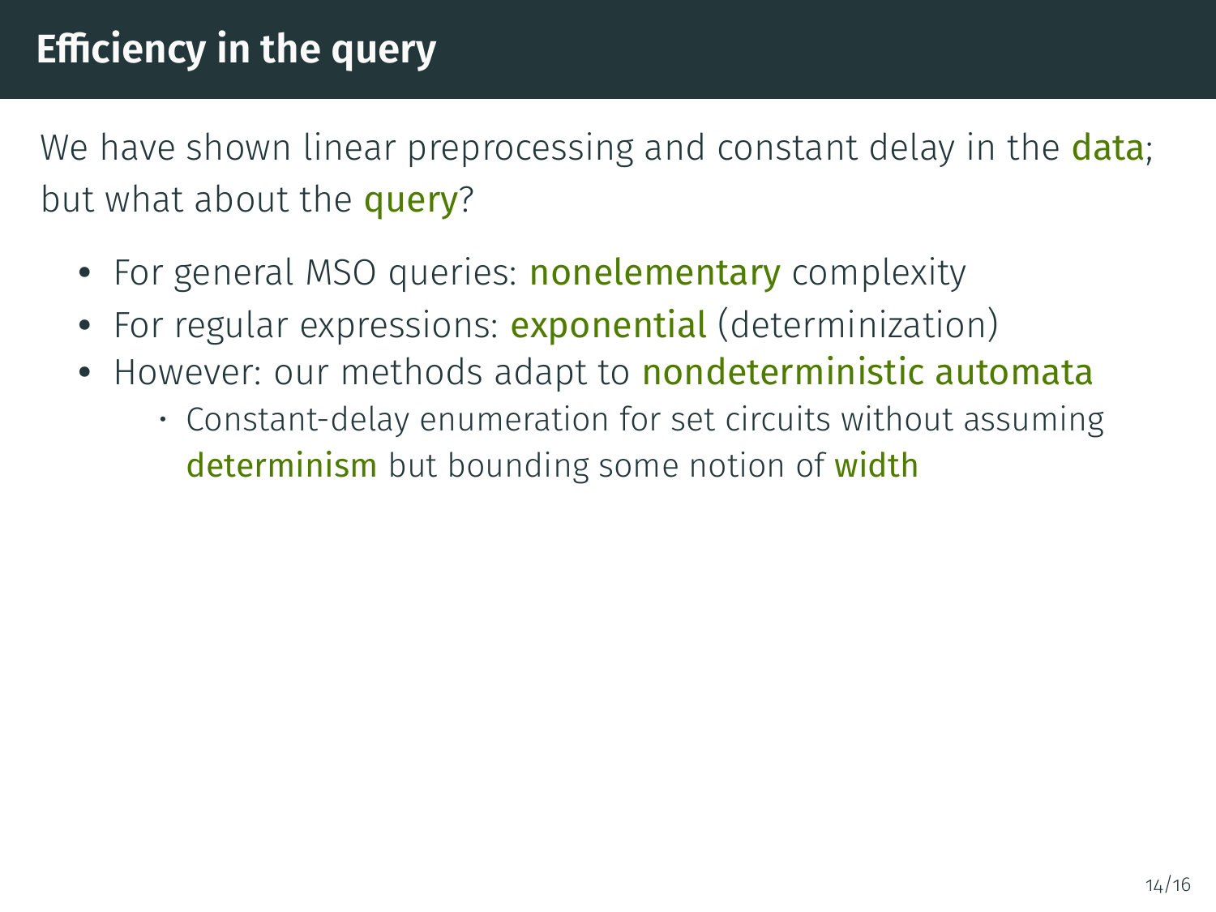# Efficiency in the query

We have shown linear preprocessing and constant delay in the **data**; but what about the **query**?

- For general MSO queries: **nonelementary** complexity
- For regular expressions: **exponential** (determinization)
- However: our methods adapt to **nondeterministic automata**
  - Constant-delay enumeration for set circuits without assuming **determinism** but bounding some notion of **width**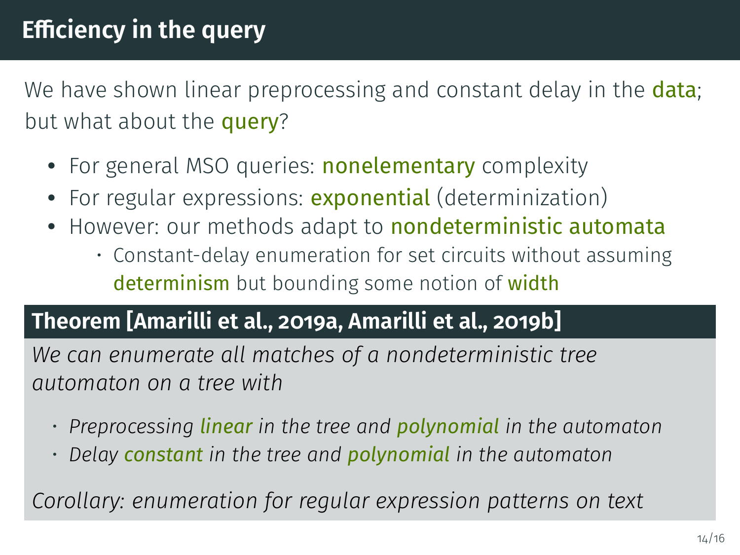# Efficiency in the query

We have shown linear preprocessing and constant delay in the **data**; but what about the **query**?

- For general MSO queries: **nonelementary** complexity
- For regular expressions: **exponential** (determinization)
- However: our methods adapt to **nondeterministic automata**
  - Constant-delay enumeration for set circuits without assuming **determinism** but bounding some notion of **width**

**Theorem [Amarilli et al., 2019a, Amarilli et al., 2019b]**

*We can enumerate all matches of a nondeterministic tree automaton on a tree with*

- *Preprocessing **linear** in the tree and **polynomial** in the automaton*
- *Delay **constant** in the tree and **polynomial** in the automaton*

*Corollary: enumeration for regular expression patterns on text*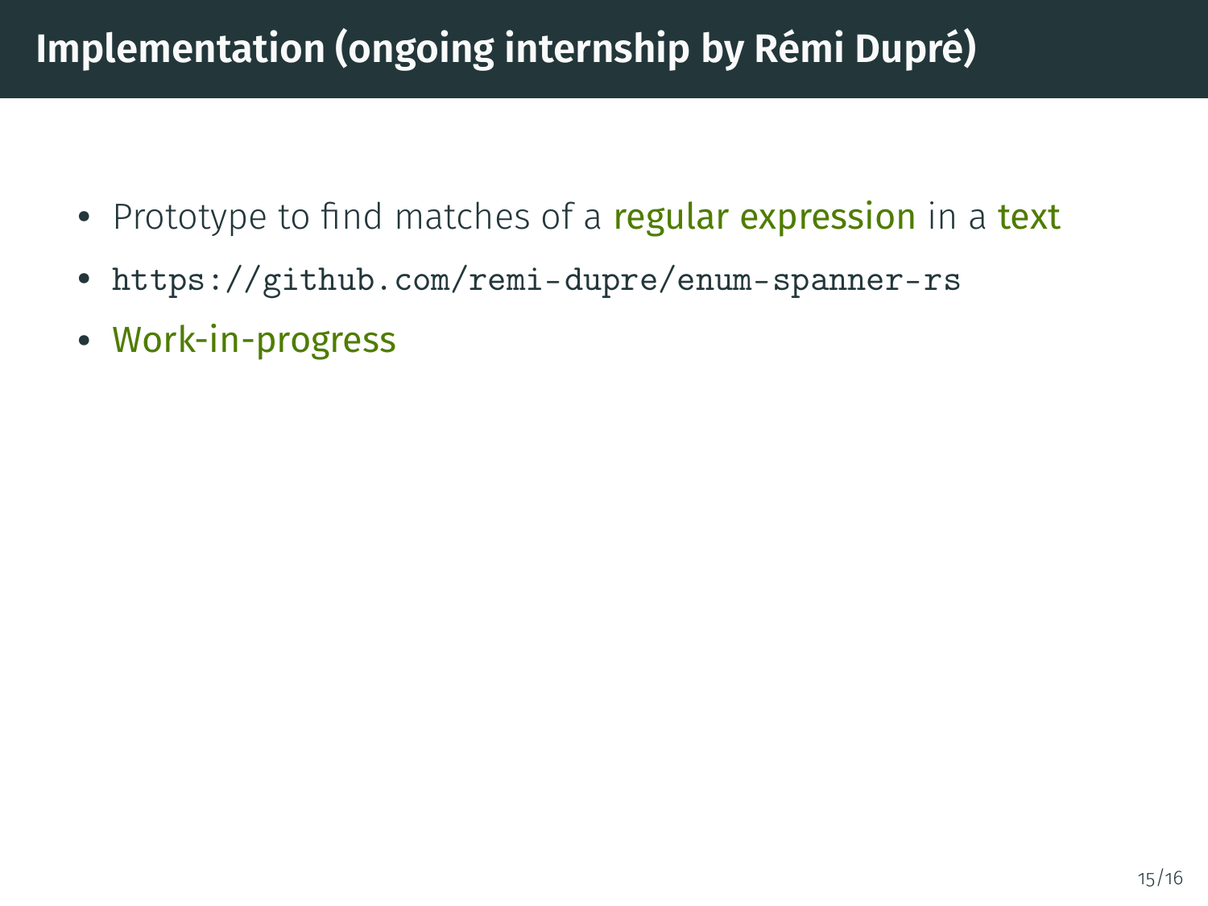# Implementation (ongoing internship by Rémi Dupré)

- Prototype to find matches of a regular expression in a text
- `https://github.com/remi-dupre/enum-spanner-rs`
- Work-in-progress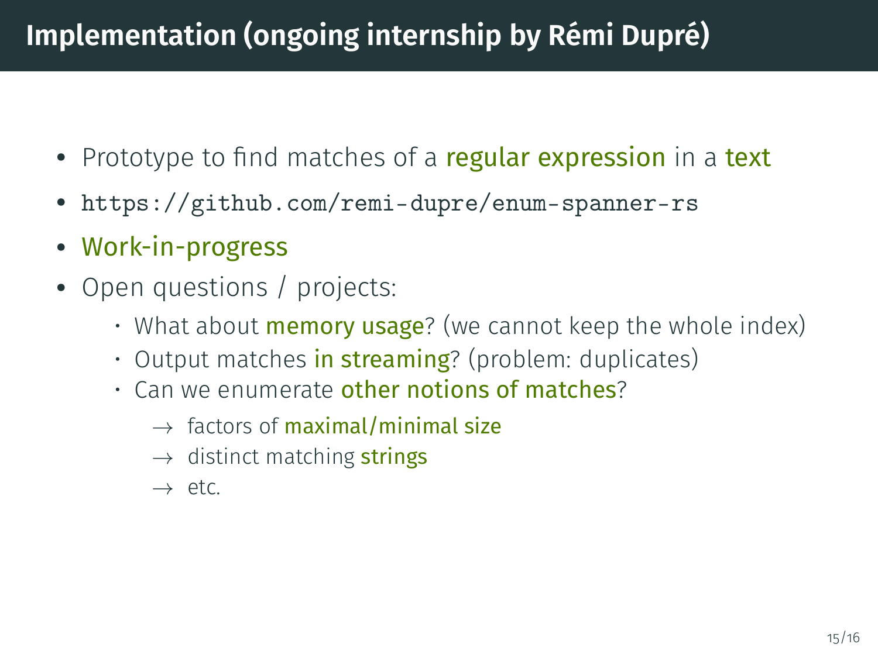# Implementation (ongoing internship by Rémi Dupré)

- Prototype to find matches of a **regular expression** in a **text**
- `https://github.com/remi-dupre/enum-spanner-rs`
- **Work-in-progress**
- Open questions / projects:
  - What about **memory usage**? (we cannot keep the whole index)
  - Output matches **in streaming**? (problem: duplicates)
  - Can we enumerate **other notions of matches**?
    - → factors of **maximal/minimal size**
    - → distinct matching **strings**
    - → etc.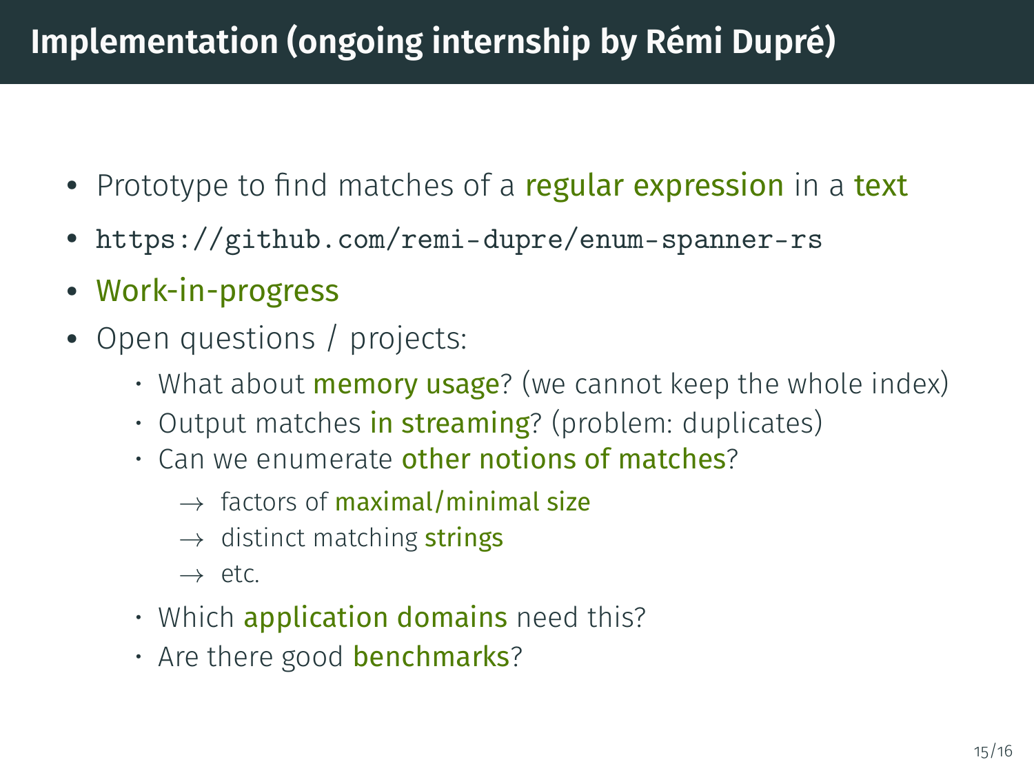# Implementation (ongoing internship by Rémi Dupré)

- Prototype to find matches of a **regular expression** in a **text**
- `https://github.com/remi-dupre/enum-spanner-rs`
- Work-in-progress
- Open questions / projects:
  - What about **memory usage**? (we cannot keep the whole index)
  - Output matches **in streaming**? (problem: duplicates)
  - Can we enumerate **other notions of matches**?
    - → factors of **maximal/minimal size**
    - → distinct matching **strings**
    - → etc.
  - Which **application domains** need this?
  - Are there good **benchmarks**?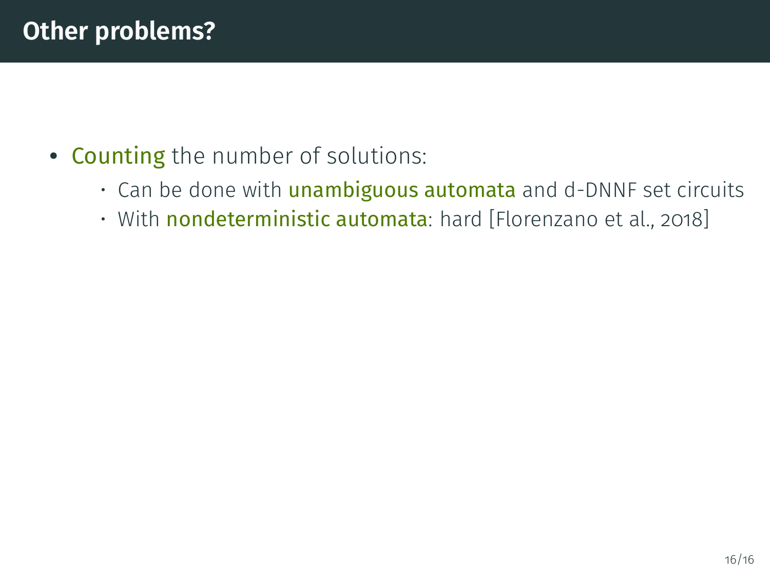# Other problems?

- Counting the number of solutions:
  - Can be done with unambiguous automata and d-DNNF set circuits
  - With nondeterministic automata: hard [Florenzano et al., 2018]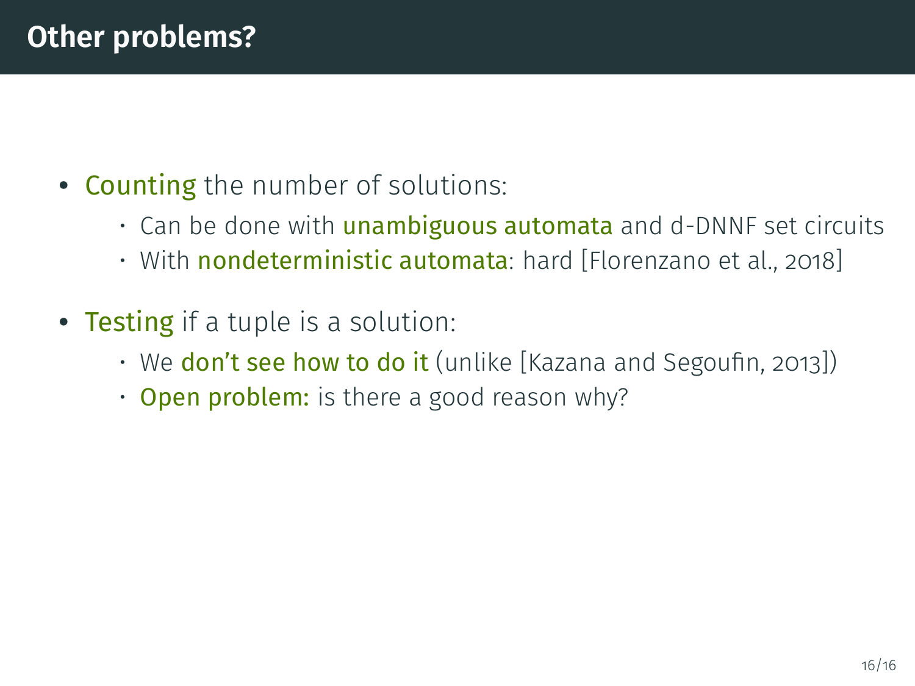# Other problems?

- Counting the number of solutions:
  - Can be done with unambiguous automata and d-DNNF set circuits
  - With nondeterministic automata: hard [Florenzano et al., 2018]
- Testing if a tuple is a solution:
  - We don't see how to do it (unlike [Kazana and Segoufin, 2013])
  - Open problem: is there a good reason why?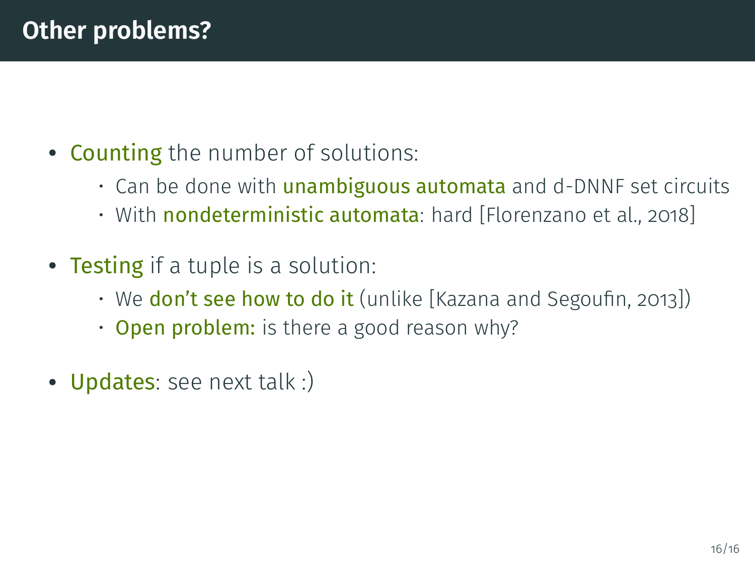# Other problems?

- **Counting** the number of solutions:
    - Can be done with **unambiguous automata** and d-DNNF set circuits
    - With **nondeterministic automata**: hard [Florenzano et al., 2018]
- **Testing** if a tuple is a solution:
    - We **don't see how to do it** (unlike [Kazana and Segoufin, 2013])
    - **Open problem:** is there a good reason why?
- **Updates**: see next talk :)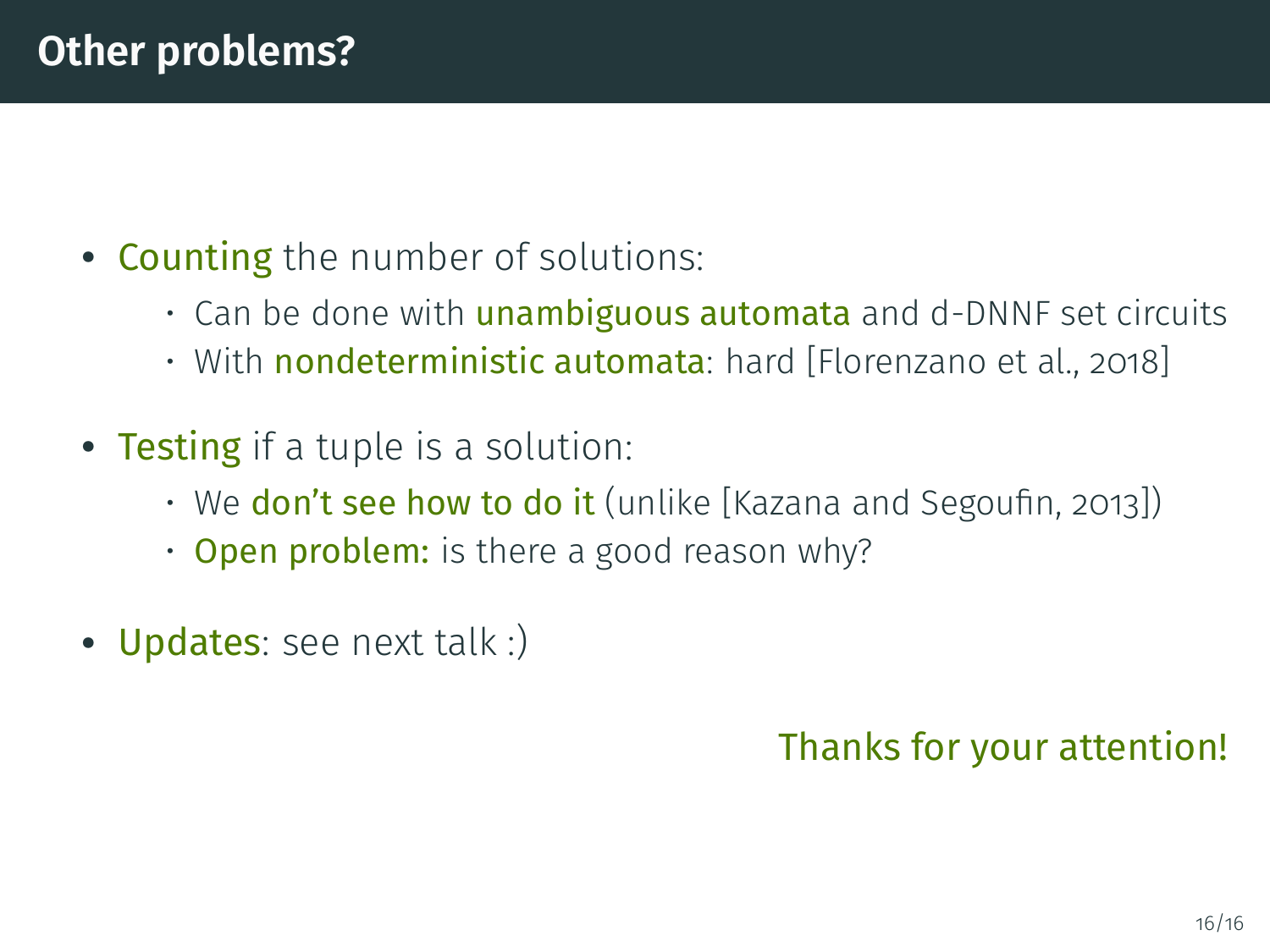# Other problems?

- **Counting** the number of solutions:
    - Can be done with **unambiguous automata** and d-DNNF set circuits
    - With **nondeterministic automata**: hard [Florenzano et al., 2018]
- **Testing** if a tuple is a solution:
    - We **don't see how to do it** (unlike [Kazana and Segoufin, 2013])
    - **Open problem:** is there a good reason why?
- **Updates**: see next talk :)

Thanks for your attention!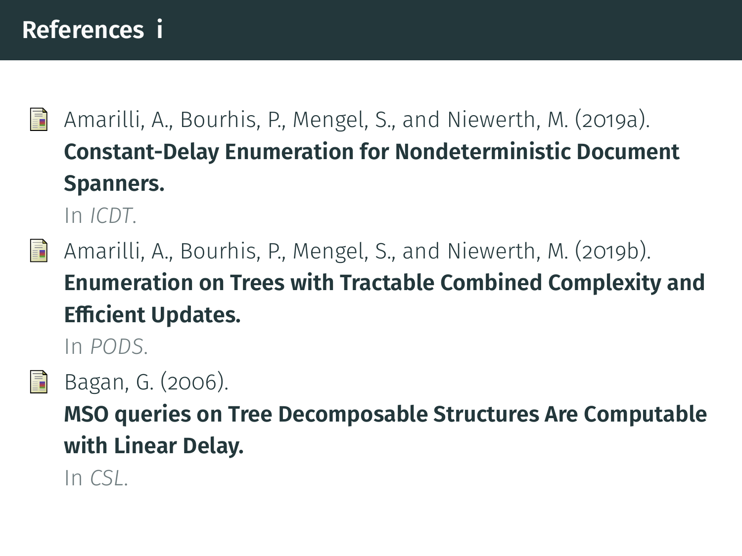# References i

- Amarilli, A., Bourhis, P., Mengel, S., and Niewerth, M. (2019a).
  **Constant-Delay Enumeration for Nondeterministic Document Spanners.**
  In *ICDT*.

- Amarilli, A., Bourhis, P., Mengel, S., and Niewerth, M. (2019b).
  **Enumeration on Trees with Tractable Combined Complexity and Efficient Updates.**
  In *PODS*.

- Bagan, G. (2006).
  **MSO queries on Tree Decomposable Structures Are Computable with Linear Delay.**
  In *CSL*.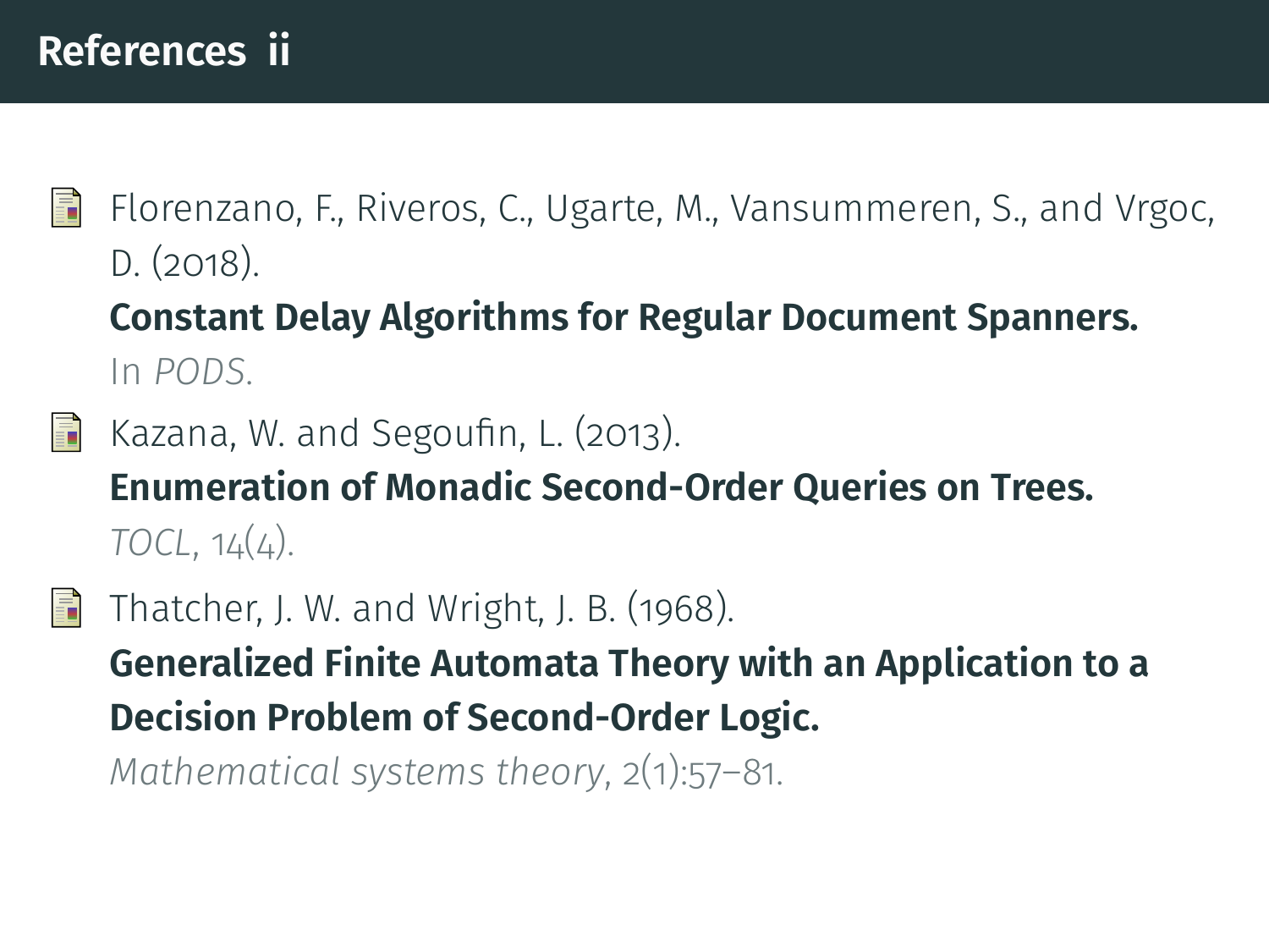# References ii

- Florenzano, F., Riveros, C., Ugarte, M., Vansummeren, S., and Vrgoc, D. (2018).
  **Constant Delay Algorithms for Regular Document Spanners.**
  In *PODS*.

- Kazana, W. and Segoufin, L. (2013).
  **Enumeration of Monadic Second-Order Queries on Trees.**
  *TOCL*, 14(4).

- Thatcher, J. W. and Wright, J. B. (1968).
  **Generalized Finite Automata Theory with an Application to a Decision Problem of Second-Order Logic.**
  *Mathematical systems theory*, 2(1):57–81.